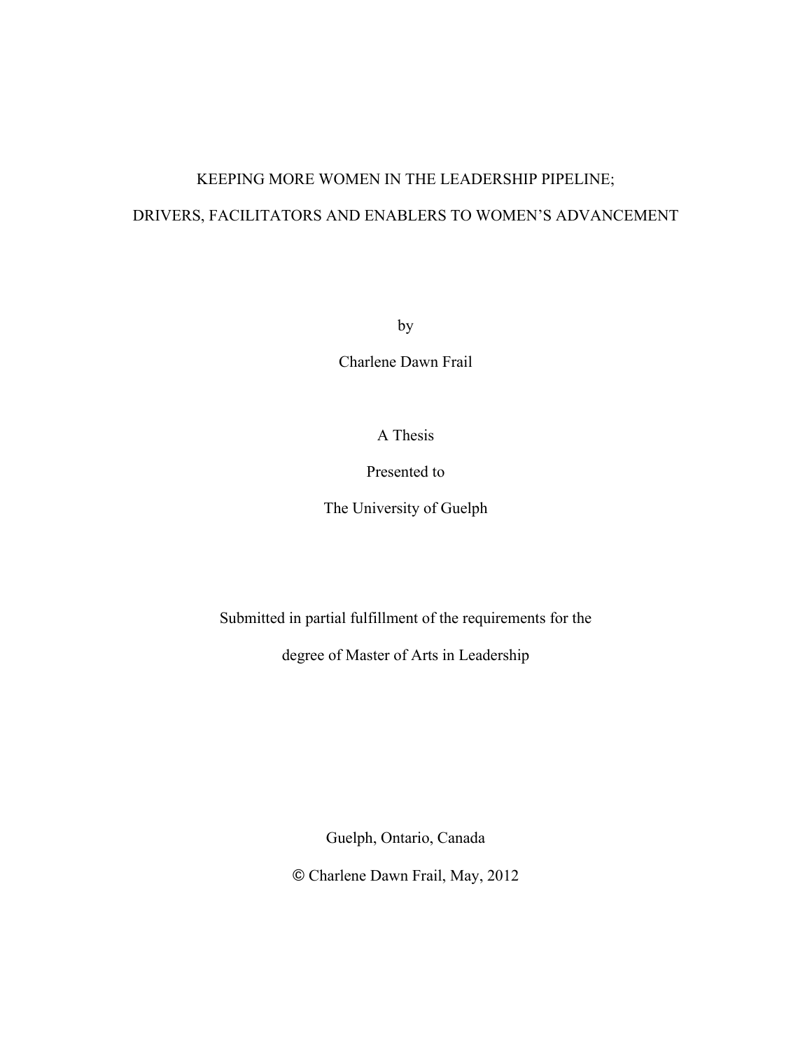# KEEPING MORE WOMEN IN THE LEADERSHIP PIPELINE;

# DRIVERS, FACILITATORS AND ENABLERS TO WOMEN'S ADVANCEMENT

by

Charlene Dawn Frail

A Thesis

Presented to

The University of Guelph

Submitted in partial fulfillment of the requirements for the

degree of Master of Arts in Leadership

Guelph, Ontario, Canada

© Charlene Dawn Frail, May, 2012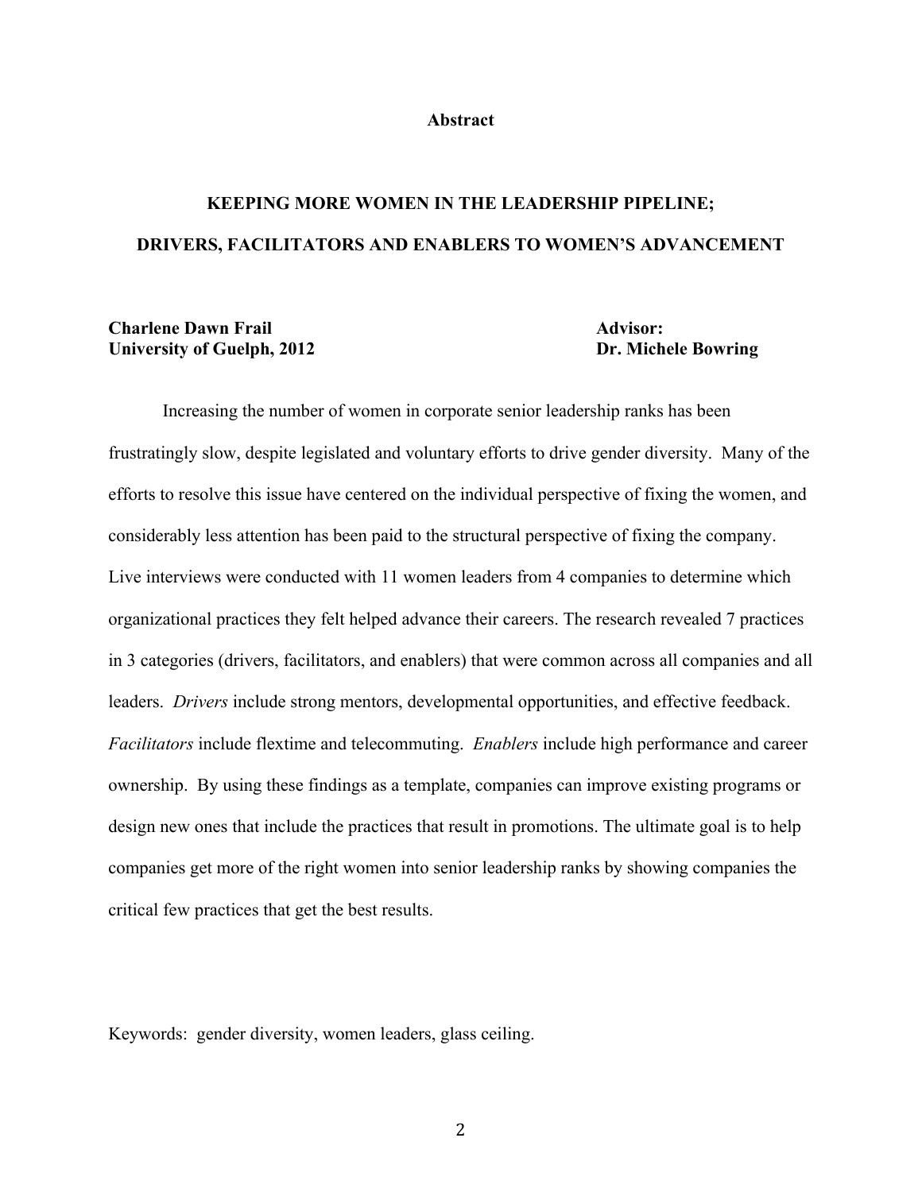# Abstract

## KEEPING MORE WOMEN IN THE LEADERSHIP PIPELINE; DRIVERS, FACILITATORS AND ENABLERS TO WOMEN'S ADVANCEMENT

**Charlene Dawn Frail**
**University of Guelph, 2012**

**Advisor:**
**Dr. Michele Bowring**

Increasing the number of women in corporate senior leadership ranks has been frustratingly slow, despite legislated and voluntary efforts to drive gender diversity. Many of the efforts to resolve this issue have centered on the individual perspective of fixing the women, and considerably less attention has been paid to the structural perspective of fixing the company. Live interviews were conducted with 11 women leaders from 4 companies to determine which organizational practices they felt helped advance their careers. The research revealed 7 practices in 3 categories (drivers, facilitators, and enablers) that were common across all companies and all leaders. *Drivers* include strong mentors, developmental opportunities, and effective feedback. *Facilitators* include flextime and telecommuting. *Enablers* include high performance and career ownership. By using these findings as a template, companies can improve existing programs or design new ones that include the practices that result in promotions. The ultimate goal is to help companies get more of the right women into senior leadership ranks by showing companies the critical few practices that get the best results.

Keywords: gender diversity, women leaders, glass ceiling.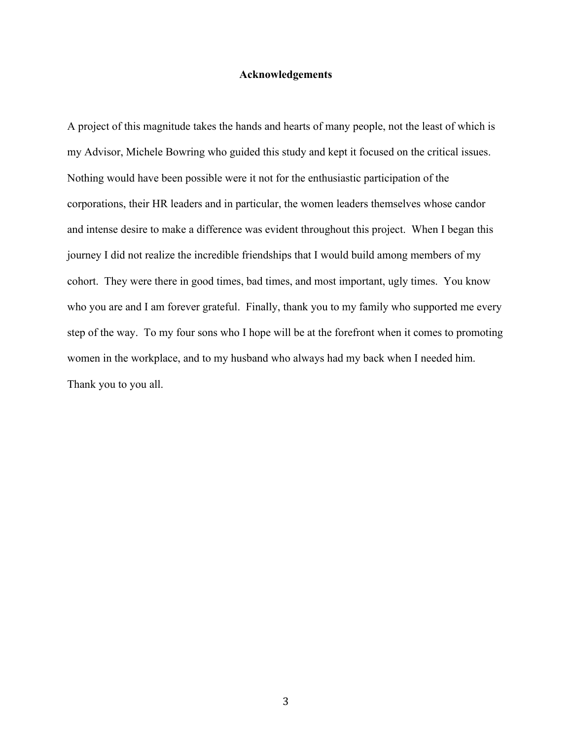# Acknowledgements

A project of this magnitude takes the hands and hearts of many people, not the least of which is my Advisor, Michele Bowring who guided this study and kept it focused on the critical issues. Nothing would have been possible were it not for the enthusiastic participation of the corporations, their HR leaders and in particular, the women leaders themselves whose candor and intense desire to make a difference was evident throughout this project. When I began this journey I did not realize the incredible friendships that I would build among members of my cohort. They were there in good times, bad times, and most important, ugly times. You know who you are and I am forever grateful. Finally, thank you to my family who supported me every step of the way. To my four sons who I hope will be at the forefront when it comes to promoting women in the workplace, and to my husband who always had my back when I needed him. Thank you to you all.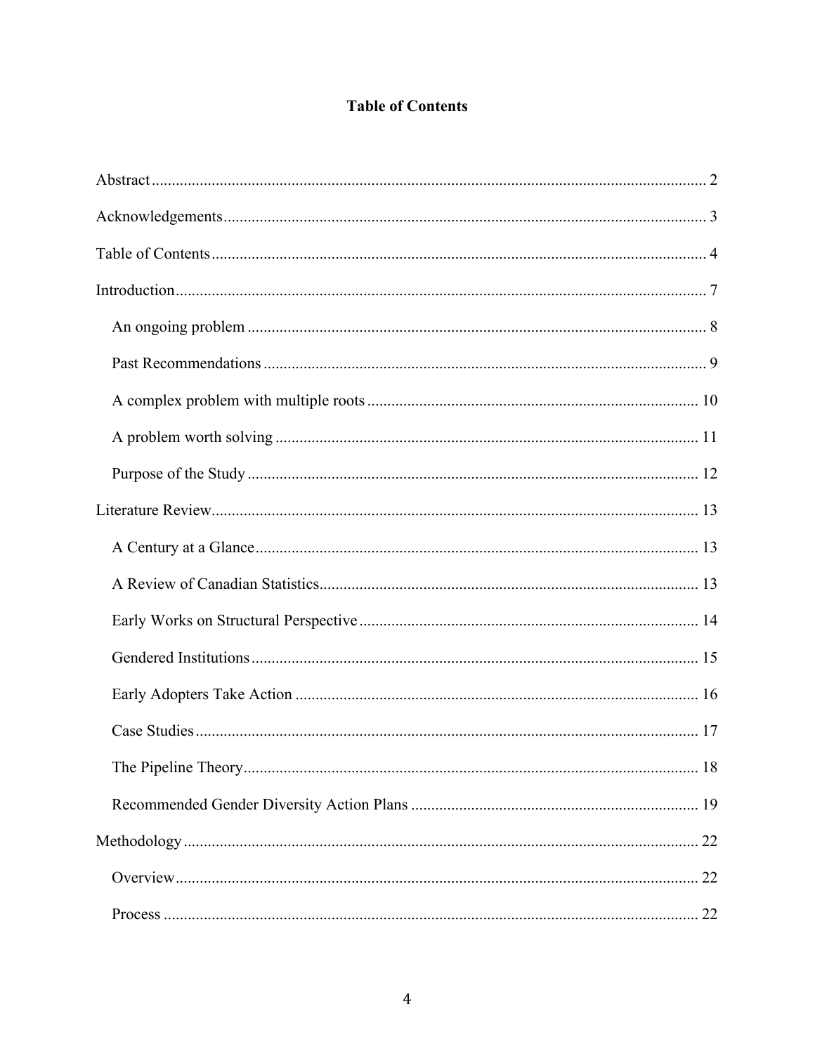# Table of Contents

Abstract ..... 2

Acknowledgements ..... 3

Table of Contents ..... 4

Introduction ..... 7

- An ongoing problem ..... 8
- Past Recommendations ..... 9
- A complex problem with multiple roots ..... 10
- A problem worth solving ..... 11
- Purpose of the Study ..... 12

Literature Review ..... 13

- A Century at a Glance ..... 13
- A Review of Canadian Statistics ..... 13
- Early Works on Structural Perspective ..... 14
- Gendered Institutions ..... 15
- Early Adopters Take Action ..... 16
- Case Studies ..... 17
- The Pipeline Theory ..... 18
- Recommended Gender Diversity Action Plans ..... 19

Methodology ..... 22

- Overview ..... 22
- Process ..... 22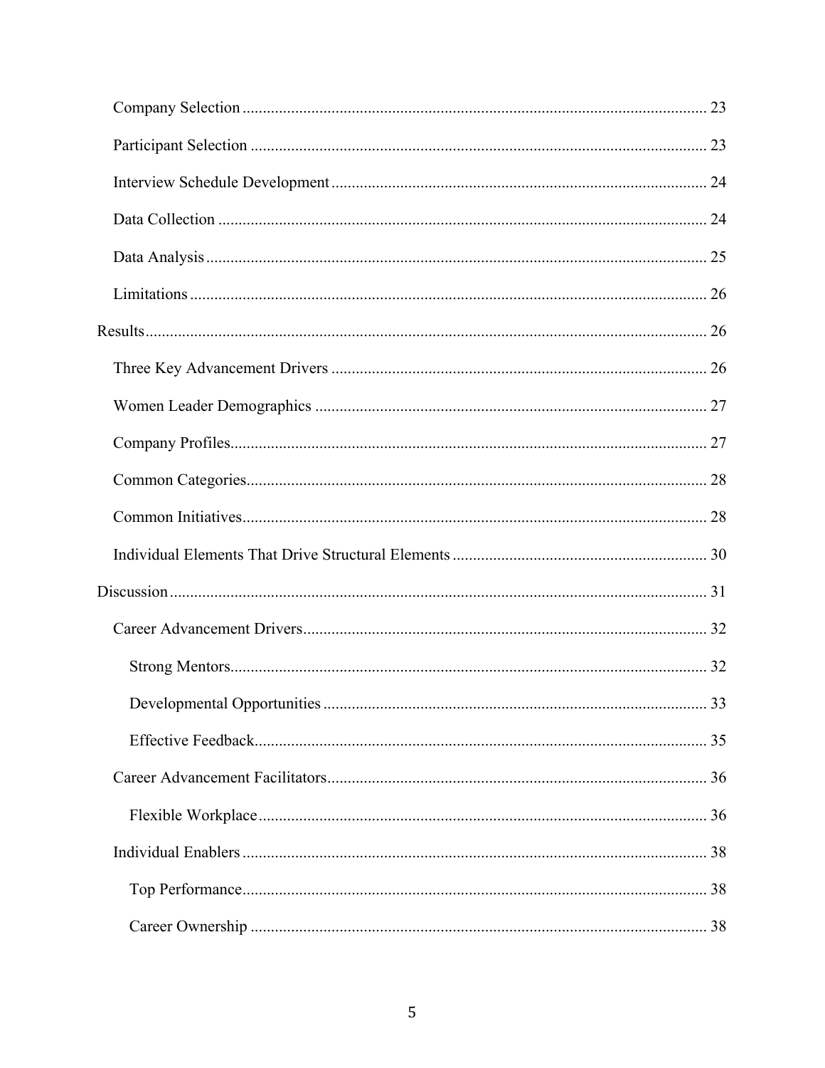Company Selection ........................................................................................................ 23

Participant Selection ..................................................................................................... 23

Interview Schedule Development ................................................................................. 24

Data Collection ............................................................................................................. 24

Data Analysis ................................................................................................................ 25

Limitations .................................................................................................................... 26

Results ................................................................................................................................ 26

Three Key Advancement Drivers .................................................................................. 26

Women Leader Demographics ...................................................................................... 27

Company Profiles .......................................................................................................... 27

Common Categories ...................................................................................................... 28

Common Initiatives ....................................................................................................... 28

Individual Elements That Drive Structural Elements .................................................... 30

Discussion .......................................................................................................................... 31

Career Advancement Drivers ........................................................................................ 32

Strong Mentors .......................................................................................................... 32

Developmental Opportunities .................................................................................... 33

Effective Feedback ..................................................................................................... 35

Career Advancement Facilitators ................................................................................... 36

Flexible Workplace .................................................................................................... 36

Individual Enablers ........................................................................................................ 38

Top Performance ........................................................................................................ 38

Career Ownership ...................................................................................................... 38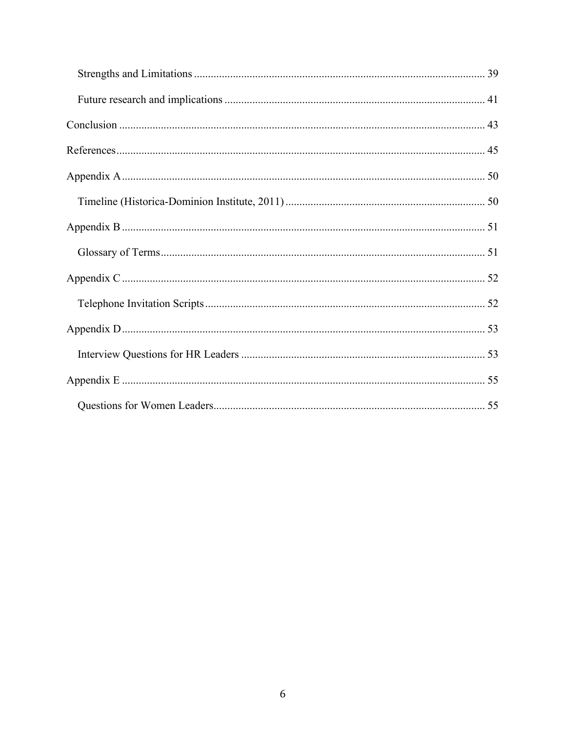Strengths and Limitations ........................................................................................................ 39

Future research and implications ............................................................................................. 41

Conclusion ..................................................................................................................................... 43

References...................................................................................................................................... 45

Appendix A.................................................................................................................................... 50

Timeline (Historica-Dominion Institute, 2011) ........................................................................ 50

Appendix B .................................................................................................................................... 51

Glossary of Terms...................................................................................................................... 51

Appendix C .................................................................................................................................... 52

Telephone Invitation Scripts...................................................................................................... 52

Appendix D.................................................................................................................................... 53

Interview Questions for HR Leaders ........................................................................................ 53

Appendix E .................................................................................................................................... 55

Questions for Women Leaders................................................................................................... 55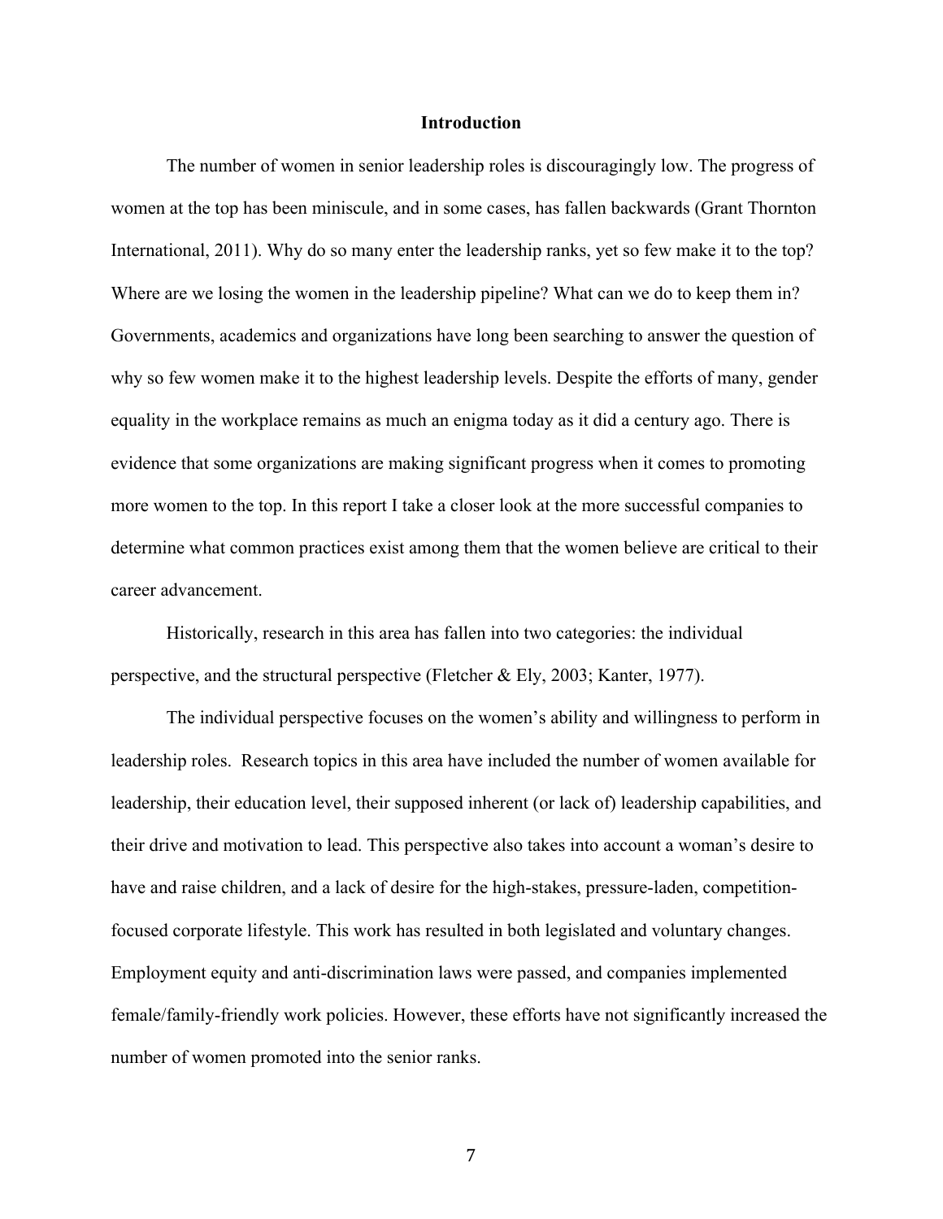# Introduction

The number of women in senior leadership roles is discouragingly low. The progress of women at the top has been miniscule, and in some cases, has fallen backwards (Grant Thornton International, 2011). Why do so many enter the leadership ranks, yet so few make it to the top? Where are we losing the women in the leadership pipeline? What can we do to keep them in? Governments, academics and organizations have long been searching to answer the question of why so few women make it to the highest leadership levels. Despite the efforts of many, gender equality in the workplace remains as much an enigma today as it did a century ago. There is evidence that some organizations are making significant progress when it comes to promoting more women to the top. In this report I take a closer look at the more successful companies to determine what common practices exist among them that the women believe are critical to their career advancement.

Historically, research in this area has fallen into two categories: the individual perspective, and the structural perspective (Fletcher & Ely, 2003; Kanter, 1977).

The individual perspective focuses on the women's ability and willingness to perform in leadership roles. Research topics in this area have included the number of women available for leadership, their education level, their supposed inherent (or lack of) leadership capabilities, and their drive and motivation to lead. This perspective also takes into account a woman's desire to have and raise children, and a lack of desire for the high-stakes, pressure-laden, competition-focused corporate lifestyle. This work has resulted in both legislated and voluntary changes. Employment equity and anti-discrimination laws were passed, and companies implemented female/family-friendly work policies. However, these efforts have not significantly increased the number of women promoted into the senior ranks.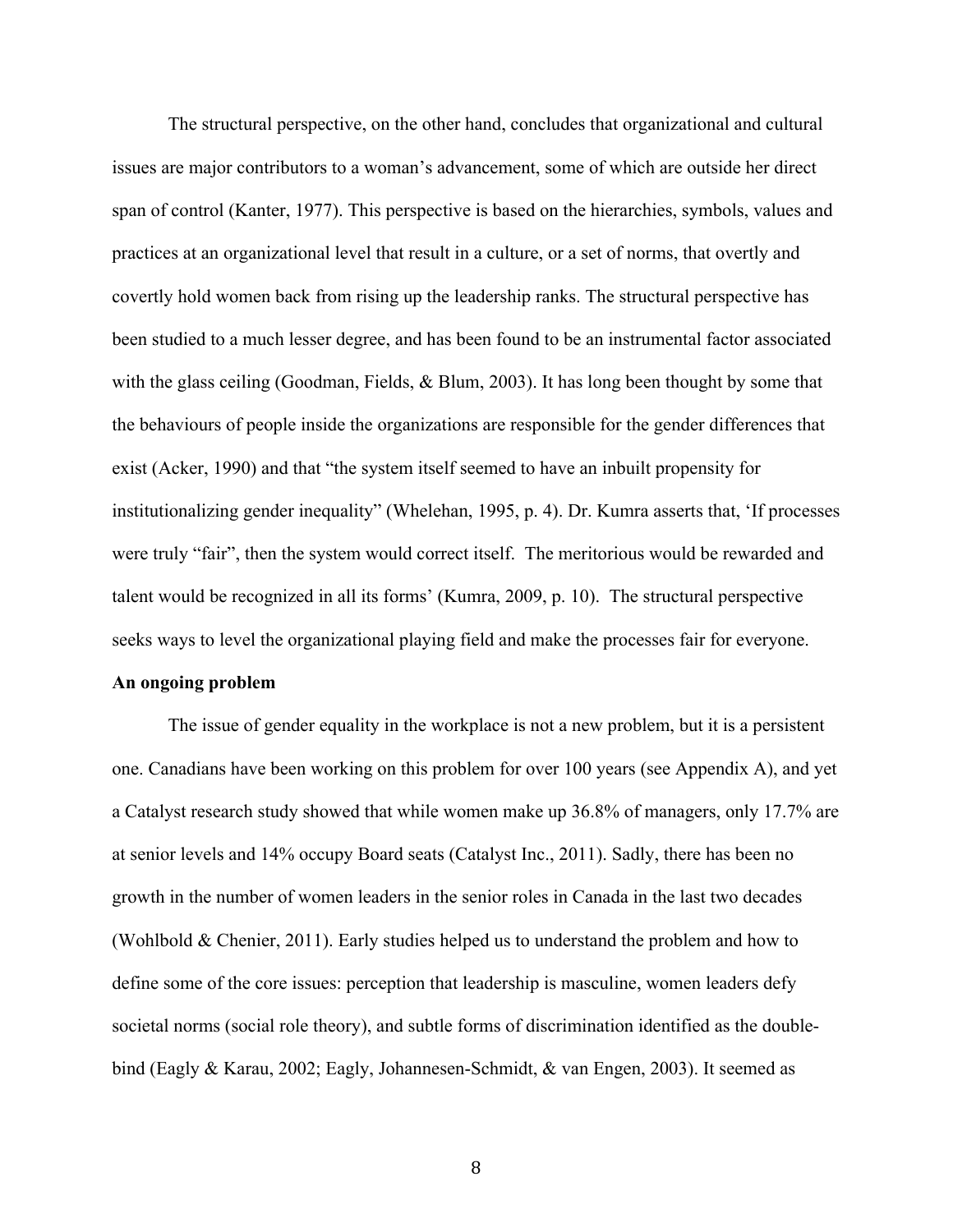The structural perspective, on the other hand, concludes that organizational and cultural issues are major contributors to a woman's advancement, some of which are outside her direct span of control (Kanter, 1977). This perspective is based on the hierarchies, symbols, values and practices at an organizational level that result in a culture, or a set of norms, that overtly and covertly hold women back from rising up the leadership ranks. The structural perspective has been studied to a much lesser degree, and has been found to be an instrumental factor associated with the glass ceiling (Goodman, Fields, & Blum, 2003). It has long been thought by some that the behaviours of people inside the organizations are responsible for the gender differences that exist (Acker, 1990) and that "the system itself seemed to have an inbuilt propensity for institutionalizing gender inequality" (Whelehan, 1995, p. 4). Dr. Kumra asserts that, 'If processes were truly "fair", then the system would correct itself. The meritorious would be rewarded and talent would be recognized in all its forms' (Kumra, 2009, p. 10). The structural perspective seeks ways to level the organizational playing field and make the processes fair for everyone.

**An ongoing problem**

The issue of gender equality in the workplace is not a new problem, but it is a persistent one. Canadians have been working on this problem for over 100 years (see Appendix A), and yet a Catalyst research study showed that while women make up 36.8% of managers, only 17.7% are at senior levels and 14% occupy Board seats (Catalyst Inc., 2011). Sadly, there has been no growth in the number of women leaders in the senior roles in Canada in the last two decades (Wohlbold & Chenier, 2011). Early studies helped us to understand the problem and how to define some of the core issues: perception that leadership is masculine, women leaders defy societal norms (social role theory), and subtle forms of discrimination identified as the double-bind (Eagly & Karau, 2002; Eagly, Johannesen-Schmidt, & van Engen, 2003). It seemed as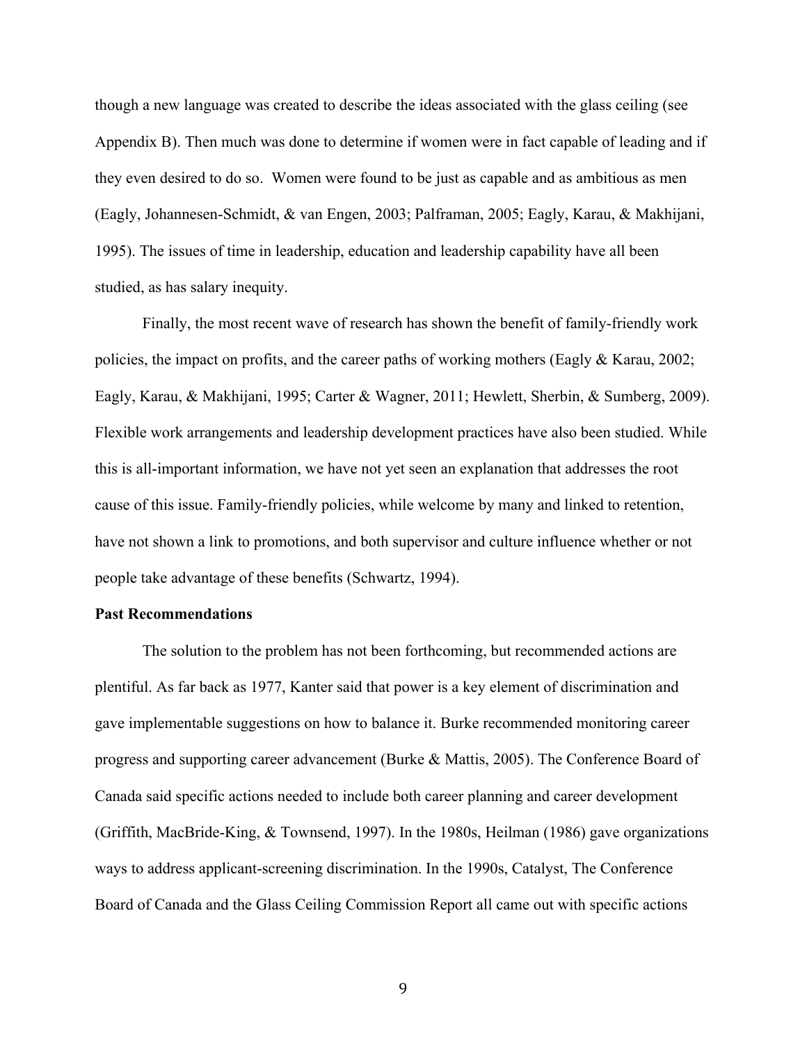though a new language was created to describe the ideas associated with the glass ceiling (see Appendix B). Then much was done to determine if women were in fact capable of leading and if they even desired to do so. Women were found to be just as capable and as ambitious as men (Eagly, Johannesen-Schmidt, & van Engen, 2003; Palframan, 2005; Eagly, Karau, & Makhijani, 1995). The issues of time in leadership, education and leadership capability have all been studied, as has salary inequity.

Finally, the most recent wave of research has shown the benefit of family-friendly work policies, the impact on profits, and the career paths of working mothers (Eagly & Karau, 2002; Eagly, Karau, & Makhijani, 1995; Carter & Wagner, 2011; Hewlett, Sherbin, & Sumberg, 2009). Flexible work arrangements and leadership development practices have also been studied. While this is all-important information, we have not yet seen an explanation that addresses the root cause of this issue. Family-friendly policies, while welcome by many and linked to retention, have not shown a link to promotions, and both supervisor and culture influence whether or not people take advantage of these benefits (Schwartz, 1994).

**Past Recommendations**

The solution to the problem has not been forthcoming, but recommended actions are plentiful. As far back as 1977, Kanter said that power is a key element of discrimination and gave implementable suggestions on how to balance it. Burke recommended monitoring career progress and supporting career advancement (Burke & Mattis, 2005). The Conference Board of Canada said specific actions needed to include both career planning and career development (Griffith, MacBride-King, & Townsend, 1997). In the 1980s, Heilman (1986) gave organizations ways to address applicant-screening discrimination. In the 1990s, Catalyst, The Conference Board of Canada and the Glass Ceiling Commission Report all came out with specific actions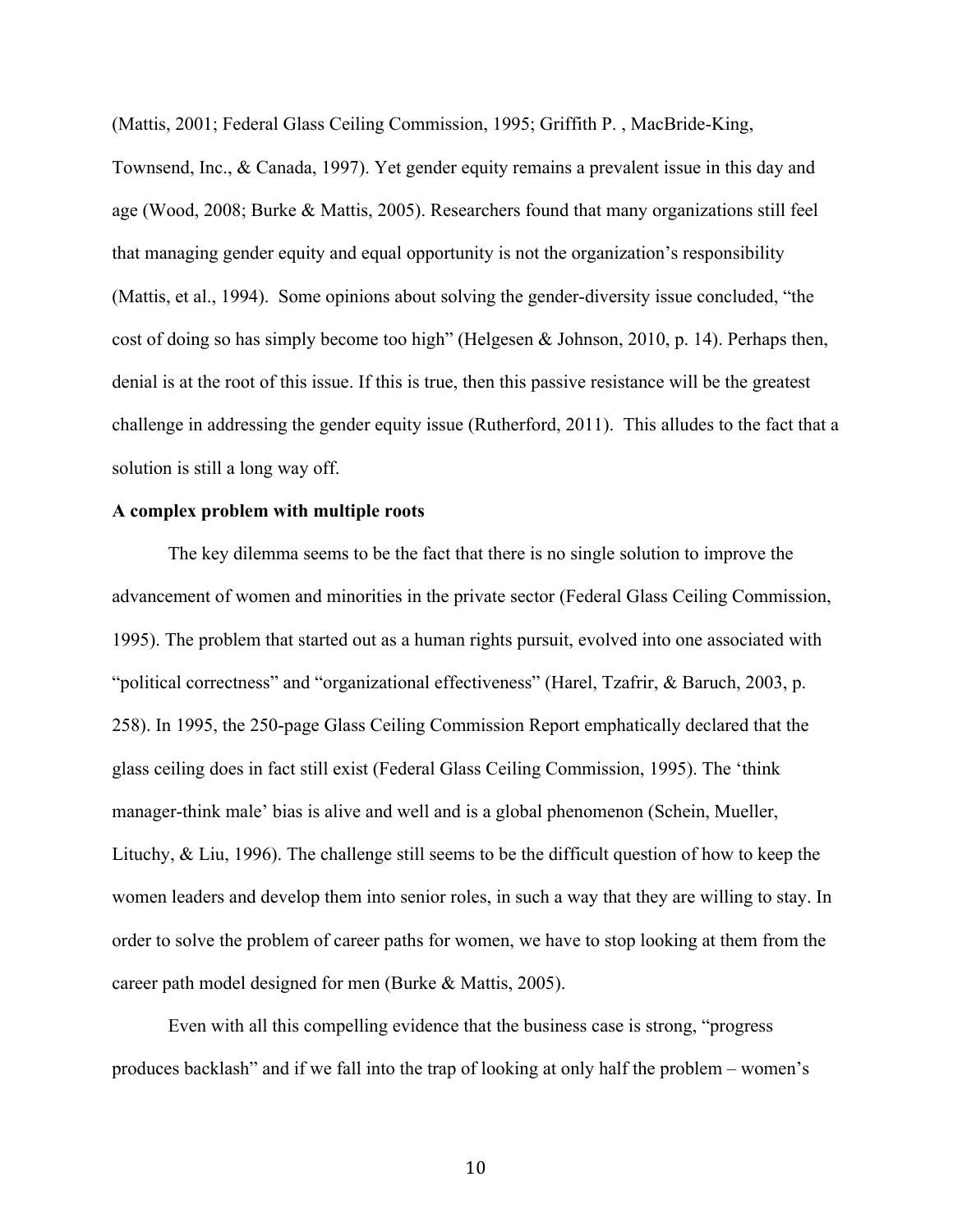(Mattis, 2001; Federal Glass Ceiling Commission, 1995; Griffith P. , MacBride-King, Townsend, Inc., & Canada, 1997). Yet gender equity remains a prevalent issue in this day and age (Wood, 2008; Burke & Mattis, 2005). Researchers found that many organizations still feel that managing gender equity and equal opportunity is not the organization's responsibility (Mattis, et al., 1994). Some opinions about solving the gender-diversity issue concluded, "the cost of doing so has simply become too high" (Helgesen & Johnson, 2010, p. 14). Perhaps then, denial is at the root of this issue. If this is true, then this passive resistance will be the greatest challenge in addressing the gender equity issue (Rutherford, 2011). This alludes to the fact that a solution is still a long way off.

**A complex problem with multiple roots**

The key dilemma seems to be the fact that there is no single solution to improve the advancement of women and minorities in the private sector (Federal Glass Ceiling Commission, 1995). The problem that started out as a human rights pursuit, evolved into one associated with "political correctness" and "organizational effectiveness" (Harel, Tzafrir, & Baruch, 2003, p. 258). In 1995, the 250-page Glass Ceiling Commission Report emphatically declared that the glass ceiling does in fact still exist (Federal Glass Ceiling Commission, 1995). The 'think manager-think male' bias is alive and well and is a global phenomenon (Schein, Mueller, Lituchy, & Liu, 1996). The challenge still seems to be the difficult question of how to keep the women leaders and develop them into senior roles, in such a way that they are willing to stay. In order to solve the problem of career paths for women, we have to stop looking at them from the career path model designed for men (Burke & Mattis, 2005).

Even with all this compelling evidence that the business case is strong, "progress produces backlash" and if we fall into the trap of looking at only half the problem – women's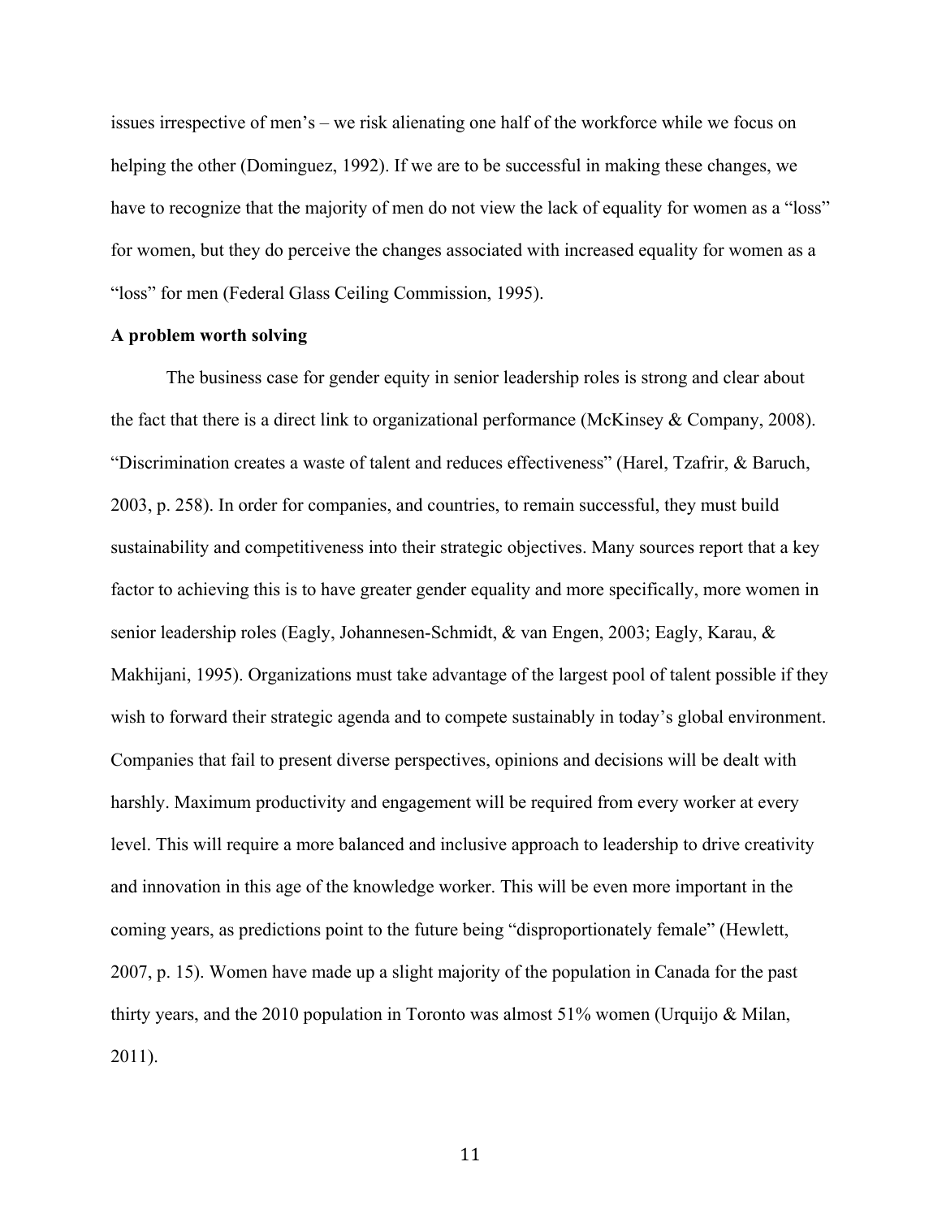issues irrespective of men's – we risk alienating one half of the workforce while we focus on helping the other (Dominguez, 1992). If we are to be successful in making these changes, we have to recognize that the majority of men do not view the lack of equality for women as a "loss" for women, but they do perceive the changes associated with increased equality for women as a "loss" for men (Federal Glass Ceiling Commission, 1995).

**A problem worth solving**

The business case for gender equity in senior leadership roles is strong and clear about the fact that there is a direct link to organizational performance (McKinsey & Company, 2008). "Discrimination creates a waste of talent and reduces effectiveness" (Harel, Tzafrir, & Baruch, 2003, p. 258). In order for companies, and countries, to remain successful, they must build sustainability and competitiveness into their strategic objectives. Many sources report that a key factor to achieving this is to have greater gender equality and more specifically, more women in senior leadership roles (Eagly, Johannesen-Schmidt, & van Engen, 2003; Eagly, Karau, & Makhijani, 1995). Organizations must take advantage of the largest pool of talent possible if they wish to forward their strategic agenda and to compete sustainably in today's global environment. Companies that fail to present diverse perspectives, opinions and decisions will be dealt with harshly. Maximum productivity and engagement will be required from every worker at every level. This will require a more balanced and inclusive approach to leadership to drive creativity and innovation in this age of the knowledge worker. This will be even more important in the coming years, as predictions point to the future being "disproportionately female" (Hewlett, 2007, p. 15). Women have made up a slight majority of the population in Canada for the past thirty years, and the 2010 population in Toronto was almost 51% women (Urquijo & Milan, 2011).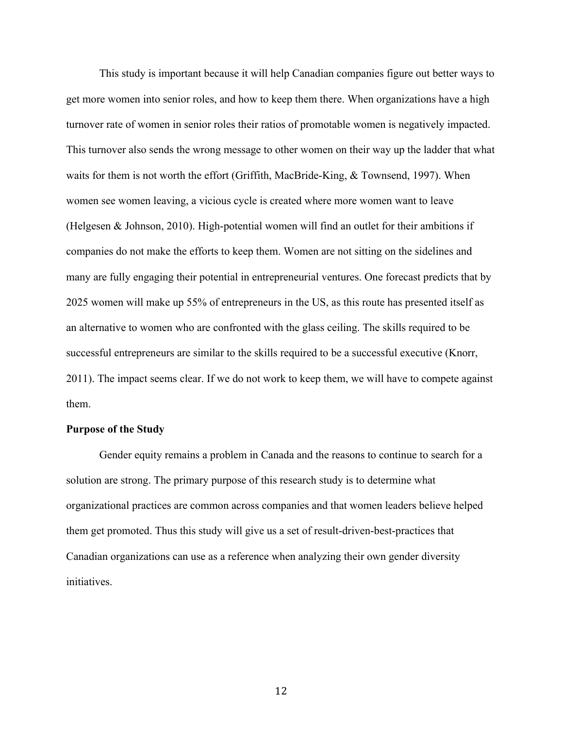This study is important because it will help Canadian companies figure out better ways to get more women into senior roles, and how to keep them there. When organizations have a high turnover rate of women in senior roles their ratios of promotable women is negatively impacted. This turnover also sends the wrong message to other women on their way up the ladder that what waits for them is not worth the effort (Griffith, MacBride-King, & Townsend, 1997). When women see women leaving, a vicious cycle is created where more women want to leave (Helgesen & Johnson, 2010). High-potential women will find an outlet for their ambitions if companies do not make the efforts to keep them. Women are not sitting on the sidelines and many are fully engaging their potential in entrepreneurial ventures. One forecast predicts that by 2025 women will make up 55% of entrepreneurs in the US, as this route has presented itself as an alternative to women who are confronted with the glass ceiling. The skills required to be successful entrepreneurs are similar to the skills required to be a successful executive (Knorr, 2011). The impact seems clear. If we do not work to keep them, we will have to compete against them.

**Purpose of the Study**

Gender equity remains a problem in Canada and the reasons to continue to search for a solution are strong. The primary purpose of this research study is to determine what organizational practices are common across companies and that women leaders believe helped them get promoted. Thus this study will give us a set of result-driven-best-practices that Canadian organizations can use as a reference when analyzing their own gender diversity initiatives.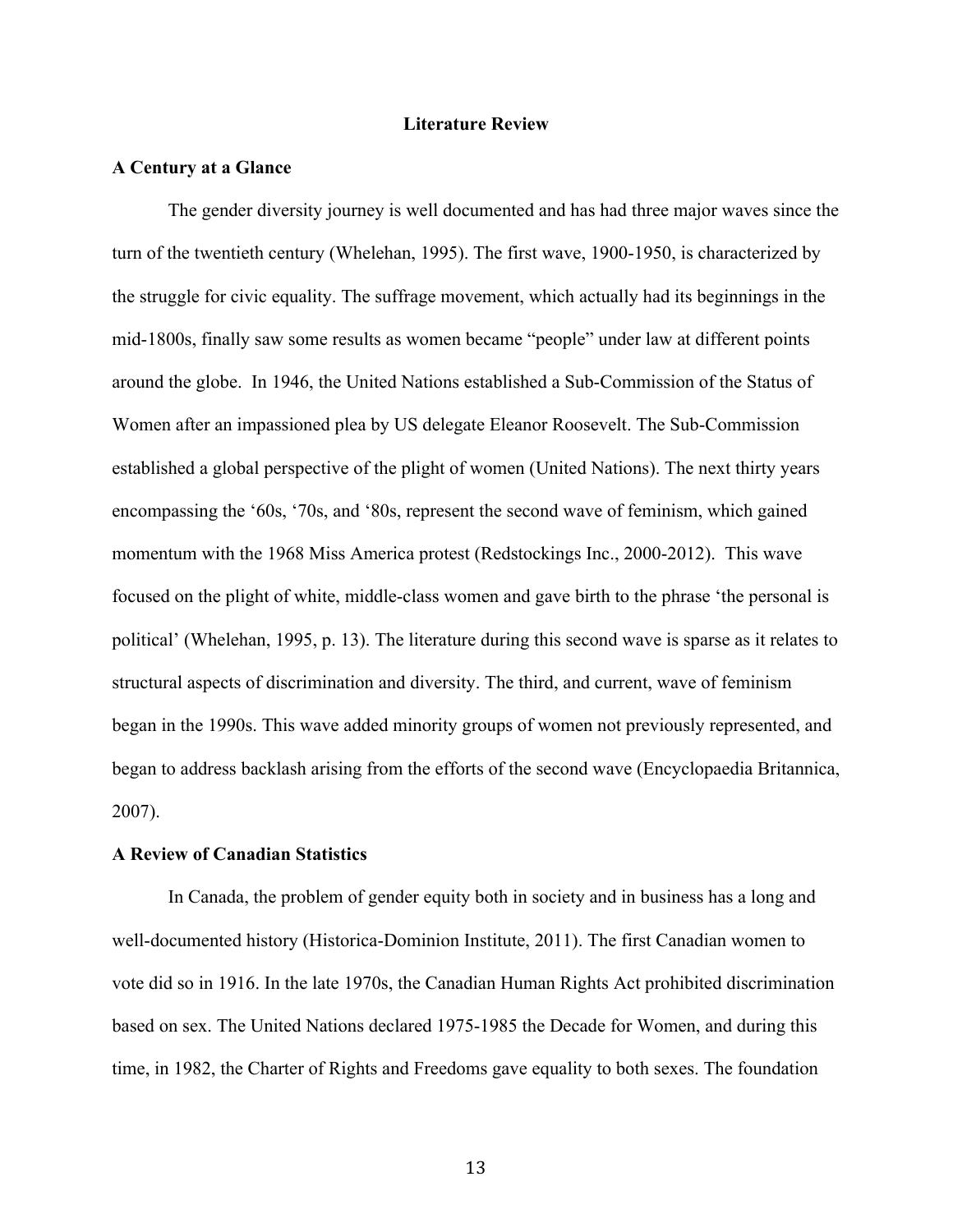# Literature Review

## A Century at a Glance

The gender diversity journey is well documented and has had three major waves since the turn of the twentieth century (Whelehan, 1995). The first wave, 1900-1950, is characterized by the struggle for civic equality. The suffrage movement, which actually had its beginnings in the mid-1800s, finally saw some results as women became "people" under law at different points around the globe. In 1946, the United Nations established a Sub-Commission of the Status of Women after an impassioned plea by US delegate Eleanor Roosevelt. The Sub-Commission established a global perspective of the plight of women (United Nations). The next thirty years encompassing the '60s, '70s, and '80s, represent the second wave of feminism, which gained momentum with the 1968 Miss America protest (Redstockings Inc., 2000-2012). This wave focused on the plight of white, middle-class women and gave birth to the phrase 'the personal is political' (Whelehan, 1995, p. 13). The literature during this second wave is sparse as it relates to structural aspects of discrimination and diversity. The third, and current, wave of feminism began in the 1990s. This wave added minority groups of women not previously represented, and began to address backlash arising from the efforts of the second wave (Encyclopaedia Britannica, 2007).

## A Review of Canadian Statistics

In Canada, the problem of gender equity both in society and in business has a long and well-documented history (Historica-Dominion Institute, 2011). The first Canadian women to vote did so in 1916. In the late 1970s, the Canadian Human Rights Act prohibited discrimination based on sex. The United Nations declared 1975-1985 the Decade for Women, and during this time, in 1982, the Charter of Rights and Freedoms gave equality to both sexes. The foundation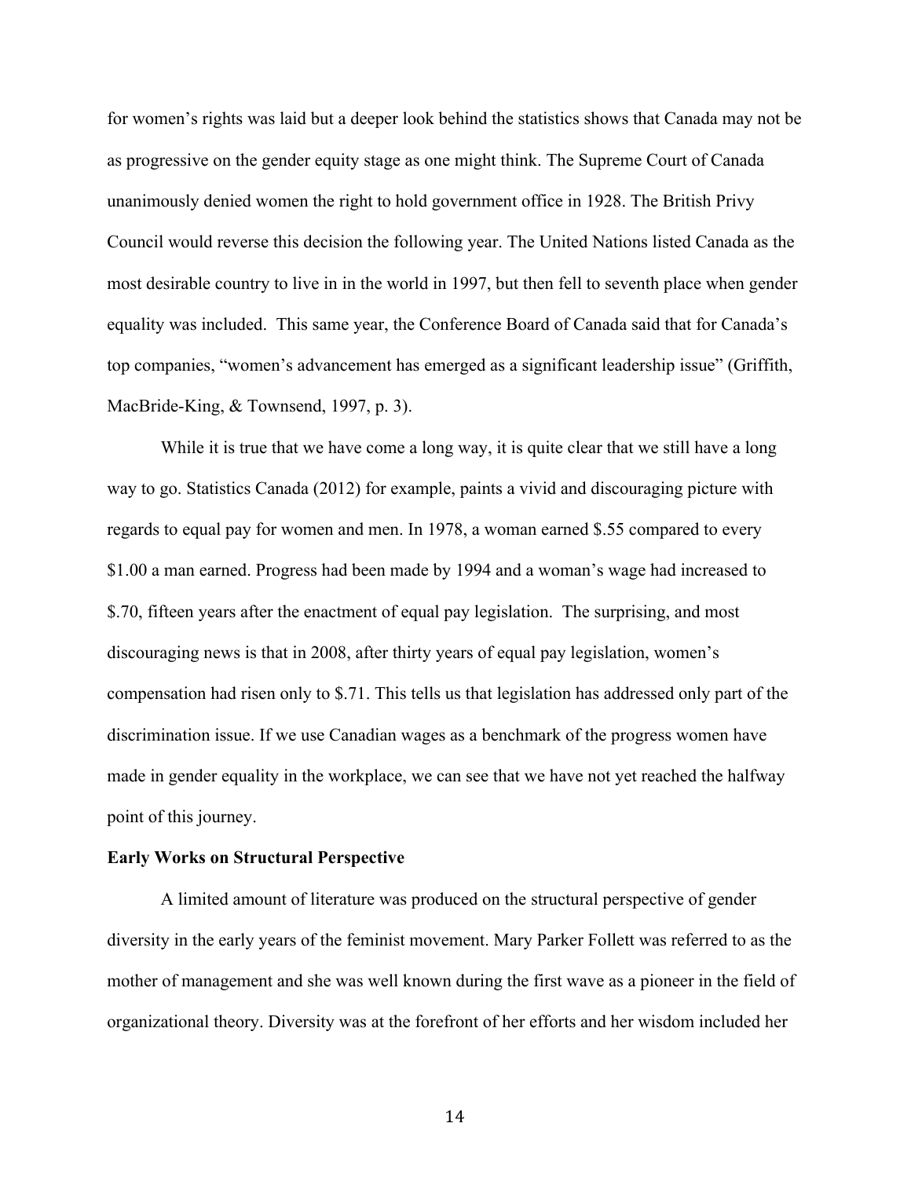for women's rights was laid but a deeper look behind the statistics shows that Canada may not be as progressive on the gender equity stage as one might think. The Supreme Court of Canada unanimously denied women the right to hold government office in 1928. The British Privy Council would reverse this decision the following year. The United Nations listed Canada as the most desirable country to live in in the world in 1997, but then fell to seventh place when gender equality was included. This same year, the Conference Board of Canada said that for Canada's top companies, "women's advancement has emerged as a significant leadership issue" (Griffith, MacBride-King, & Townsend, 1997, p. 3).

While it is true that we have come a long way, it is quite clear that we still have a long way to go. Statistics Canada (2012) for example, paints a vivid and discouraging picture with regards to equal pay for women and men. In 1978, a woman earned $.55 compared to every $1.00 a man earned. Progress had been made by 1994 and a woman's wage had increased to $.70, fifteen years after the enactment of equal pay legislation. The surprising, and most discouraging news is that in 2008, after thirty years of equal pay legislation, women's compensation had risen only to $.71. This tells us that legislation has addressed only part of the discrimination issue. If we use Canadian wages as a benchmark of the progress women have made in gender equality in the workplace, we can see that we have not yet reached the halfway point of this journey.

**Early Works on Structural Perspective**

A limited amount of literature was produced on the structural perspective of gender diversity in the early years of the feminist movement. Mary Parker Follett was referred to as the mother of management and she was well known during the first wave as a pioneer in the field of organizational theory. Diversity was at the forefront of her efforts and her wisdom included her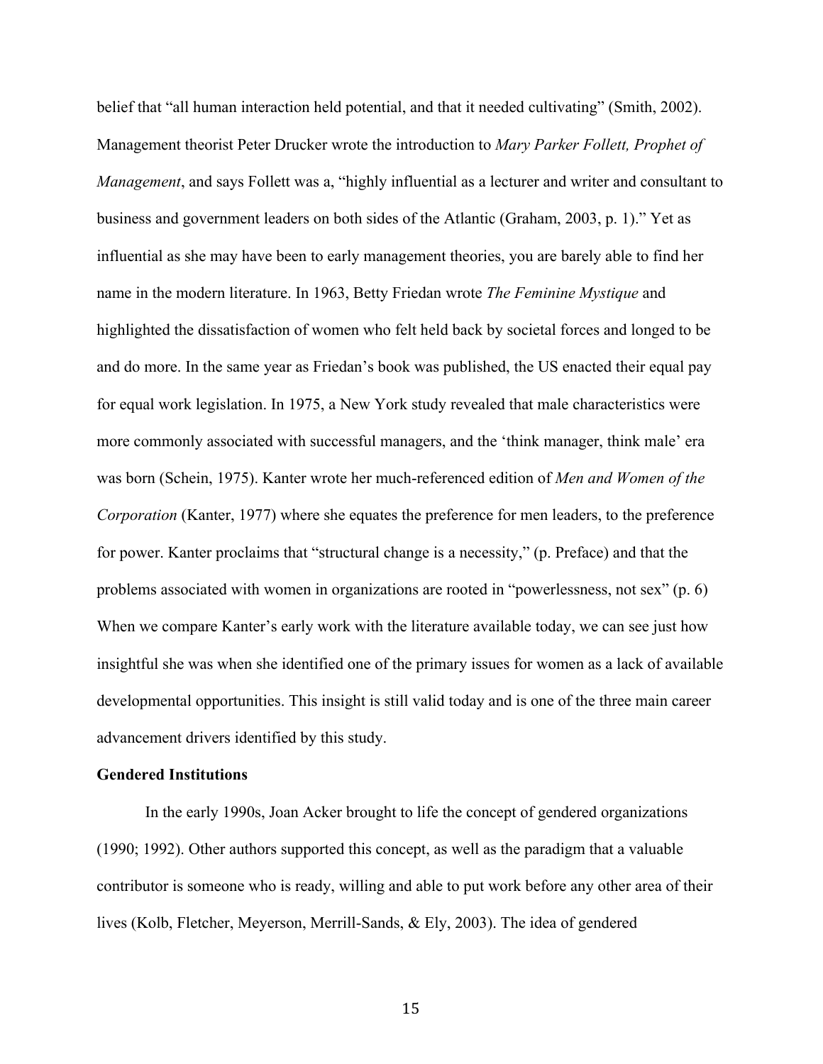belief that "all human interaction held potential, and that it needed cultivating" (Smith, 2002). Management theorist Peter Drucker wrote the introduction to *Mary Parker Follett, Prophet of Management*, and says Follett was a, "highly influential as a lecturer and writer and consultant to business and government leaders on both sides of the Atlantic (Graham, 2003, p. 1)." Yet as influential as she may have been to early management theories, you are barely able to find her name in the modern literature. In 1963, Betty Friedan wrote *The Feminine Mystique* and highlighted the dissatisfaction of women who felt held back by societal forces and longed to be and do more. In the same year as Friedan's book was published, the US enacted their equal pay for equal work legislation. In 1975, a New York study revealed that male characteristics were more commonly associated with successful managers, and the 'think manager, think male' era was born (Schein, 1975). Kanter wrote her much-referenced edition of *Men and Women of the Corporation* (Kanter, 1977) where she equates the preference for men leaders, to the preference for power. Kanter proclaims that "structural change is a necessity," (p. Preface) and that the problems associated with women in organizations are rooted in "powerlessness, not sex" (p. 6) When we compare Kanter's early work with the literature available today, we can see just how insightful she was when she identified one of the primary issues for women as a lack of available developmental opportunities. This insight is still valid today and is one of the three main career advancement drivers identified by this study.

**Gendered Institutions**

In the early 1990s, Joan Acker brought to life the concept of gendered organizations (1990; 1992). Other authors supported this concept, as well as the paradigm that a valuable contributor is someone who is ready, willing and able to put work before any other area of their lives (Kolb, Fletcher, Meyerson, Merrill-Sands, & Ely, 2003). The idea of gendered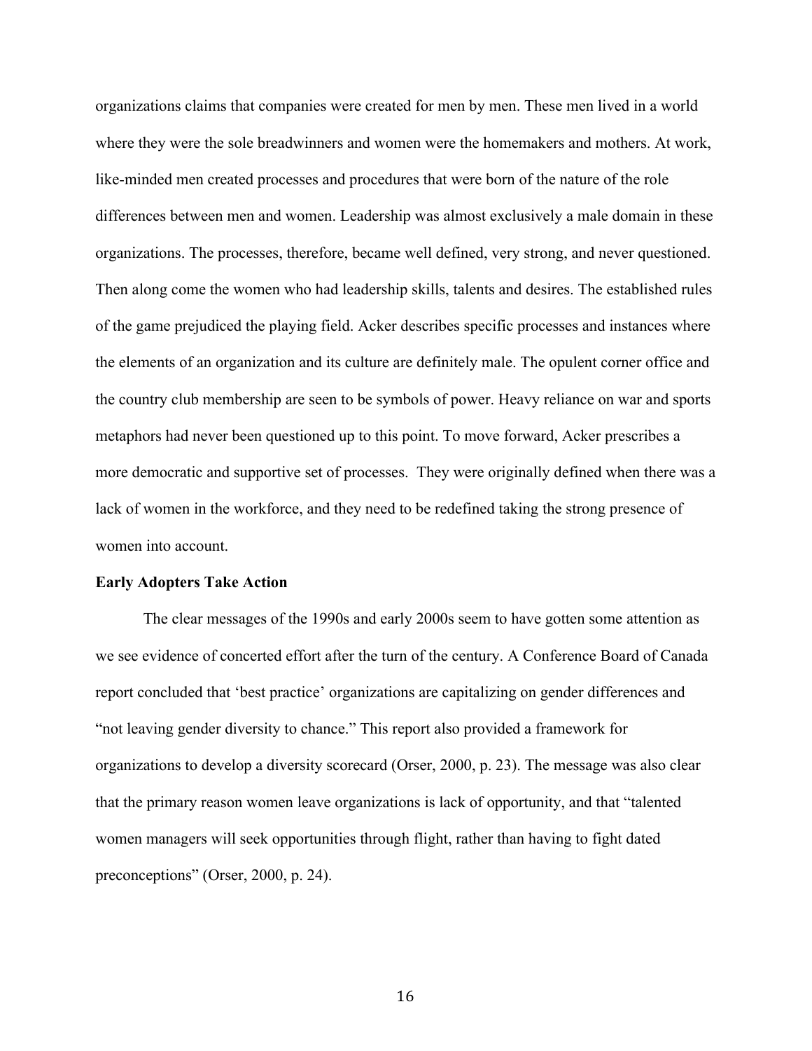organizations claims that companies were created for men by men. These men lived in a world where they were the sole breadwinners and women were the homemakers and mothers. At work, like-minded men created processes and procedures that were born of the nature of the role differences between men and women. Leadership was almost exclusively a male domain in these organizations. The processes, therefore, became well defined, very strong, and never questioned. Then along come the women who had leadership skills, talents and desires. The established rules of the game prejudiced the playing field. Acker describes specific processes and instances where the elements of an organization and its culture are definitely male. The opulent corner office and the country club membership are seen to be symbols of power. Heavy reliance on war and sports metaphors had never been questioned up to this point. To move forward, Acker prescribes a more democratic and supportive set of processes. They were originally defined when there was a lack of women in the workforce, and they need to be redefined taking the strong presence of women into account.

**Early Adopters Take Action**

The clear messages of the 1990s and early 2000s seem to have gotten some attention as we see evidence of concerted effort after the turn of the century. A Conference Board of Canada report concluded that 'best practice' organizations are capitalizing on gender differences and "not leaving gender diversity to chance." This report also provided a framework for organizations to develop a diversity scorecard (Orser, 2000, p. 23). The message was also clear that the primary reason women leave organizations is lack of opportunity, and that "talented women managers will seek opportunities through flight, rather than having to fight dated preconceptions" (Orser, 2000, p. 24).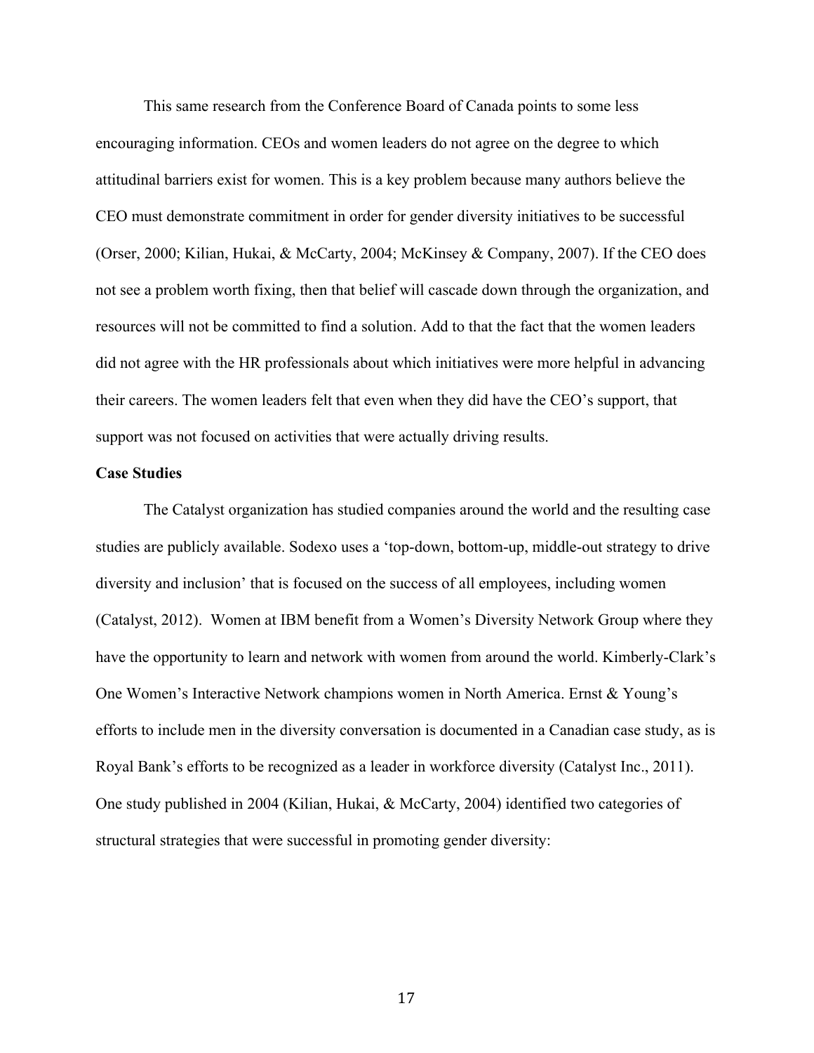This same research from the Conference Board of Canada points to some less encouraging information. CEOs and women leaders do not agree on the degree to which attitudinal barriers exist for women. This is a key problem because many authors believe the CEO must demonstrate commitment in order for gender diversity initiatives to be successful (Orser, 2000; Kilian, Hukai, & McCarty, 2004; McKinsey & Company, 2007). If the CEO does not see a problem worth fixing, then that belief will cascade down through the organization, and resources will not be committed to find a solution. Add to that the fact that the women leaders did not agree with the HR professionals about which initiatives were more helpful in advancing their careers. The women leaders felt that even when they did have the CEO's support, that support was not focused on activities that were actually driving results.

**Case Studies**

The Catalyst organization has studied companies around the world and the resulting case studies are publicly available. Sodexo uses a 'top-down, bottom-up, middle-out strategy to drive diversity and inclusion' that is focused on the success of all employees, including women (Catalyst, 2012). Women at IBM benefit from a Women's Diversity Network Group where they have the opportunity to learn and network with women from around the world. Kimberly-Clark's One Women's Interactive Network champions women in North America. Ernst & Young's efforts to include men in the diversity conversation is documented in a Canadian case study, as is Royal Bank's efforts to be recognized as a leader in workforce diversity (Catalyst Inc., 2011). One study published in 2004 (Kilian, Hukai, & McCarty, 2004) identified two categories of structural strategies that were successful in promoting gender diversity: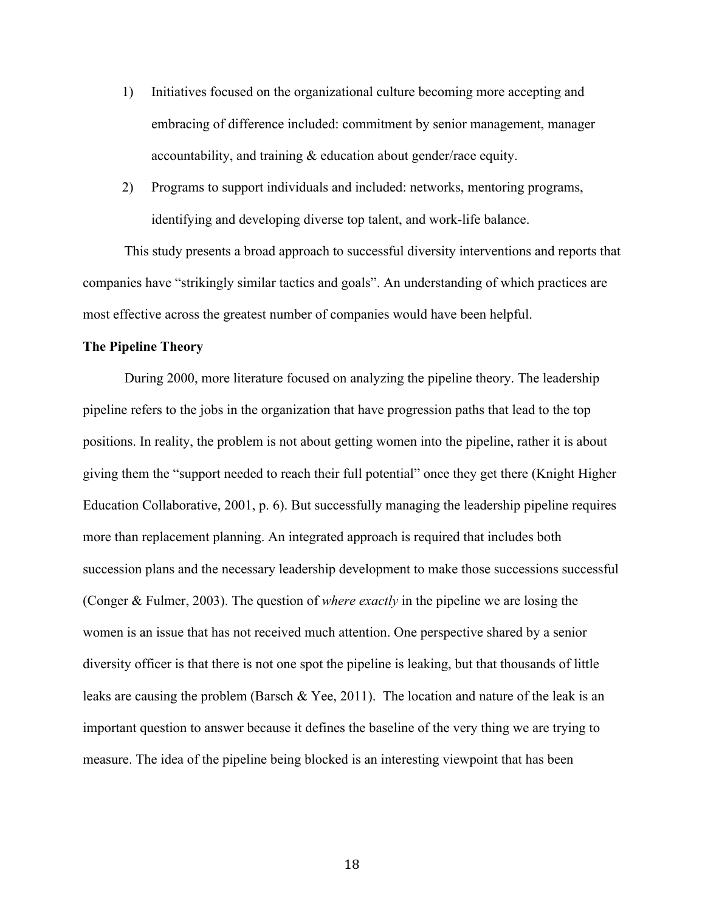1) Initiatives focused on the organizational culture becoming more accepting and embracing of difference included: commitment by senior management, manager accountability, and training & education about gender/race equity.
2) Programs to support individuals and included: networks, mentoring programs, identifying and developing diverse top talent, and work-life balance.

This study presents a broad approach to successful diversity interventions and reports that companies have "strikingly similar tactics and goals". An understanding of which practices are most effective across the greatest number of companies would have been helpful.

**The Pipeline Theory**

During 2000, more literature focused on analyzing the pipeline theory. The leadership pipeline refers to the jobs in the organization that have progression paths that lead to the top positions. In reality, the problem is not about getting women into the pipeline, rather it is about giving them the "support needed to reach their full potential" once they get there (Knight Higher Education Collaborative, 2001, p. 6). But successfully managing the leadership pipeline requires more than replacement planning. An integrated approach is required that includes both succession plans and the necessary leadership development to make those successions successful (Conger & Fulmer, 2003). The question of *where exactly* in the pipeline we are losing the women is an issue that has not received much attention. One perspective shared by a senior diversity officer is that there is not one spot the pipeline is leaking, but that thousands of little leaks are causing the problem (Barsch & Yee, 2011). The location and nature of the leak is an important question to answer because it defines the baseline of the very thing we are trying to measure. The idea of the pipeline being blocked is an interesting viewpoint that has been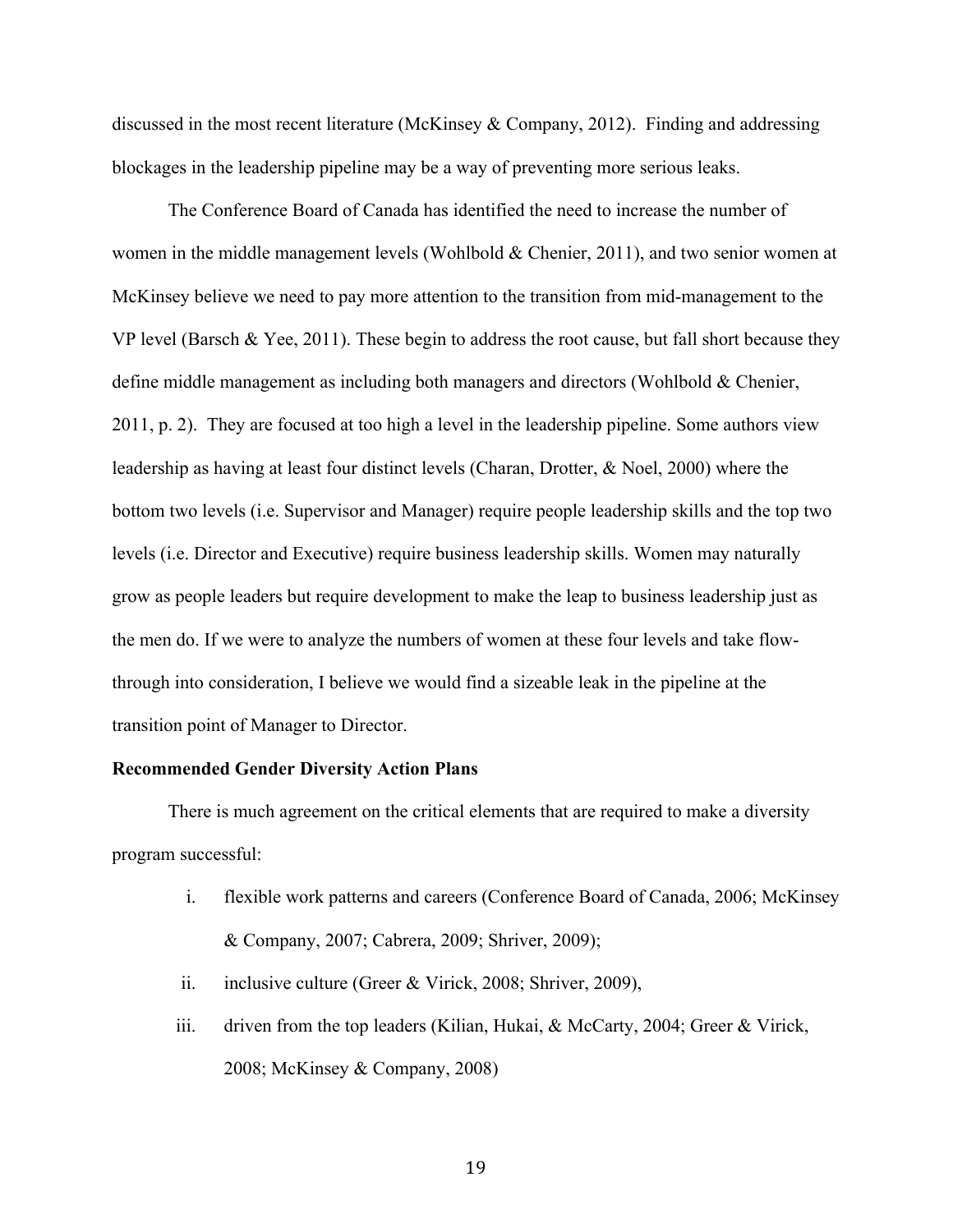discussed in the most recent literature (McKinsey & Company, 2012). Finding and addressing blockages in the leadership pipeline may be a way of preventing more serious leaks.

The Conference Board of Canada has identified the need to increase the number of women in the middle management levels (Wohlbold & Chenier, 2011), and two senior women at McKinsey believe we need to pay more attention to the transition from mid-management to the VP level (Barsch & Yee, 2011). These begin to address the root cause, but fall short because they define middle management as including both managers and directors (Wohlbold & Chenier, 2011, p. 2). They are focused at too high a level in the leadership pipeline. Some authors view leadership as having at least four distinct levels (Charan, Drotter, & Noel, 2000) where the bottom two levels (i.e. Supervisor and Manager) require people leadership skills and the top two levels (i.e. Director and Executive) require business leadership skills. Women may naturally grow as people leaders but require development to make the leap to business leadership just as the men do. If we were to analyze the numbers of women at these four levels and take flow-through into consideration, I believe we would find a sizeable leak in the pipeline at the transition point of Manager to Director.

**Recommended Gender Diversity Action Plans**

There is much agreement on the critical elements that are required to make a diversity program successful:

i. flexible work patterns and careers (Conference Board of Canada, 2006; McKinsey & Company, 2007; Cabrera, 2009; Shriver, 2009);
ii. inclusive culture (Greer & Virick, 2008; Shriver, 2009),
iii. driven from the top leaders (Kilian, Hukai, & McCarty, 2004; Greer & Virick, 2008; McKinsey & Company, 2008)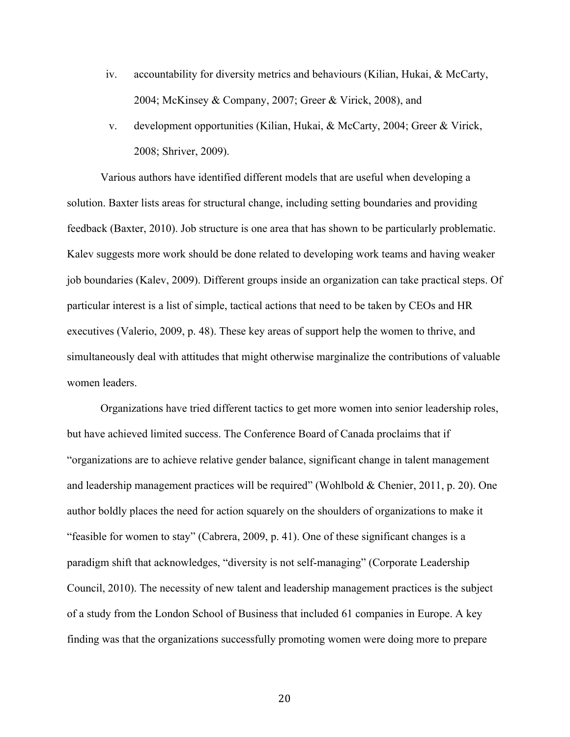iv. accountability for diversity metrics and behaviours (Kilian, Hukai, & McCarty, 2004; McKinsey & Company, 2007; Greer & Virick, 2008), and

v. development opportunities (Kilian, Hukai, & McCarty, 2004; Greer & Virick, 2008; Shriver, 2009).

Various authors have identified different models that are useful when developing a solution. Baxter lists areas for structural change, including setting boundaries and providing feedback (Baxter, 2010). Job structure is one area that has shown to be particularly problematic. Kalev suggests more work should be done related to developing work teams and having weaker job boundaries (Kalev, 2009). Different groups inside an organization can take practical steps. Of particular interest is a list of simple, tactical actions that need to be taken by CEOs and HR executives (Valerio, 2009, p. 48). These key areas of support help the women to thrive, and simultaneously deal with attitudes that might otherwise marginalize the contributions of valuable women leaders.

Organizations have tried different tactics to get more women into senior leadership roles, but have achieved limited success. The Conference Board of Canada proclaims that if "organizations are to achieve relative gender balance, significant change in talent management and leadership management practices will be required" (Wohlbold & Chenier, 2011, p. 20). One author boldly places the need for action squarely on the shoulders of organizations to make it "feasible for women to stay" (Cabrera, 2009, p. 41). One of these significant changes is a paradigm shift that acknowledges, "diversity is not self-managing" (Corporate Leadership Council, 2010). The necessity of new talent and leadership management practices is the subject of a study from the London School of Business that included 61 companies in Europe. A key finding was that the organizations successfully promoting women were doing more to prepare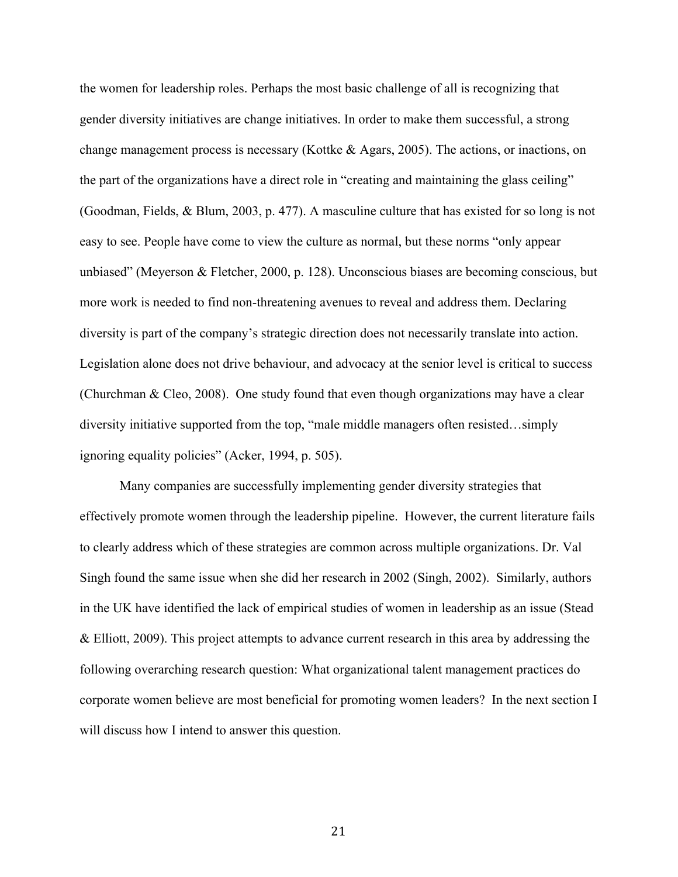the women for leadership roles. Perhaps the most basic challenge of all is recognizing that gender diversity initiatives are change initiatives. In order to make them successful, a strong change management process is necessary (Kottke & Agars, 2005). The actions, or inactions, on the part of the organizations have a direct role in "creating and maintaining the glass ceiling" (Goodman, Fields, & Blum, 2003, p. 477). A masculine culture that has existed for so long is not easy to see. People have come to view the culture as normal, but these norms "only appear unbiased" (Meyerson & Fletcher, 2000, p. 128). Unconscious biases are becoming conscious, but more work is needed to find non-threatening avenues to reveal and address them. Declaring diversity is part of the company's strategic direction does not necessarily translate into action. Legislation alone does not drive behaviour, and advocacy at the senior level is critical to success (Churchman & Cleo, 2008). One study found that even though organizations may have a clear diversity initiative supported from the top, "male middle managers often resisted…simply ignoring equality policies" (Acker, 1994, p. 505).

Many companies are successfully implementing gender diversity strategies that effectively promote women through the leadership pipeline. However, the current literature fails to clearly address which of these strategies are common across multiple organizations. Dr. Val Singh found the same issue when she did her research in 2002 (Singh, 2002). Similarly, authors in the UK have identified the lack of empirical studies of women in leadership as an issue (Stead & Elliott, 2009). This project attempts to advance current research in this area by addressing the following overarching research question: What organizational talent management practices do corporate women believe are most beneficial for promoting women leaders? In the next section I will discuss how I intend to answer this question.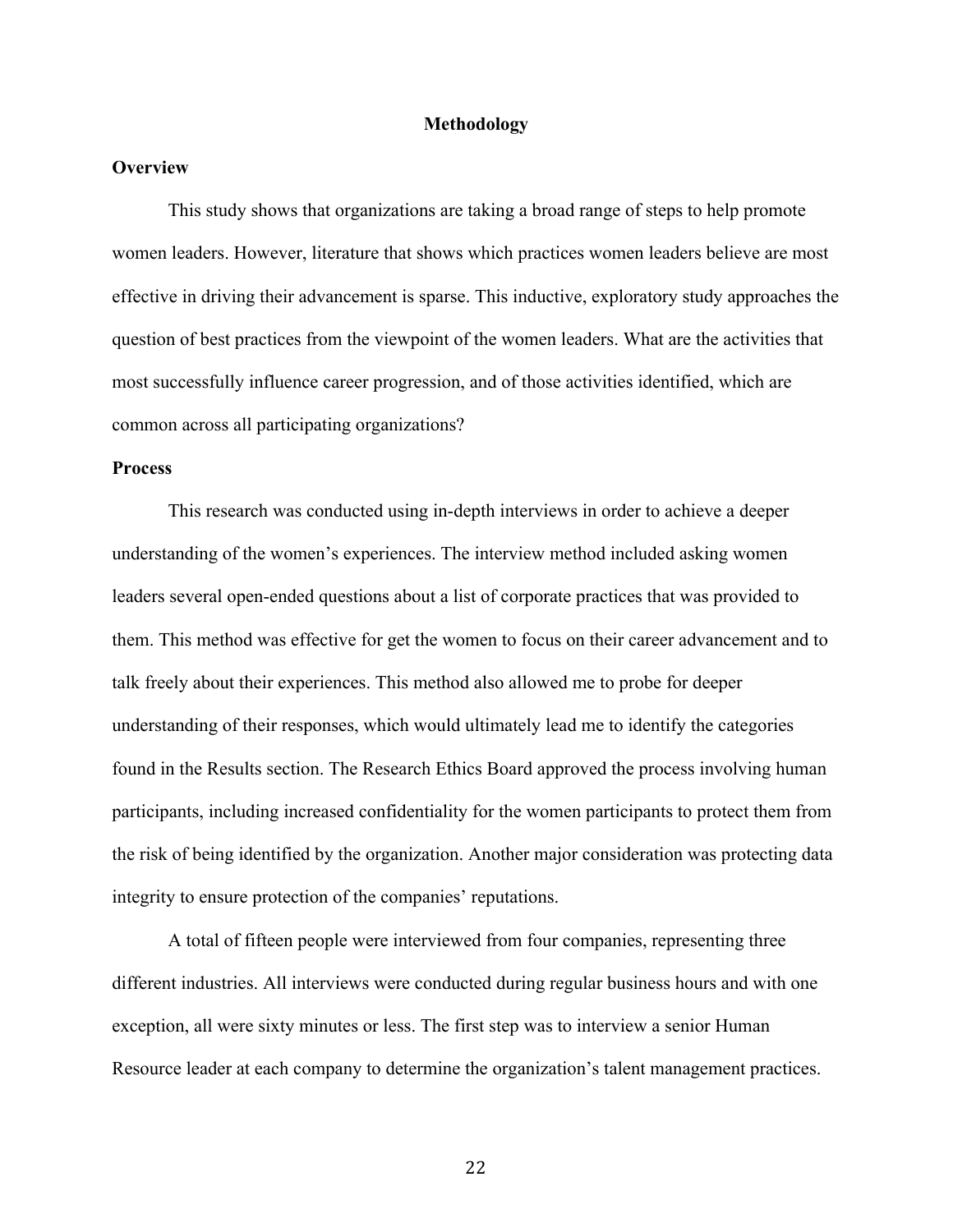# Methodology

## Overview

This study shows that organizations are taking a broad range of steps to help promote women leaders. However, literature that shows which practices women leaders believe are most effective in driving their advancement is sparse. This inductive, exploratory study approaches the question of best practices from the viewpoint of the women leaders. What are the activities that most successfully influence career progression, and of those activities identified, which are common across all participating organizations?

## Process

This research was conducted using in-depth interviews in order to achieve a deeper understanding of the women's experiences. The interview method included asking women leaders several open-ended questions about a list of corporate practices that was provided to them. This method was effective for get the women to focus on their career advancement and to talk freely about their experiences. This method also allowed me to probe for deeper understanding of their responses, which would ultimately lead me to identify the categories found in the Results section. The Research Ethics Board approved the process involving human participants, including increased confidentiality for the women participants to protect them from the risk of being identified by the organization. Another major consideration was protecting data integrity to ensure protection of the companies' reputations.

A total of fifteen people were interviewed from four companies, representing three different industries. All interviews were conducted during regular business hours and with one exception, all were sixty minutes or less. The first step was to interview a senior Human Resource leader at each company to determine the organization's talent management practices.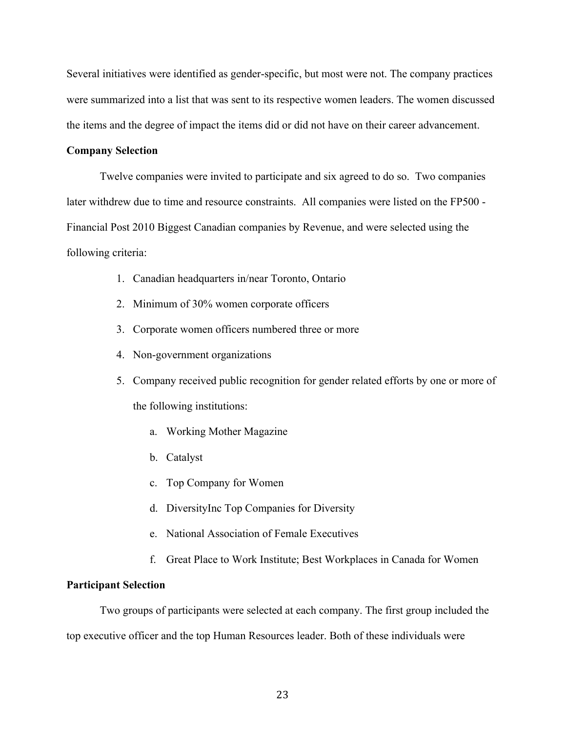Several initiatives were identified as gender-specific, but most were not. The company practices were summarized into a list that was sent to its respective women leaders. The women discussed the items and the degree of impact the items did or did not have on their career advancement.

**Company Selection**

Twelve companies were invited to participate and six agreed to do so. Two companies later withdrew due to time and resource constraints. All companies were listed on the FP500 - Financial Post 2010 Biggest Canadian companies by Revenue, and were selected using the following criteria:

1. Canadian headquarters in/near Toronto, Ontario
2. Minimum of 30% women corporate officers
3. Corporate women officers numbered three or more
4. Non-government organizations
5. Company received public recognition for gender related efforts by one or more of the following institutions:
    a. Working Mother Magazine
    b. Catalyst
    c. Top Company for Women
    d. DiversityInc Top Companies for Diversity
    e. National Association of Female Executives
    f. Great Place to Work Institute; Best Workplaces in Canada for Women

**Participant Selection**

Two groups of participants were selected at each company. The first group included the top executive officer and the top Human Resources leader. Both of these individuals were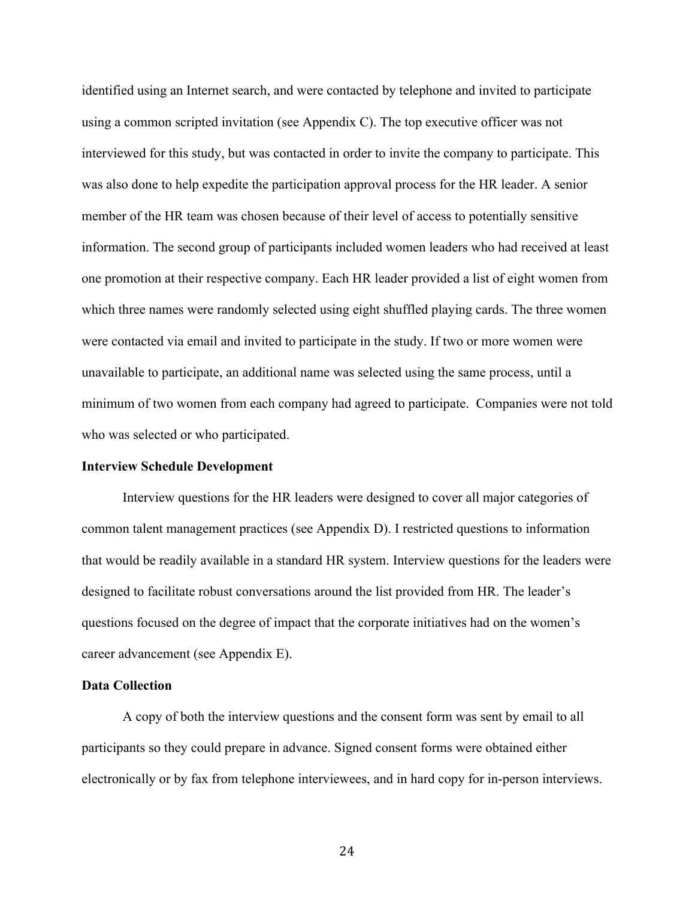identified using an Internet search, and were contacted by telephone and invited to participate using a common scripted invitation (see Appendix C). The top executive officer was not interviewed for this study, but was contacted in order to invite the company to participate. This was also done to help expedite the participation approval process for the HR leader. A senior member of the HR team was chosen because of their level of access to potentially sensitive information. The second group of participants included women leaders who had received at least one promotion at their respective company. Each HR leader provided a list of eight women from which three names were randomly selected using eight shuffled playing cards. The three women were contacted via email and invited to participate in the study. If two or more women were unavailable to participate, an additional name was selected using the same process, until a minimum of two women from each company had agreed to participate. Companies were not told who was selected or who participated.

**Interview Schedule Development**

Interview questions for the HR leaders were designed to cover all major categories of common talent management practices (see Appendix D). I restricted questions to information that would be readily available in a standard HR system. Interview questions for the leaders were designed to facilitate robust conversations around the list provided from HR. The leader's questions focused on the degree of impact that the corporate initiatives had on the women's career advancement (see Appendix E).

**Data Collection**

A copy of both the interview questions and the consent form was sent by email to all participants so they could prepare in advance. Signed consent forms were obtained either electronically or by fax from telephone interviewees, and in hard copy for in-person interviews.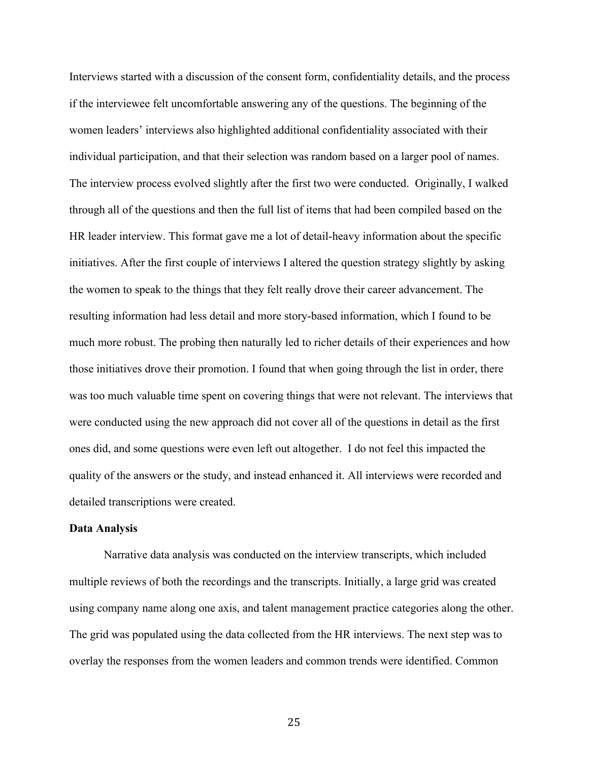Interviews started with a discussion of the consent form, confidentiality details, and the process if the interviewee felt uncomfortable answering any of the questions. The beginning of the women leaders' interviews also highlighted additional confidentiality associated with their individual participation, and that their selection was random based on a larger pool of names. The interview process evolved slightly after the first two were conducted. Originally, I walked through all of the questions and then the full list of items that had been compiled based on the HR leader interview. This format gave me a lot of detail-heavy information about the specific initiatives. After the first couple of interviews I altered the question strategy slightly by asking the women to speak to the things that they felt really drove their career advancement. The resulting information had less detail and more story-based information, which I found to be much more robust. The probing then naturally led to richer details of their experiences and how those initiatives drove their promotion. I found that when going through the list in order, there was too much valuable time spent on covering things that were not relevant. The interviews that were conducted using the new approach did not cover all of the questions in detail as the first ones did, and some questions were even left out altogether. I do not feel this impacted the quality of the answers or the study, and instead enhanced it. All interviews were recorded and detailed transcriptions were created.

**Data Analysis**

Narrative data analysis was conducted on the interview transcripts, which included multiple reviews of both the recordings and the transcripts. Initially, a large grid was created using company name along one axis, and talent management practice categories along the other. The grid was populated using the data collected from the HR interviews. The next step was to overlay the responses from the women leaders and common trends were identified. Common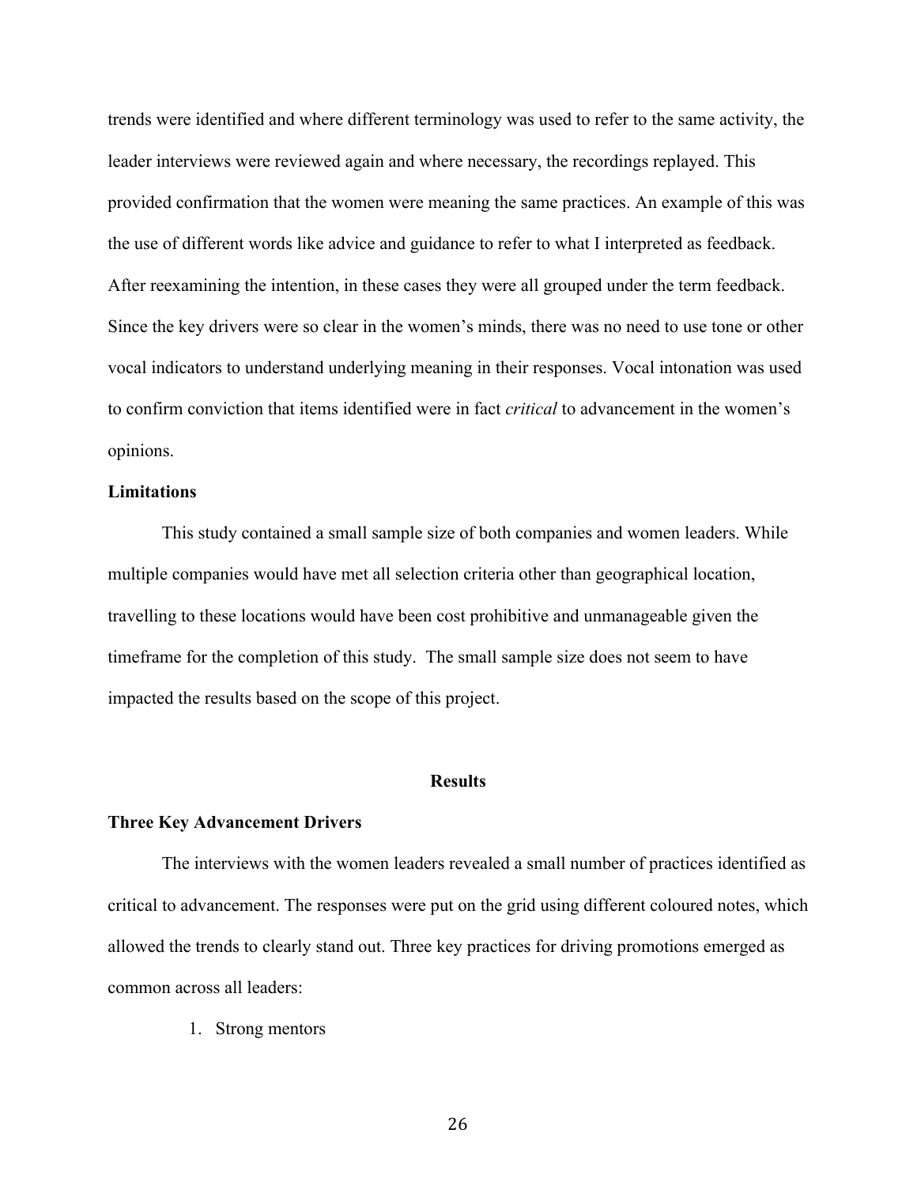trends were identified and where different terminology was used to refer to the same activity, the leader interviews were reviewed again and where necessary, the recordings replayed. This provided confirmation that the women were meaning the same practices. An example of this was the use of different words like advice and guidance to refer to what I interpreted as feedback. After reexamining the intention, in these cases they were all grouped under the term feedback. Since the key drivers were so clear in the women's minds, there was no need to use tone or other vocal indicators to understand underlying meaning in their responses. Vocal intonation was used to confirm conviction that items identified were in fact *critical* to advancement in the women's opinions.

### Limitations

This study contained a small sample size of both companies and women leaders. While multiple companies would have met all selection criteria other than geographical location, travelling to these locations would have been cost prohibitive and unmanageable given the timeframe for the completion of this study. The small sample size does not seem to have impacted the results based on the scope of this project.

## Results

### Three Key Advancement Drivers

The interviews with the women leaders revealed a small number of practices identified as critical to advancement. The responses were put on the grid using different coloured notes, which allowed the trends to clearly stand out. Three key practices for driving promotions emerged as common across all leaders:

1. Strong mentors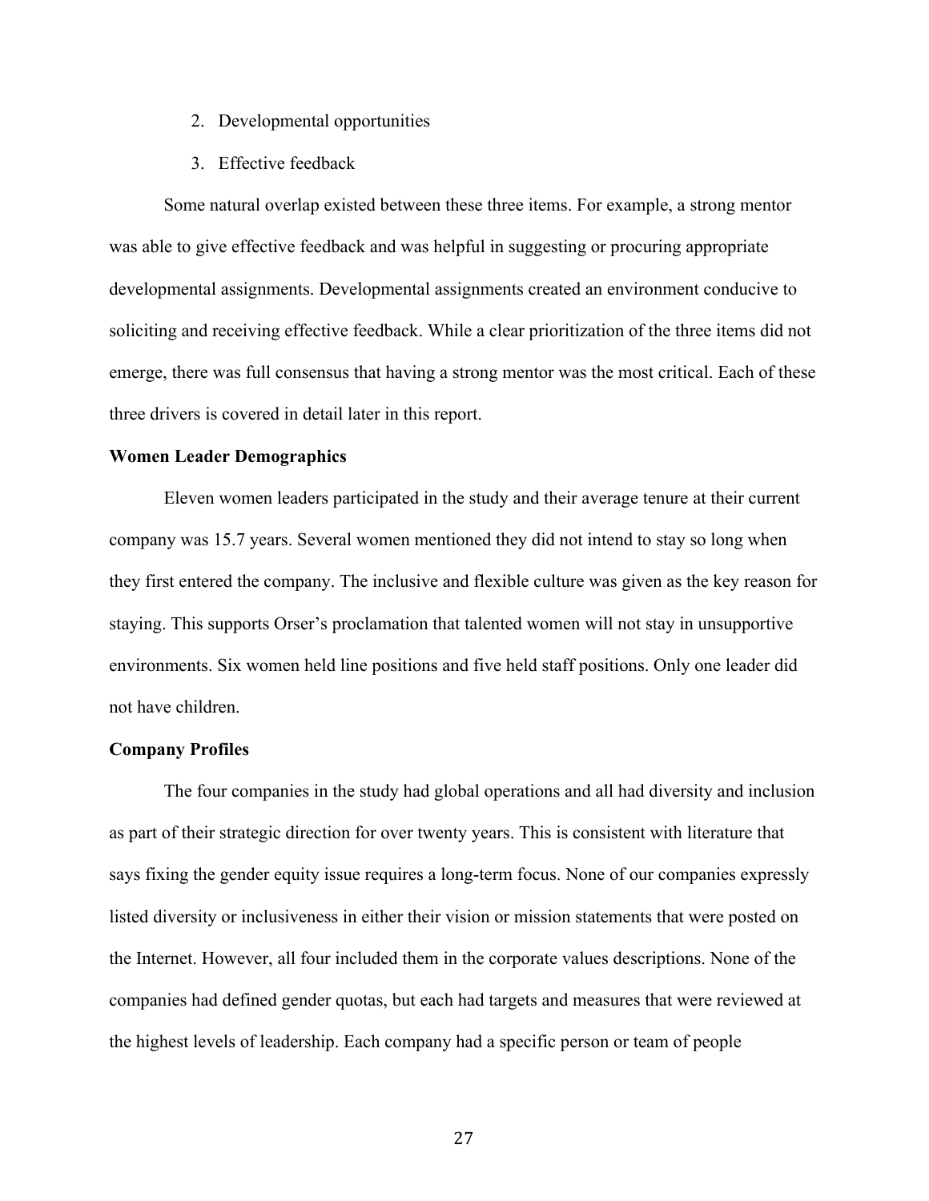2. Developmental opportunities
3. Effective feedback

Some natural overlap existed between these three items. For example, a strong mentor was able to give effective feedback and was helpful in suggesting or procuring appropriate developmental assignments. Developmental assignments created an environment conducive to soliciting and receiving effective feedback. While a clear prioritization of the three items did not emerge, there was full consensus that having a strong mentor was the most critical. Each of these three drivers is covered in detail later in this report.

**Women Leader Demographics**

Eleven women leaders participated in the study and their average tenure at their current company was 15.7 years. Several women mentioned they did not intend to stay so long when they first entered the company. The inclusive and flexible culture was given as the key reason for staying. This supports Orser's proclamation that talented women will not stay in unsupportive environments. Six women held line positions and five held staff positions. Only one leader did not have children.

**Company Profiles**

The four companies in the study had global operations and all had diversity and inclusion as part of their strategic direction for over twenty years. This is consistent with literature that says fixing the gender equity issue requires a long-term focus. None of our companies expressly listed diversity or inclusiveness in either their vision or mission statements that were posted on the Internet. However, all four included them in the corporate values descriptions. None of the companies had defined gender quotas, but each had targets and measures that were reviewed at the highest levels of leadership. Each company had a specific person or team of people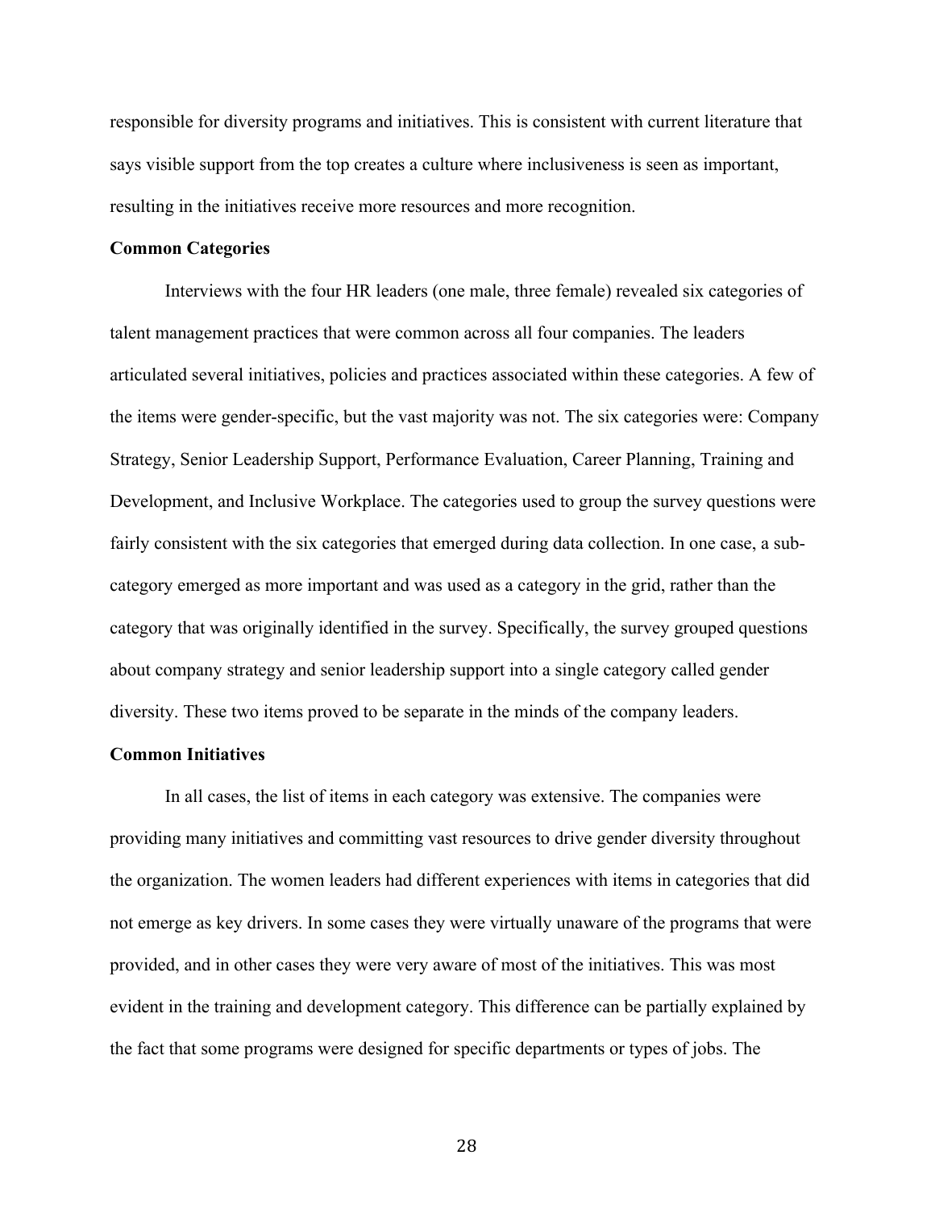responsible for diversity programs and initiatives. This is consistent with current literature that says visible support from the top creates a culture where inclusiveness is seen as important, resulting in the initiatives receive more resources and more recognition.

**Common Categories**

Interviews with the four HR leaders (one male, three female) revealed six categories of talent management practices that were common across all four companies. The leaders articulated several initiatives, policies and practices associated within these categories. A few of the items were gender-specific, but the vast majority was not. The six categories were: Company Strategy, Senior Leadership Support, Performance Evaluation, Career Planning, Training and Development, and Inclusive Workplace. The categories used to group the survey questions were fairly consistent with the six categories that emerged during data collection. In one case, a sub-category emerged as more important and was used as a category in the grid, rather than the category that was originally identified in the survey. Specifically, the survey grouped questions about company strategy and senior leadership support into a single category called gender diversity. These two items proved to be separate in the minds of the company leaders.

**Common Initiatives**

In all cases, the list of items in each category was extensive. The companies were providing many initiatives and committing vast resources to drive gender diversity throughout the organization. The women leaders had different experiences with items in categories that did not emerge as key drivers. In some cases they were virtually unaware of the programs that were provided, and in other cases they were very aware of most of the initiatives. This was most evident in the training and development category. This difference can be partially explained by the fact that some programs were designed for specific departments or types of jobs. The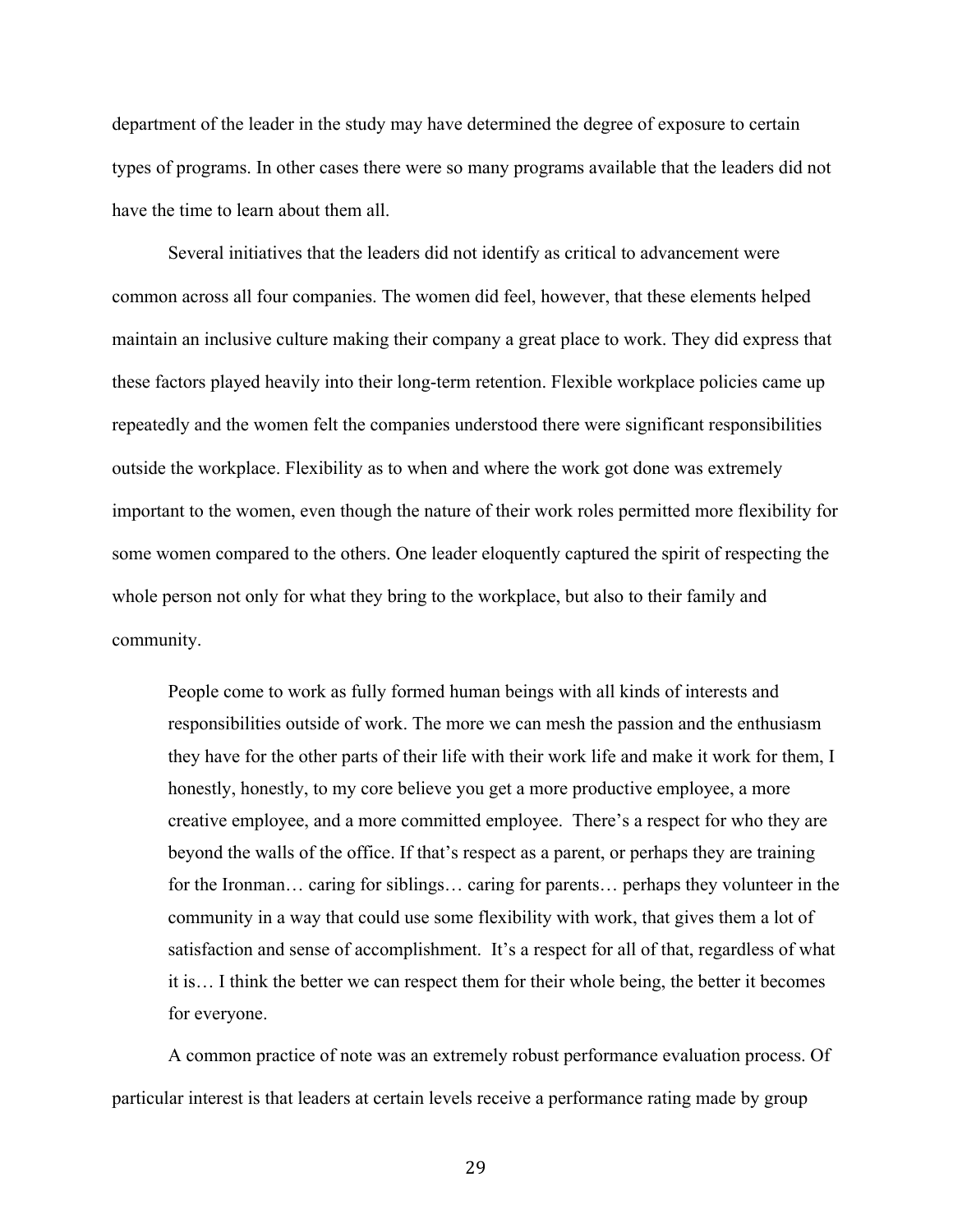department of the leader in the study may have determined the degree of exposure to certain types of programs. In other cases there were so many programs available that the leaders did not have the time to learn about them all.

Several initiatives that the leaders did not identify as critical to advancement were common across all four companies. The women did feel, however, that these elements helped maintain an inclusive culture making their company a great place to work. They did express that these factors played heavily into their long-term retention. Flexible workplace policies came up repeatedly and the women felt the companies understood there were significant responsibilities outside the workplace. Flexibility as to when and where the work got done was extremely important to the women, even though the nature of their work roles permitted more flexibility for some women compared to the others. One leader eloquently captured the spirit of respecting the whole person not only for what they bring to the workplace, but also to their family and community.

> People come to work as fully formed human beings with all kinds of interests and responsibilities outside of work. The more we can mesh the passion and the enthusiasm they have for the other parts of their life with their work life and make it work for them, I honestly, honestly, to my core believe you get a more productive employee, a more creative employee, and a more committed employee. There's a respect for who they are beyond the walls of the office. If that's respect as a parent, or perhaps they are training for the Ironman… caring for siblings… caring for parents… perhaps they volunteer in the community in a way that could use some flexibility with work, that gives them a lot of satisfaction and sense of accomplishment. It's a respect for all of that, regardless of what it is… I think the better we can respect them for their whole being, the better it becomes for everyone.

A common practice of note was an extremely robust performance evaluation process. Of particular interest is that leaders at certain levels receive a performance rating made by group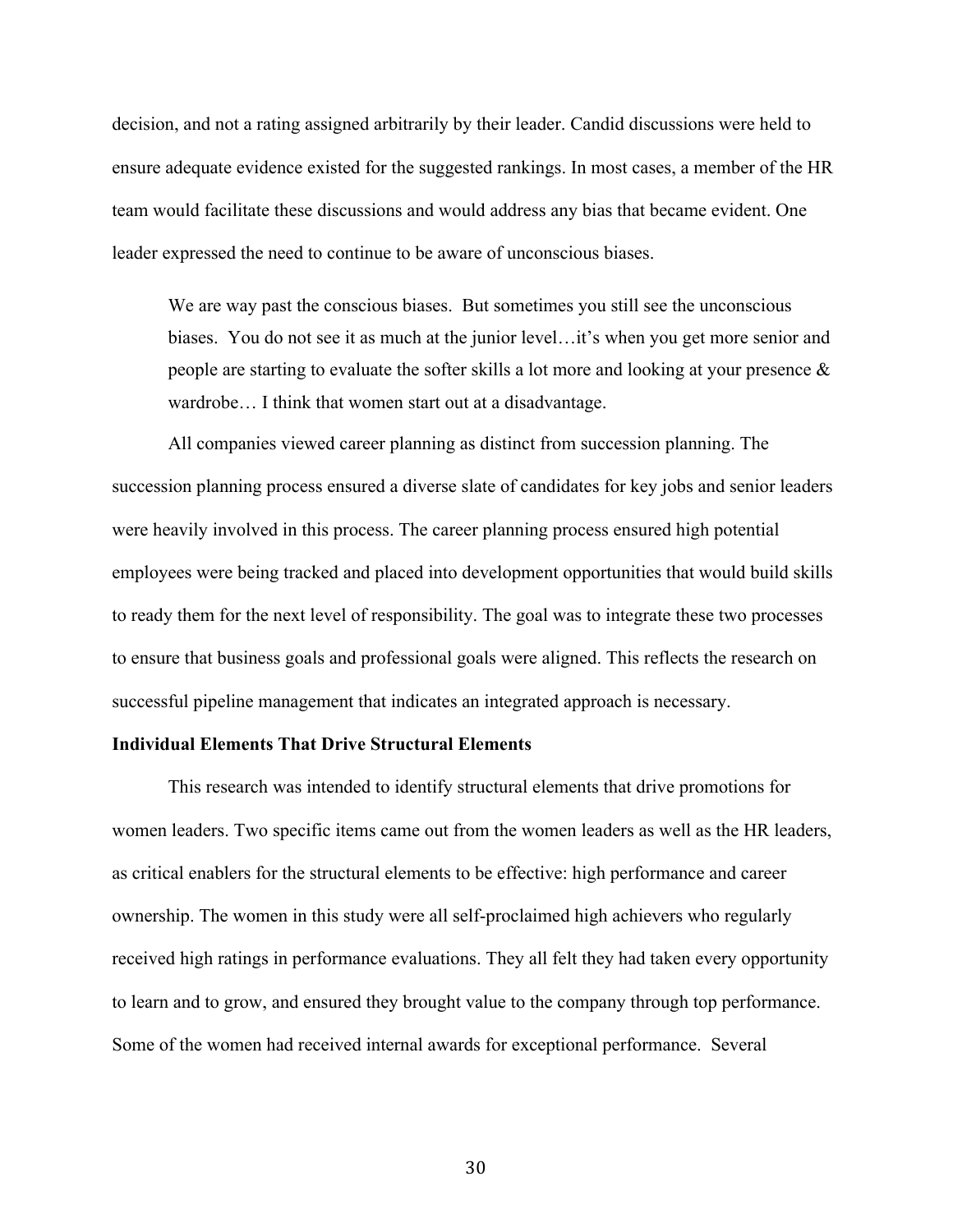decision, and not a rating assigned arbitrarily by their leader. Candid discussions were held to ensure adequate evidence existed for the suggested rankings. In most cases, a member of the HR team would facilitate these discussions and would address any bias that became evident. One leader expressed the need to continue to be aware of unconscious biases.

> We are way past the conscious biases. But sometimes you still see the unconscious biases. You do not see it as much at the junior level…it's when you get more senior and people are starting to evaluate the softer skills a lot more and looking at your presence & wardrobe… I think that women start out at a disadvantage.

All companies viewed career planning as distinct from succession planning. The succession planning process ensured a diverse slate of candidates for key jobs and senior leaders were heavily involved in this process. The career planning process ensured high potential employees were being tracked and placed into development opportunities that would build skills to ready them for the next level of responsibility. The goal was to integrate these two processes to ensure that business goals and professional goals were aligned. This reflects the research on successful pipeline management that indicates an integrated approach is necessary.

**Individual Elements That Drive Structural Elements**

This research was intended to identify structural elements that drive promotions for women leaders. Two specific items came out from the women leaders as well as the HR leaders, as critical enablers for the structural elements to be effective: high performance and career ownership. The women in this study were all self-proclaimed high achievers who regularly received high ratings in performance evaluations. They all felt they had taken every opportunity to learn and to grow, and ensured they brought value to the company through top performance. Some of the women had received internal awards for exceptional performance. Several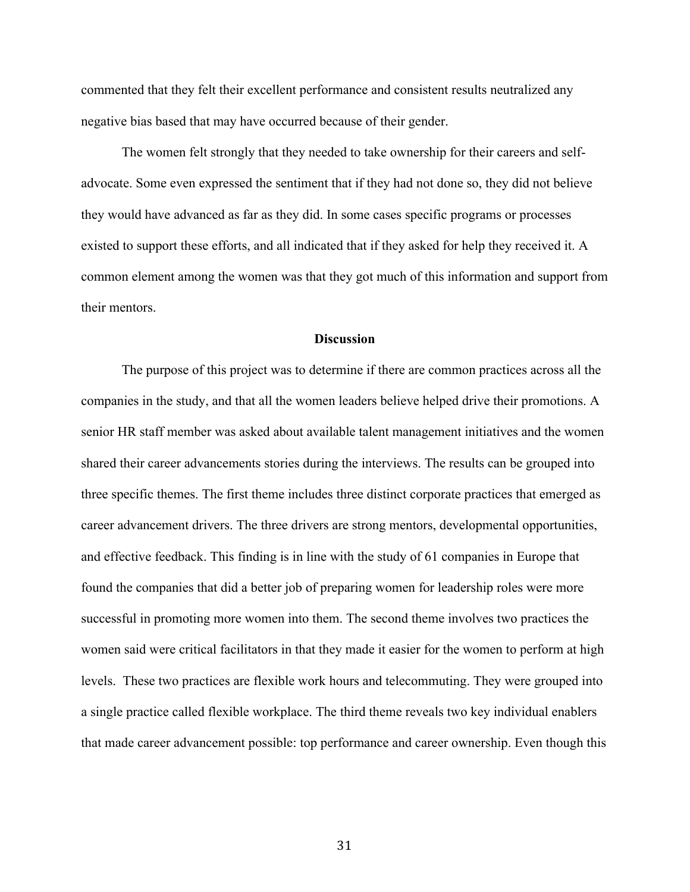commented that they felt their excellent performance and consistent results neutralized any negative bias based that may have occurred because of their gender.

The women felt strongly that they needed to take ownership for their careers and self-advocate. Some even expressed the sentiment that if they had not done so, they did not believe they would have advanced as far as they did. In some cases specific programs or processes existed to support these efforts, and all indicated that if they asked for help they received it. A common element among the women was that they got much of this information and support from their mentors.

## Discussion

The purpose of this project was to determine if there are common practices across all the companies in the study, and that all the women leaders believe helped drive their promotions. A senior HR staff member was asked about available talent management initiatives and the women shared their career advancements stories during the interviews. The results can be grouped into three specific themes. The first theme includes three distinct corporate practices that emerged as career advancement drivers. The three drivers are strong mentors, developmental opportunities, and effective feedback. This finding is in line with the study of 61 companies in Europe that found the companies that did a better job of preparing women for leadership roles were more successful in promoting more women into them. The second theme involves two practices the women said were critical facilitators in that they made it easier for the women to perform at high levels. These two practices are flexible work hours and telecommuting. They were grouped into a single practice called flexible workplace. The third theme reveals two key individual enablers that made career advancement possible: top performance and career ownership. Even though this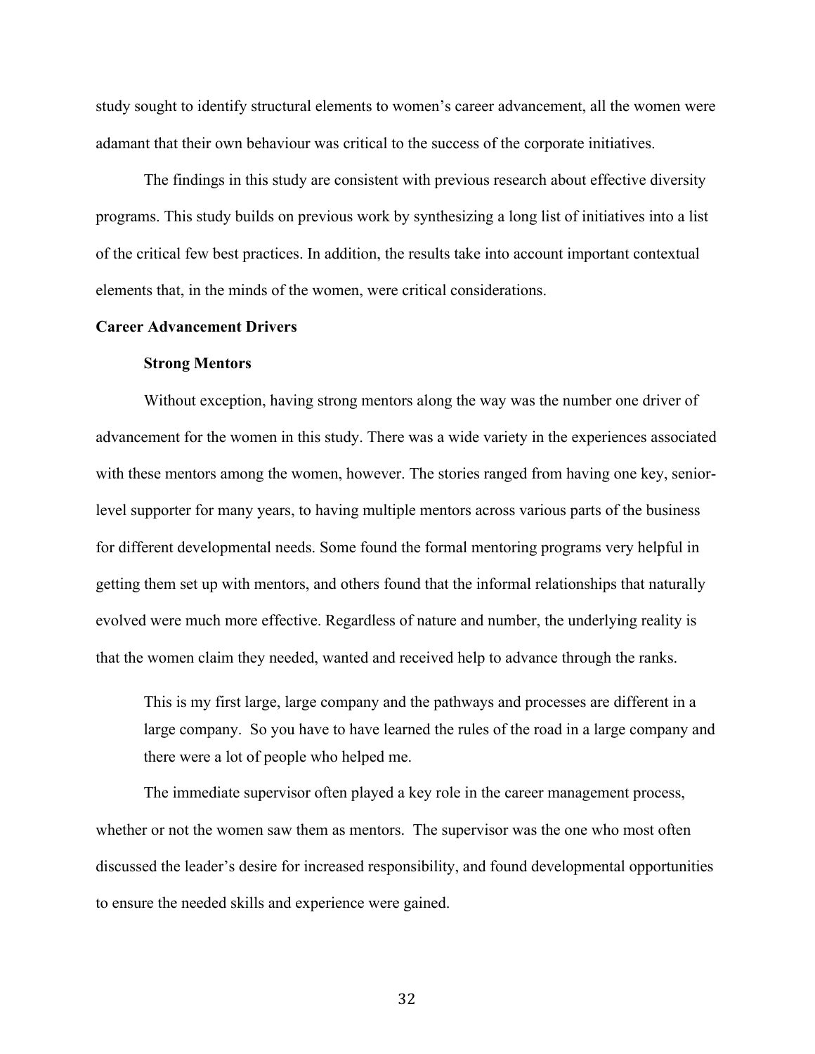study sought to identify structural elements to women's career advancement, all the women were adamant that their own behaviour was critical to the success of the corporate initiatives.

The findings in this study are consistent with previous research about effective diversity programs. This study builds on previous work by synthesizing a long list of initiatives into a list of the critical few best practices. In addition, the results take into account important contextual elements that, in the minds of the women, were critical considerations.

## Career Advancement Drivers

### Strong Mentors

Without exception, having strong mentors along the way was the number one driver of advancement for the women in this study. There was a wide variety in the experiences associated with these mentors among the women, however. The stories ranged from having one key, senior-level supporter for many years, to having multiple mentors across various parts of the business for different developmental needs. Some found the formal mentoring programs very helpful in getting them set up with mentors, and others found that the informal relationships that naturally evolved were much more effective. Regardless of nature and number, the underlying reality is that the women claim they needed, wanted and received help to advance through the ranks.

> This is my first large, large company and the pathways and processes are different in a large company. So you have to have learned the rules of the road in a large company and there were a lot of people who helped me.

The immediate supervisor often played a key role in the career management process, whether or not the women saw them as mentors. The supervisor was the one who most often discussed the leader's desire for increased responsibility, and found developmental opportunities to ensure the needed skills and experience were gained.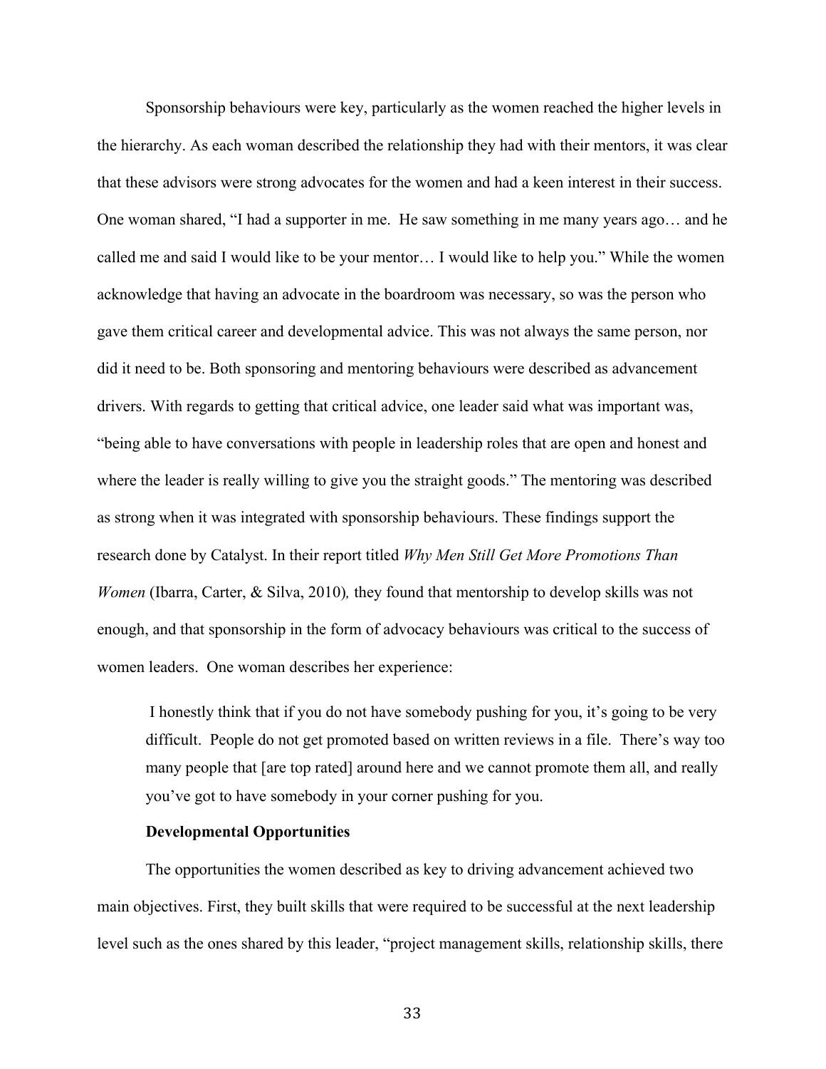Sponsorship behaviours were key, particularly as the women reached the higher levels in the hierarchy. As each woman described the relationship they had with their mentors, it was clear that these advisors were strong advocates for the women and had a keen interest in their success. One woman shared, "I had a supporter in me. He saw something in me many years ago… and he called me and said I would like to be your mentor… I would like to help you." While the women acknowledge that having an advocate in the boardroom was necessary, so was the person who gave them critical career and developmental advice. This was not always the same person, nor did it need to be. Both sponsoring and mentoring behaviours were described as advancement drivers. With regards to getting that critical advice, one leader said what was important was, "being able to have conversations with people in leadership roles that are open and honest and where the leader is really willing to give you the straight goods." The mentoring was described as strong when it was integrated with sponsorship behaviours. These findings support the research done by Catalyst. In their report titled *Why Men Still Get More Promotions Than Women* (Ibarra, Carter, & Silva, 2010), they found that mentorship to develop skills was not enough, and that sponsorship in the form of advocacy behaviours was critical to the success of women leaders. One woman describes her experience:

> I honestly think that if you do not have somebody pushing for you, it's going to be very difficult. People do not get promoted based on written reviews in a file. There's way too many people that [are top rated] around here and we cannot promote them all, and really you've got to have somebody in your corner pushing for you.

**Developmental Opportunities**

The opportunities the women described as key to driving advancement achieved two main objectives. First, they built skills that were required to be successful at the next leadership level such as the ones shared by this leader, "project management skills, relationship skills, there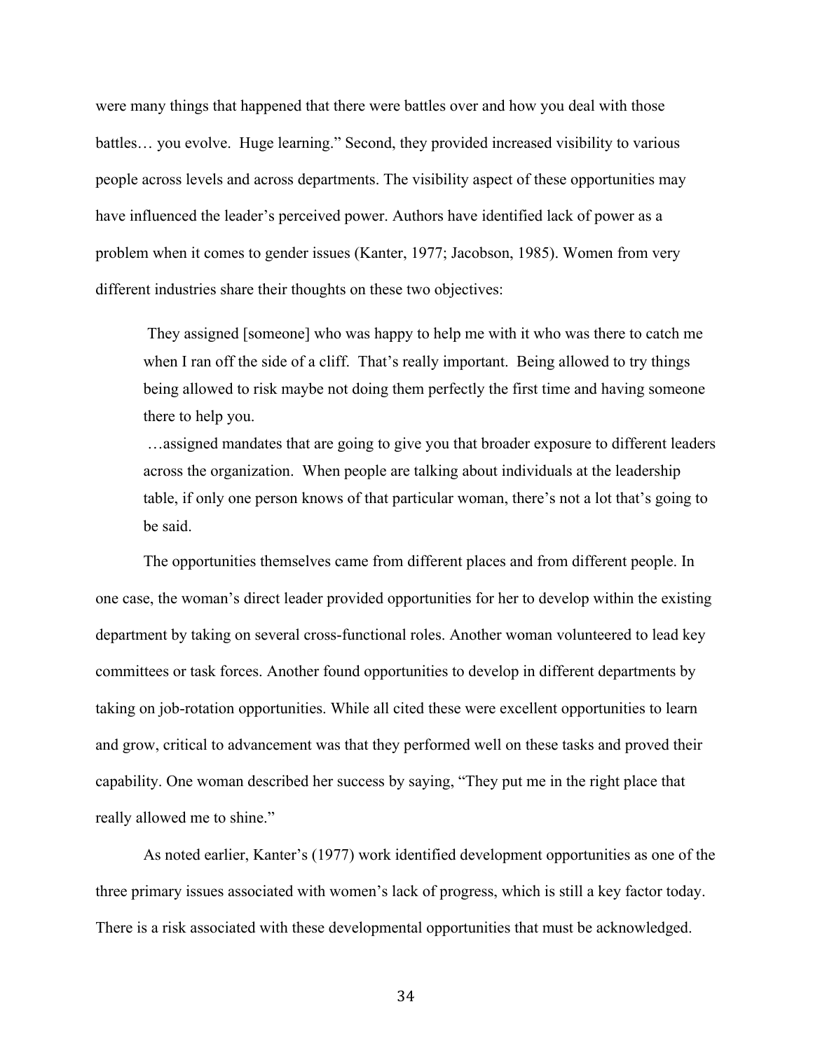were many things that happened that there were battles over and how you deal with those battles… you evolve. Huge learning." Second, they provided increased visibility to various people across levels and across departments. The visibility aspect of these opportunities may have influenced the leader's perceived power. Authors have identified lack of power as a problem when it comes to gender issues (Kanter, 1977; Jacobson, 1985). Women from very different industries share their thoughts on these two objectives:

> They assigned [someone] who was happy to help me with it who was there to catch me when I ran off the side of a cliff. That's really important. Being allowed to try things being allowed to risk maybe not doing them perfectly the first time and having someone there to help you.
>
> …assigned mandates that are going to give you that broader exposure to different leaders across the organization. When people are talking about individuals at the leadership table, if only one person knows of that particular woman, there's not a lot that's going to be said.

The opportunities themselves came from different places and from different people. In one case, the woman's direct leader provided opportunities for her to develop within the existing department by taking on several cross-functional roles. Another woman volunteered to lead key committees or task forces. Another found opportunities to develop in different departments by taking on job-rotation opportunities. While all cited these were excellent opportunities to learn and grow, critical to advancement was that they performed well on these tasks and proved their capability. One woman described her success by saying, "They put me in the right place that really allowed me to shine."

As noted earlier, Kanter's (1977) work identified development opportunities as one of the three primary issues associated with women's lack of progress, which is still a key factor today. There is a risk associated with these developmental opportunities that must be acknowledged.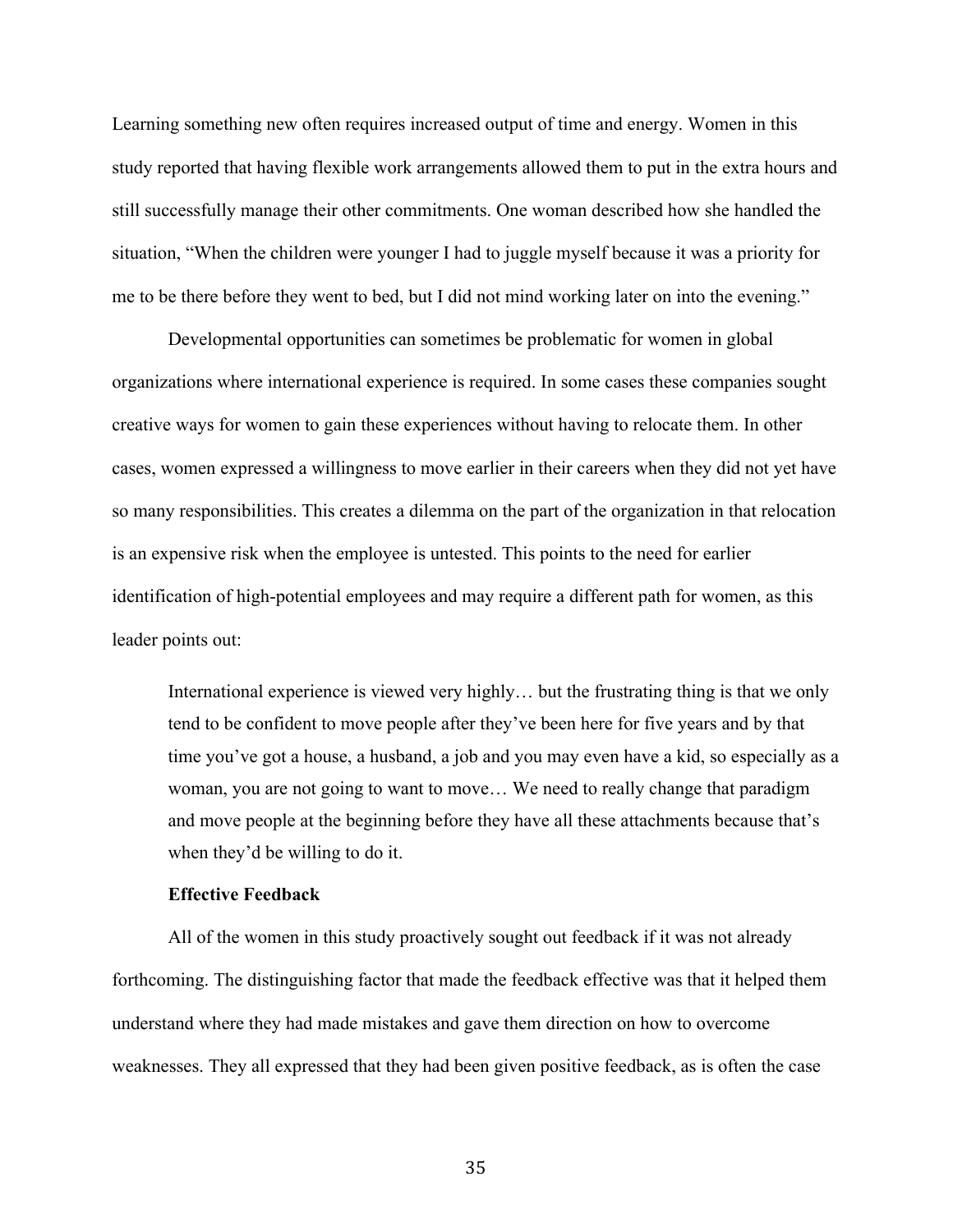Learning something new often requires increased output of time and energy. Women in this study reported that having flexible work arrangements allowed them to put in the extra hours and still successfully manage their other commitments. One woman described how she handled the situation, "When the children were younger I had to juggle myself because it was a priority for me to be there before they went to bed, but I did not mind working later on into the evening."

Developmental opportunities can sometimes be problematic for women in global organizations where international experience is required. In some cases these companies sought creative ways for women to gain these experiences without having to relocate them. In other cases, women expressed a willingness to move earlier in their careers when they did not yet have so many responsibilities. This creates a dilemma on the part of the organization in that relocation is an expensive risk when the employee is untested. This points to the need for earlier identification of high-potential employees and may require a different path for women, as this leader points out:

> International experience is viewed very highly… but the frustrating thing is that we only tend to be confident to move people after they've been here for five years and by that time you've got a house, a husband, a job and you may even have a kid, so especially as a woman, you are not going to want to move… We need to really change that paradigm and move people at the beginning before they have all these attachments because that's when they'd be willing to do it.

**Effective Feedback**

All of the women in this study proactively sought out feedback if it was not already forthcoming. The distinguishing factor that made the feedback effective was that it helped them understand where they had made mistakes and gave them direction on how to overcome weaknesses. They all expressed that they had been given positive feedback, as is often the case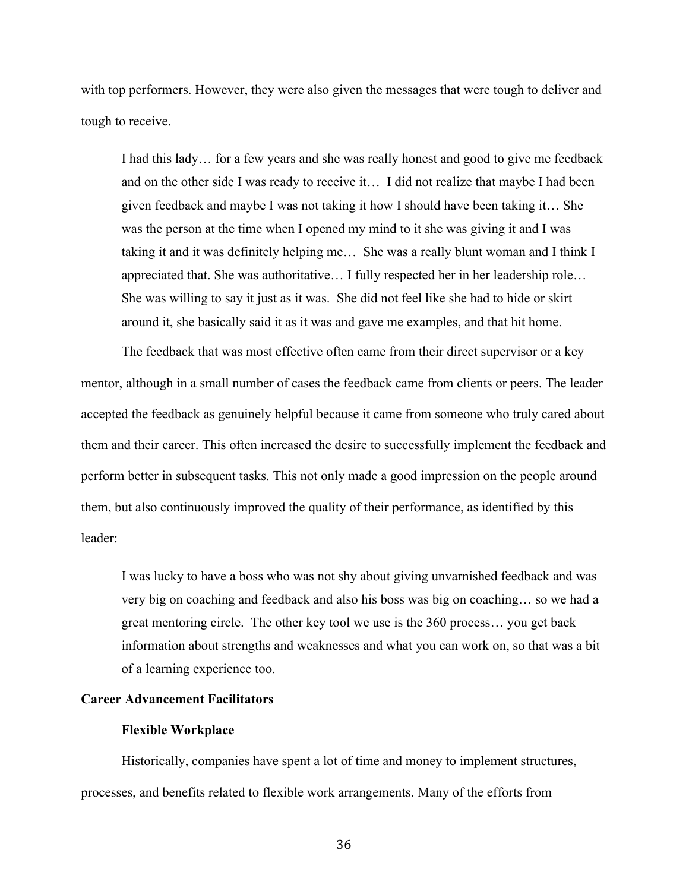with top performers. However, they were also given the messages that were tough to deliver and tough to receive.

> I had this lady… for a few years and she was really honest and good to give me feedback and on the other side I was ready to receive it… I did not realize that maybe I had been given feedback and maybe I was not taking it how I should have been taking it… She was the person at the time when I opened my mind to it she was giving it and I was taking it and it was definitely helping me… She was a really blunt woman and I think I appreciated that. She was authoritative… I fully respected her in her leadership role… She was willing to say it just as it was. She did not feel like she had to hide or skirt around it, she basically said it as it was and gave me examples, and that hit home.

The feedback that was most effective often came from their direct supervisor or a key mentor, although in a small number of cases the feedback came from clients or peers. The leader accepted the feedback as genuinely helpful because it came from someone who truly cared about them and their career. This often increased the desire to successfully implement the feedback and perform better in subsequent tasks. This not only made a good impression on the people around them, but also continuously improved the quality of their performance, as identified by this leader:

> I was lucky to have a boss who was not shy about giving unvarnished feedback and was very big on coaching and feedback and also his boss was big on coaching… so we had a great mentoring circle. The other key tool we use is the 360 process… you get back information about strengths and weaknesses and what you can work on, so that was a bit of a learning experience too.

## Career Advancement Facilitators

### Flexible Workplace

Historically, companies have spent a lot of time and money to implement structures, processes, and benefits related to flexible work arrangements. Many of the efforts from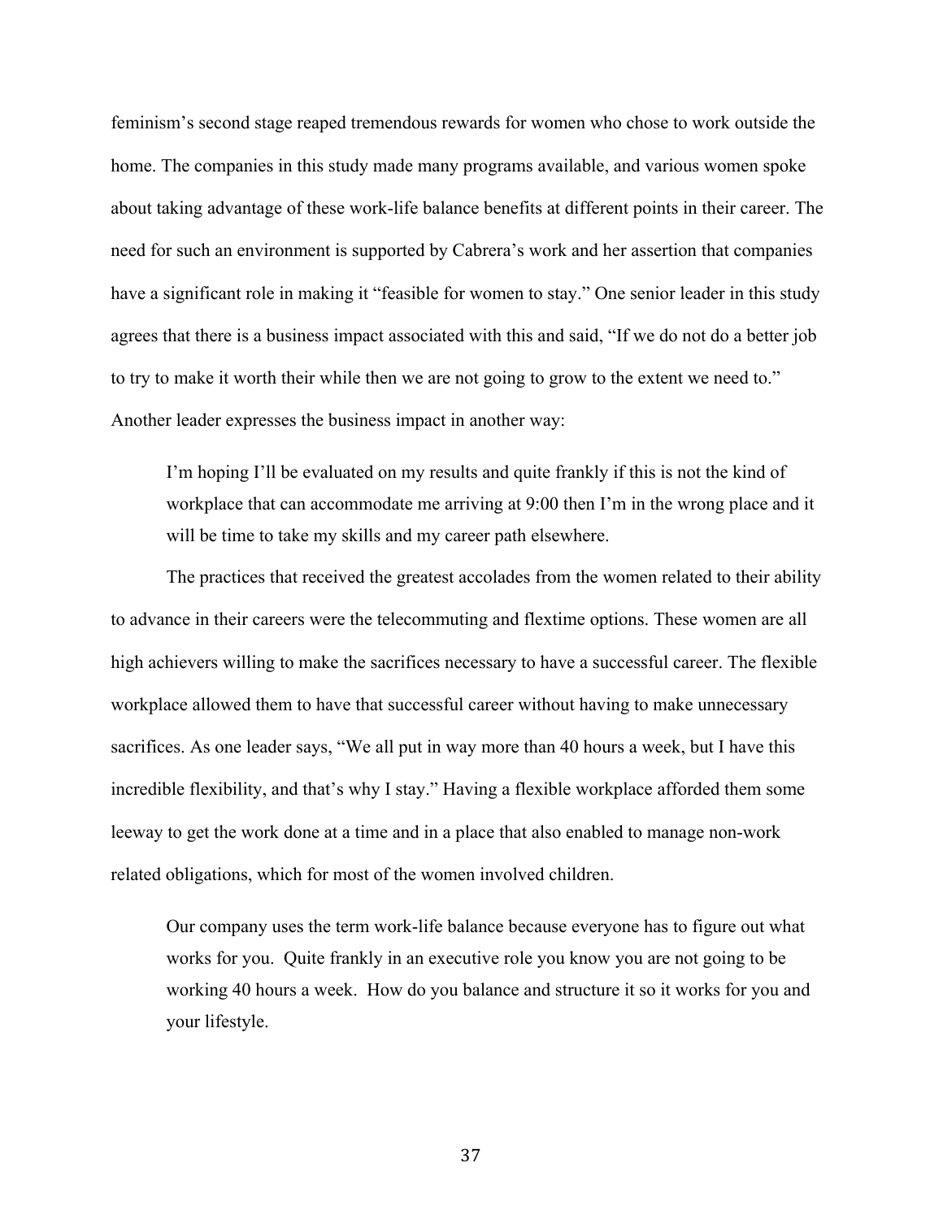feminism's second stage reaped tremendous rewards for women who chose to work outside the home. The companies in this study made many programs available, and various women spoke about taking advantage of these work-life balance benefits at different points in their career. The need for such an environment is supported by Cabrera's work and her assertion that companies have a significant role in making it "feasible for women to stay." One senior leader in this study agrees that there is a business impact associated with this and said, "If we do not do a better job to try to make it worth their while then we are not going to grow to the extent we need to." Another leader expresses the business impact in another way:

> I'm hoping I'll be evaluated on my results and quite frankly if this is not the kind of workplace that can accommodate me arriving at 9:00 then I'm in the wrong place and it will be time to take my skills and my career path elsewhere.

The practices that received the greatest accolades from the women related to their ability to advance in their careers were the telecommuting and flextime options. These women are all high achievers willing to make the sacrifices necessary to have a successful career. The flexible workplace allowed them to have that successful career without having to make unnecessary sacrifices. As one leader says, "We all put in way more than 40 hours a week, but I have this incredible flexibility, and that's why I stay." Having a flexible workplace afforded them some leeway to get the work done at a time and in a place that also enabled to manage non-work related obligations, which for most of the women involved children.

> Our company uses the term work-life balance because everyone has to figure out what works for you. Quite frankly in an executive role you know you are not going to be working 40 hours a week. How do you balance and structure it so it works for you and your lifestyle.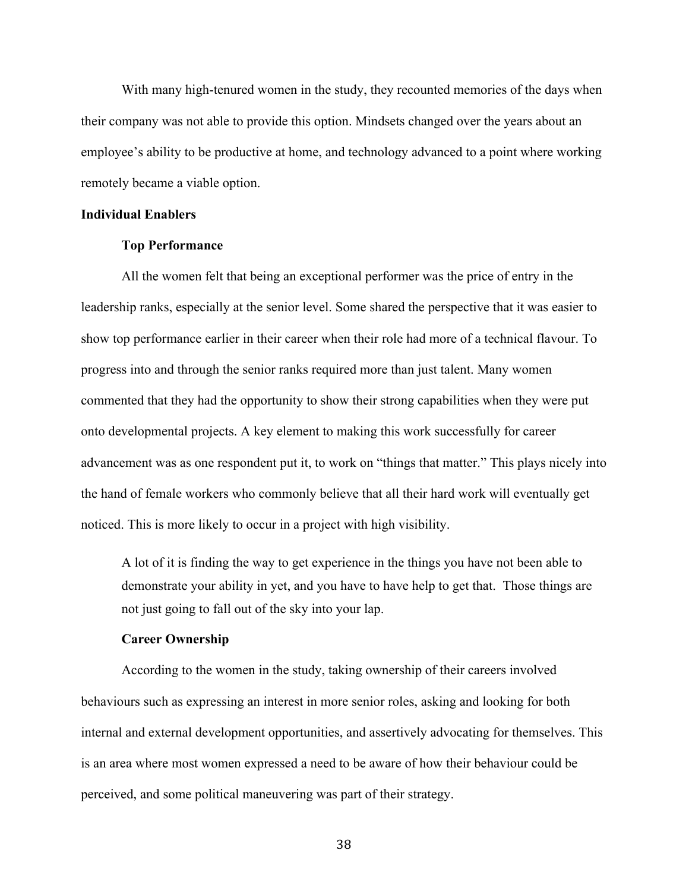With many high-tenured women in the study, they recounted memories of the days when their company was not able to provide this option. Mindsets changed over the years about an employee's ability to be productive at home, and technology advanced to a point where working remotely became a viable option.

## Individual Enablers

### Top Performance

All the women felt that being an exceptional performer was the price of entry in the leadership ranks, especially at the senior level. Some shared the perspective that it was easier to show top performance earlier in their career when their role had more of a technical flavour. To progress into and through the senior ranks required more than just talent. Many women commented that they had the opportunity to show their strong capabilities when they were put onto developmental projects. A key element to making this work successfully for career advancement was as one respondent put it, to work on "things that matter." This plays nicely into the hand of female workers who commonly believe that all their hard work will eventually get noticed. This is more likely to occur in a project with high visibility.

> A lot of it is finding the way to get experience in the things you have not been able to demonstrate your ability in yet, and you have to have help to get that. Those things are not just going to fall out of the sky into your lap.

### Career Ownership

According to the women in the study, taking ownership of their careers involved behaviours such as expressing an interest in more senior roles, asking and looking for both internal and external development opportunities, and assertively advocating for themselves. This is an area where most women expressed a need to be aware of how their behaviour could be perceived, and some political maneuvering was part of their strategy.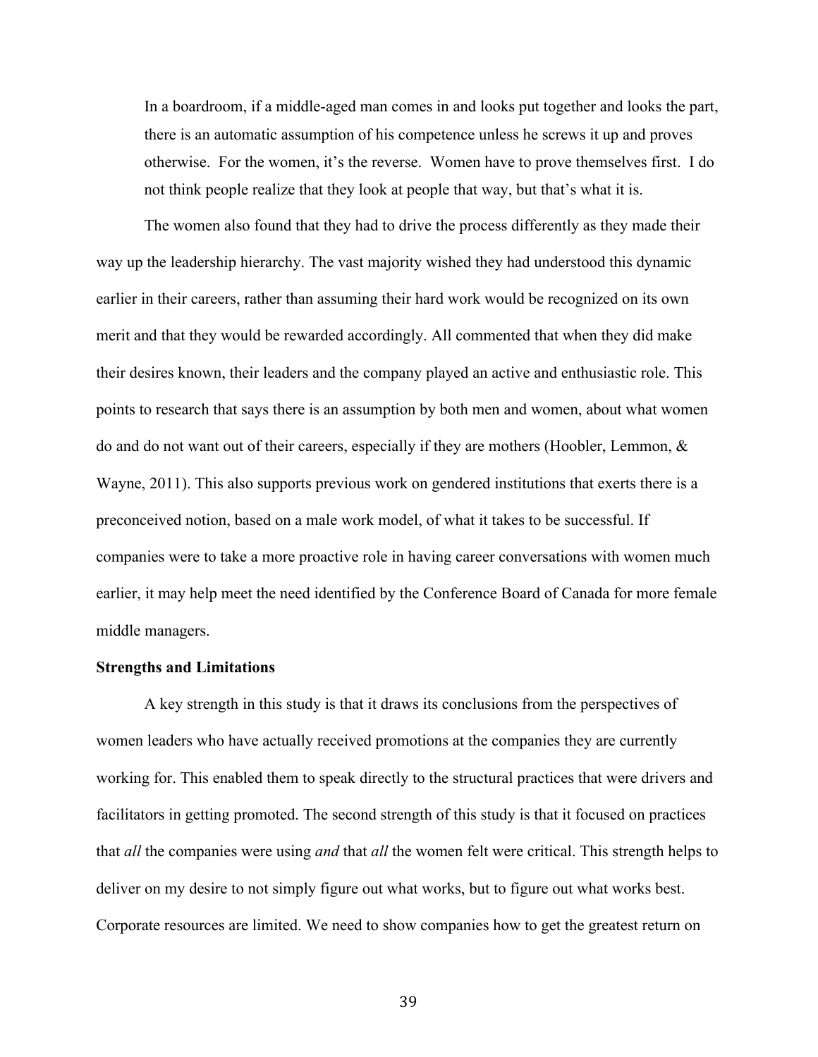> In a boardroom, if a middle-aged man comes in and looks put together and looks the part, there is an automatic assumption of his competence unless he screws it up and proves otherwise. For the women, it's the reverse. Women have to prove themselves first. I do not think people realize that they look at people that way, but that's what it is.

The women also found that they had to drive the process differently as they made their way up the leadership hierarchy. The vast majority wished they had understood this dynamic earlier in their careers, rather than assuming their hard work would be recognized on its own merit and that they would be rewarded accordingly. All commented that when they did make their desires known, their leaders and the company played an active and enthusiastic role. This points to research that says there is an assumption by both men and women, about what women do and do not want out of their careers, especially if they are mothers (Hoobler, Lemmon, & Wayne, 2011). This also supports previous work on gendered institutions that exerts there is a preconceived notion, based on a male work model, of what it takes to be successful. If companies were to take a more proactive role in having career conversations with women much earlier, it may help meet the need identified by the Conference Board of Canada for more female middle managers.

**Strengths and Limitations**

A key strength in this study is that it draws its conclusions from the perspectives of women leaders who have actually received promotions at the companies they are currently working for. This enabled them to speak directly to the structural practices that were drivers and facilitators in getting promoted. The second strength of this study is that it focused on practices that *all* the companies were using *and* that *all* the women felt were critical. This strength helps to deliver on my desire to not simply figure out what works, but to figure out what works best. Corporate resources are limited. We need to show companies how to get the greatest return on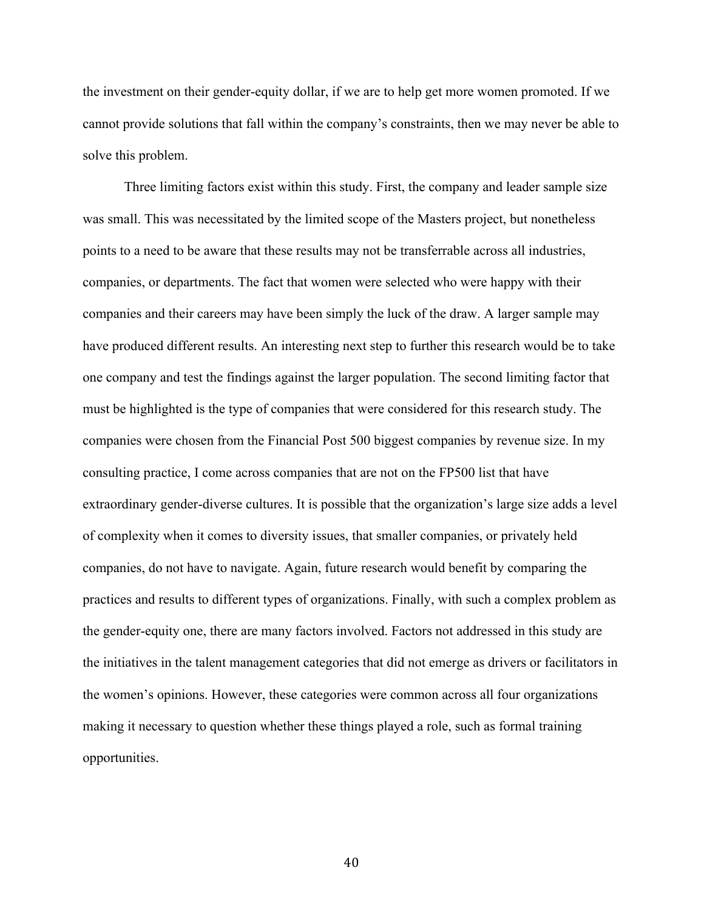the investment on their gender-equity dollar, if we are to help get more women promoted. If we cannot provide solutions that fall within the company's constraints, then we may never be able to solve this problem.

Three limiting factors exist within this study. First, the company and leader sample size was small. This was necessitated by the limited scope of the Masters project, but nonetheless points to a need to be aware that these results may not be transferrable across all industries, companies, or departments. The fact that women were selected who were happy with their companies and their careers may have been simply the luck of the draw. A larger sample may have produced different results. An interesting next step to further this research would be to take one company and test the findings against the larger population. The second limiting factor that must be highlighted is the type of companies that were considered for this research study. The companies were chosen from the Financial Post 500 biggest companies by revenue size. In my consulting practice, I come across companies that are not on the FP500 list that have extraordinary gender-diverse cultures. It is possible that the organization's large size adds a level of complexity when it comes to diversity issues, that smaller companies, or privately held companies, do not have to navigate. Again, future research would benefit by comparing the practices and results to different types of organizations. Finally, with such a complex problem as the gender-equity one, there are many factors involved. Factors not addressed in this study are the initiatives in the talent management categories that did not emerge as drivers or facilitators in the women's opinions. However, these categories were common across all four organizations making it necessary to question whether these things played a role, such as formal training opportunities.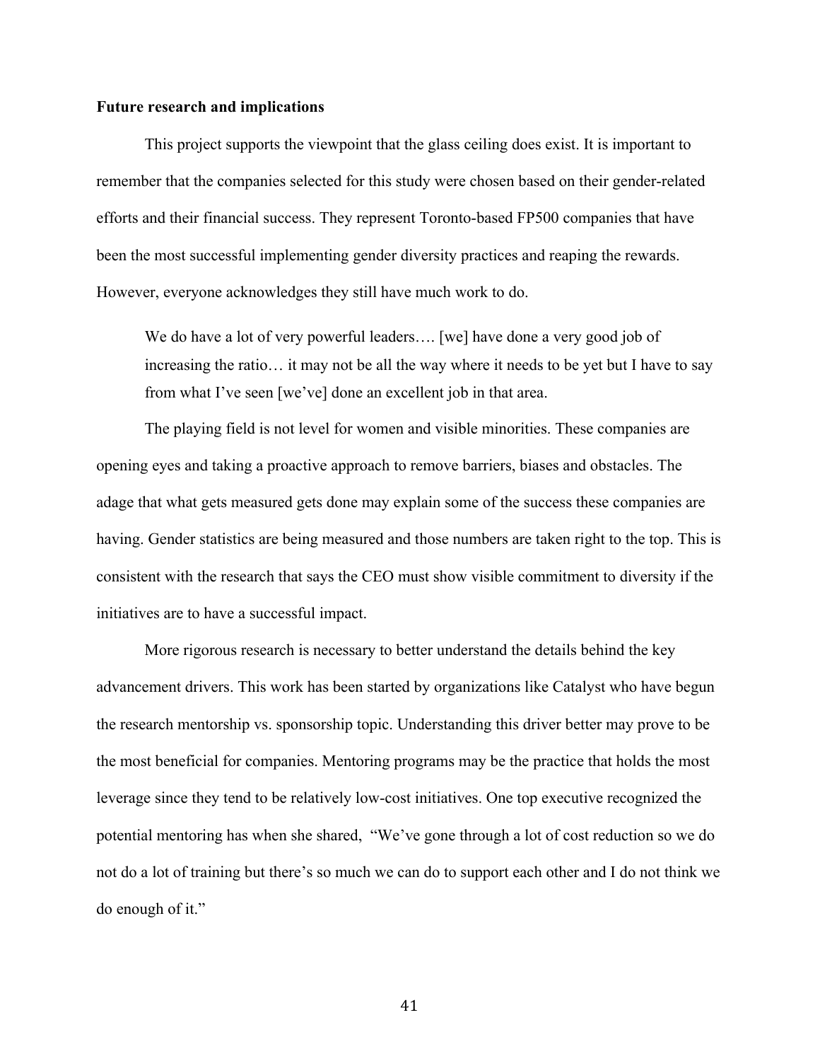**Future research and implications**

This project supports the viewpoint that the glass ceiling does exist. It is important to remember that the companies selected for this study were chosen based on their gender-related efforts and their financial success. They represent Toronto-based FP500 companies that have been the most successful implementing gender diversity practices and reaping the rewards. However, everyone acknowledges they still have much work to do.

> We do have a lot of very powerful leaders…. [we] have done a very good job of increasing the ratio… it may not be all the way where it needs to be yet but I have to say from what I've seen [we've] done an excellent job in that area.

The playing field is not level for women and visible minorities. These companies are opening eyes and taking a proactive approach to remove barriers, biases and obstacles. The adage that what gets measured gets done may explain some of the success these companies are having. Gender statistics are being measured and those numbers are taken right to the top. This is consistent with the research that says the CEO must show visible commitment to diversity if the initiatives are to have a successful impact.

More rigorous research is necessary to better understand the details behind the key advancement drivers. This work has been started by organizations like Catalyst who have begun the research mentorship vs. sponsorship topic. Understanding this driver better may prove to be the most beneficial for companies. Mentoring programs may be the practice that holds the most leverage since they tend to be relatively low-cost initiatives. One top executive recognized the potential mentoring has when she shared, "We've gone through a lot of cost reduction so we do not do a lot of training but there's so much we can do to support each other and I do not think we do enough of it."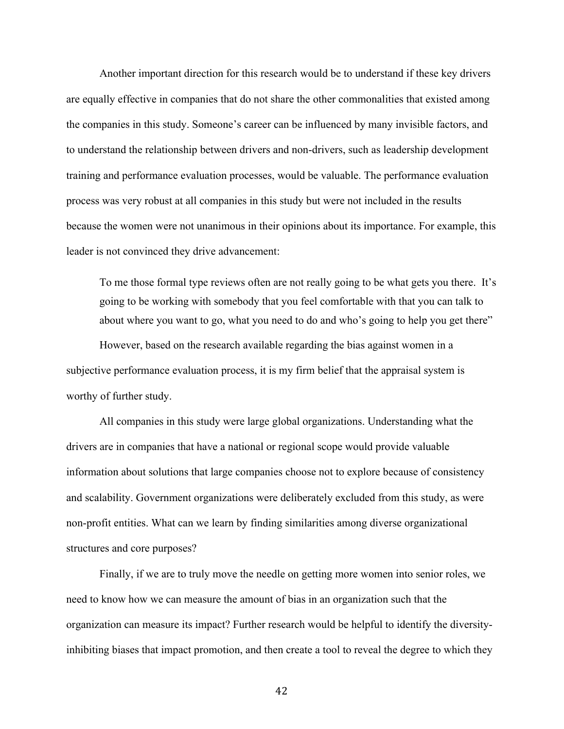Another important direction for this research would be to understand if these key drivers are equally effective in companies that do not share the other commonalities that existed among the companies in this study. Someone's career can be influenced by many invisible factors, and to understand the relationship between drivers and non-drivers, such as leadership development training and performance evaluation processes, would be valuable. The performance evaluation process was very robust at all companies in this study but were not included in the results because the women were not unanimous in their opinions about its importance. For example, this leader is not convinced they drive advancement:

> To me those formal type reviews often are not really going to be what gets you there.  It's going to be working with somebody that you feel comfortable with that you can talk to about where you want to go, what you need to do and who's going to help you get there"

However, based on the research available regarding the bias against women in a subjective performance evaluation process, it is my firm belief that the appraisal system is worthy of further study.

All companies in this study were large global organizations. Understanding what the drivers are in companies that have a national or regional scope would provide valuable information about solutions that large companies choose not to explore because of consistency and scalability. Government organizations were deliberately excluded from this study, as were non-profit entities. What can we learn by finding similarities among diverse organizational structures and core purposes?

Finally, if we are to truly move the needle on getting more women into senior roles, we need to know how we can measure the amount of bias in an organization such that the organization can measure its impact? Further research would be helpful to identify the diversity-inhibiting biases that impact promotion, and then create a tool to reveal the degree to which they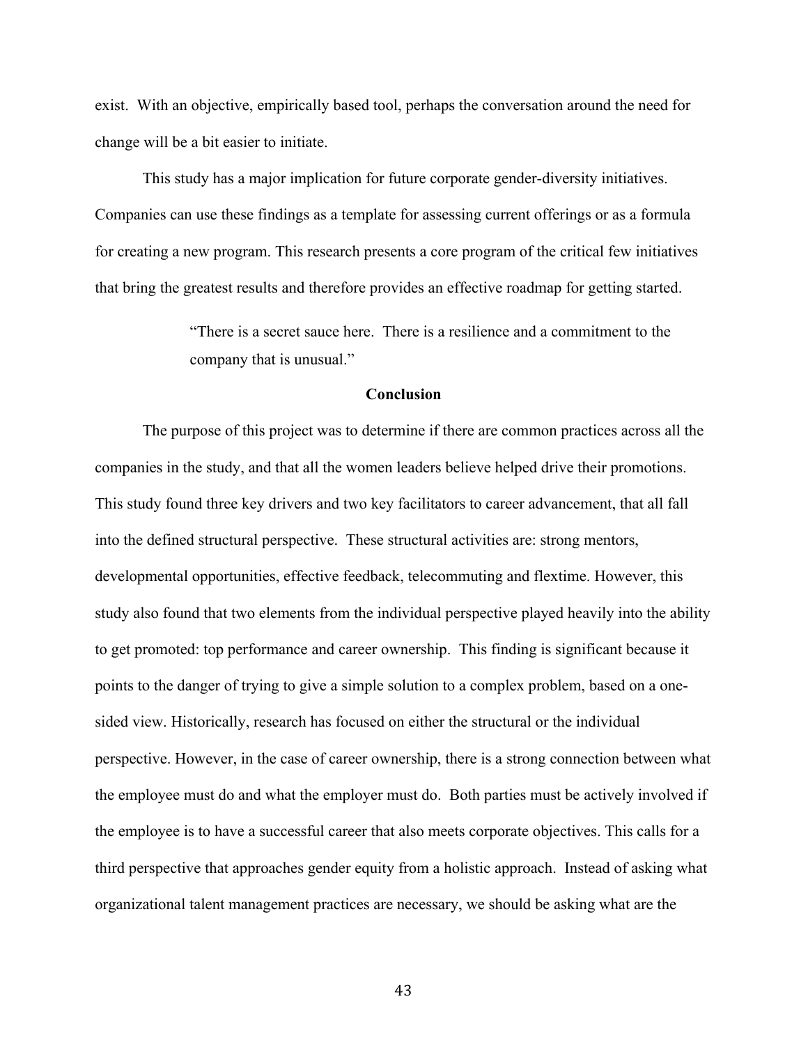exist. With an objective, empirically based tool, perhaps the conversation around the need for change will be a bit easier to initiate.

This study has a major implication for future corporate gender-diversity initiatives. Companies can use these findings as a template for assessing current offerings or as a formula for creating a new program. This research presents a core program of the critical few initiatives that bring the greatest results and therefore provides an effective roadmap for getting started.

> "There is a secret sauce here. There is a resilience and a commitment to the company that is unusual."

## Conclusion

The purpose of this project was to determine if there are common practices across all the companies in the study, and that all the women leaders believe helped drive their promotions. This study found three key drivers and two key facilitators to career advancement, that all fall into the defined structural perspective. These structural activities are: strong mentors, developmental opportunities, effective feedback, telecommuting and flextime. However, this study also found that two elements from the individual perspective played heavily into the ability to get promoted: top performance and career ownership. This finding is significant because it points to the danger of trying to give a simple solution to a complex problem, based on a one-sided view. Historically, research has focused on either the structural or the individual perspective. However, in the case of career ownership, there is a strong connection between what the employee must do and what the employer must do. Both parties must be actively involved if the employee is to have a successful career that also meets corporate objectives. This calls for a third perspective that approaches gender equity from a holistic approach. Instead of asking what organizational talent management practices are necessary, we should be asking what are the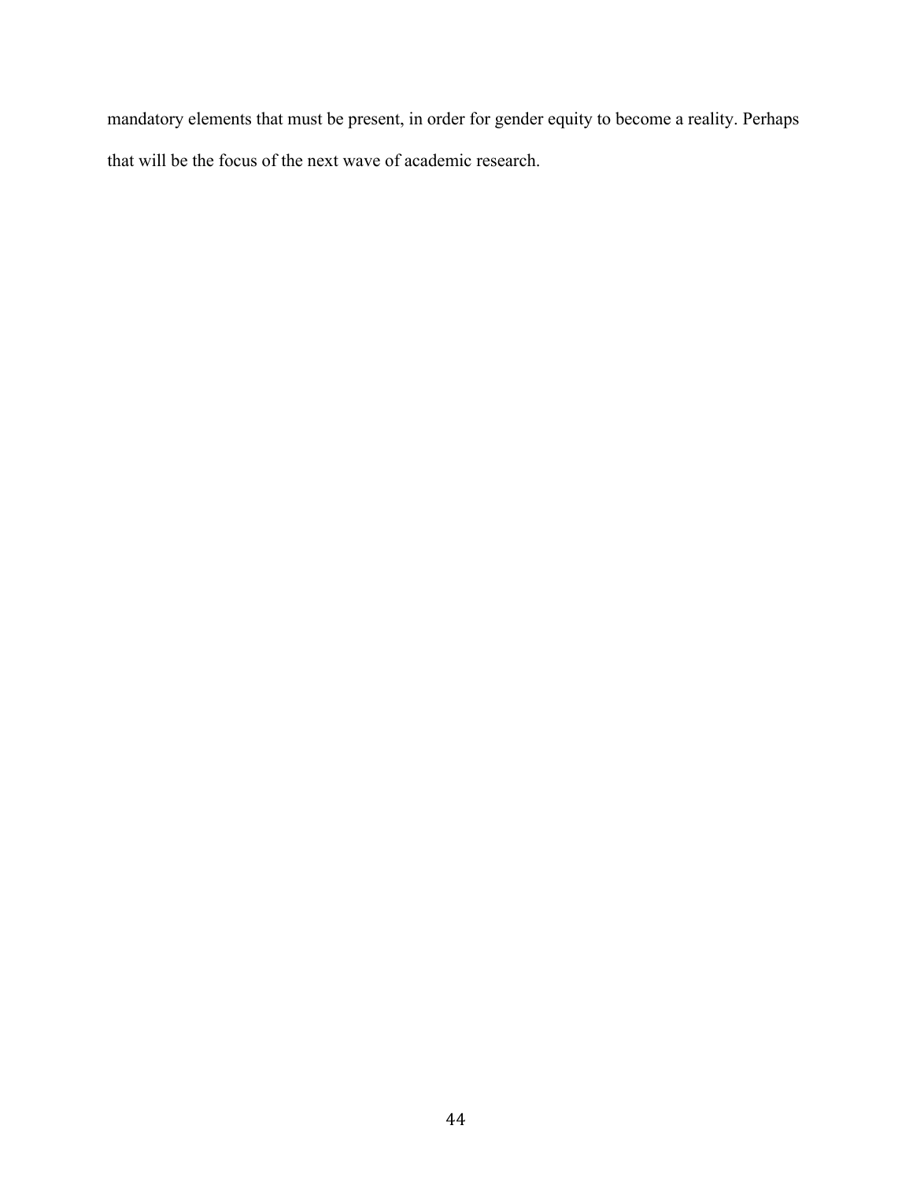mandatory elements that must be present, in order for gender equity to become a reality. Perhaps that will be the focus of the next wave of academic research.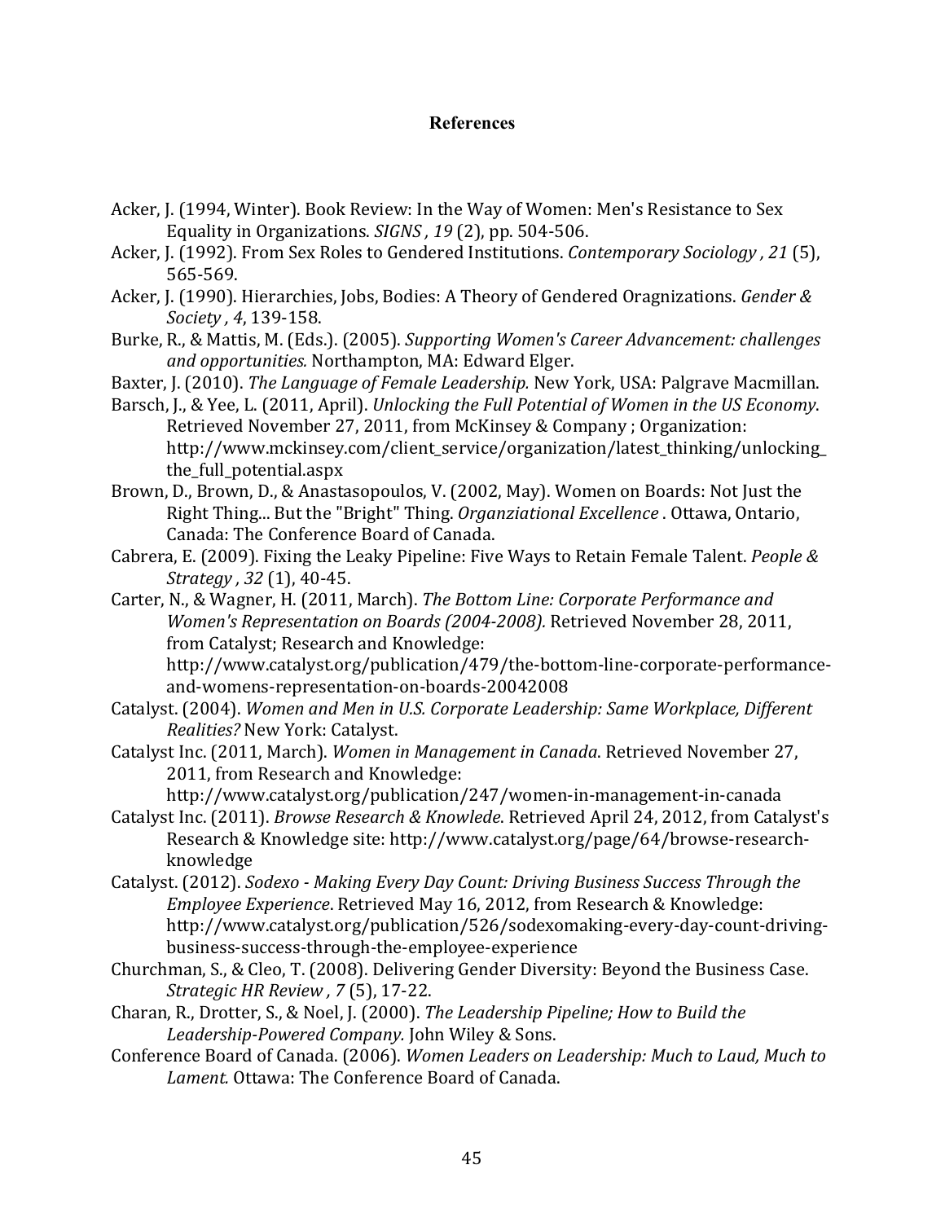# References

Acker, J. (1994, Winter). Book Review: In the Way of Women: Men's Resistance to Sex Equality in Organizations. *SIGNS , 19* (2), pp. 504-506.

Acker, J. (1992). From Sex Roles to Gendered Institutions. *Contemporary Sociology , 21* (5), 565-569.

Acker, J. (1990). Hierarchies, Jobs, Bodies: A Theory of Gendered Oragnizations. *Gender & Society , 4*, 139-158.

Burke, R., & Mattis, M. (Eds.). (2005). *Supporting Women's Career Advancement: challenges and opportunities.* Northampton, MA: Edward Elger.

Baxter, J. (2010). *The Language of Female Leadership.* New York, USA: Palgrave Macmillan.

Barsch, J., & Yee, L. (2011, April). *Unlocking the Full Potential of Women in the US Economy*. Retrieved November 27, 2011, from McKinsey & Company ; Organization: http://www.mckinsey.com/client_service/organization/latest_thinking/unlocking_the_full_potential.aspx

Brown, D., Brown, D., & Anastasopoulos, V. (2002, May). Women on Boards: Not Just the Right Thing... But the "Bright" Thing. *Organziational Excellence* . Ottawa, Ontario, Canada: The Conference Board of Canada.

Cabrera, E. (2009). Fixing the Leaky Pipeline: Five Ways to Retain Female Talent. *People & Strategy , 32* (1), 40-45.

Carter, N., & Wagner, H. (2011, March). *The Bottom Line: Corporate Performance and Women's Representation on Boards (2004-2008).* Retrieved November 28, 2011, from Catalyst; Research and Knowledge: http://www.catalyst.org/publication/479/the-bottom-line-corporate-performance-and-womens-representation-on-boards-20042008

Catalyst. (2004). *Women and Men in U.S. Corporate Leadership: Same Workplace, Different Realities?* New York: Catalyst.

Catalyst Inc. (2011, March). *Women in Management in Canada*. Retrieved November 27, 2011, from Research and Knowledge: http://www.catalyst.org/publication/247/women-in-management-in-canada

Catalyst Inc. (2011). *Browse Research & Knowlede.* Retrieved April 24, 2012, from Catalyst's Research & Knowledge site: http://www.catalyst.org/page/64/browse-research-knowledge

Catalyst. (2012). *Sodexo - Making Every Day Count: Driving Business Success Through the Employee Experience*. Retrieved May 16, 2012, from Research & Knowledge: http://www.catalyst.org/publication/526/sodexomaking-every-day-count-driving-business-success-through-the-employee-experience

Churchman, S., & Cleo, T. (2008). Delivering Gender Diversity: Beyond the Business Case. *Strategic HR Review , 7* (5), 17-22.

Charan, R., Drotter, S., & Noel, J. (2000). *The Leadership Pipeline; How to Build the Leadership-Powered Company.* John Wiley & Sons.

Conference Board of Canada. (2006). *Women Leaders on Leadership: Much to Laud, Much to Lament.* Ottawa: The Conference Board of Canada.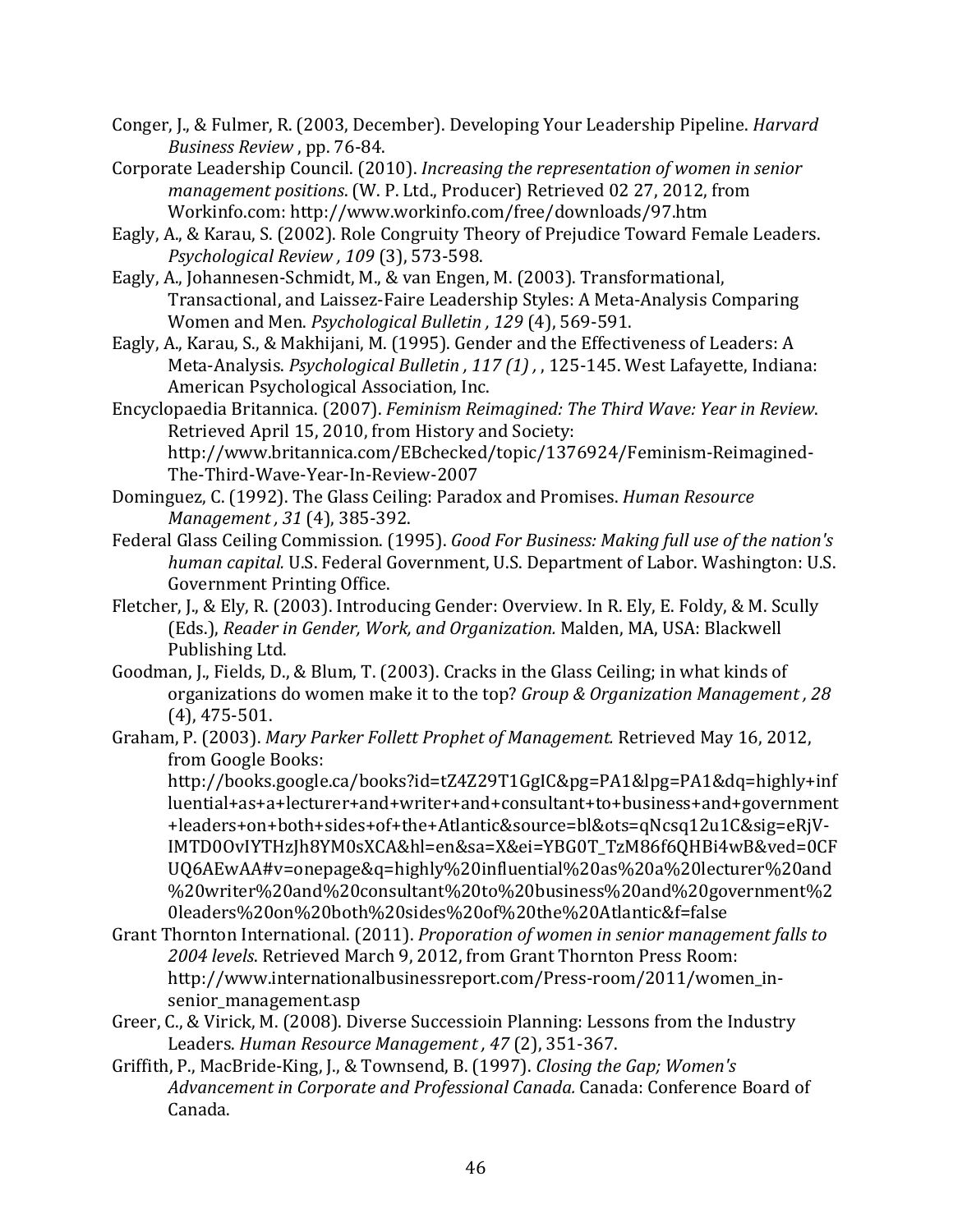Conger, J., & Fulmer, R. (2003, December). Developing Your Leadership Pipeline. *Harvard Business Review* , pp. 76-84.

Corporate Leadership Council. (2010). *Increasing the representation of women in senior management positions*. (W. P. Ltd., Producer) Retrieved 02 27, 2012, from Workinfo.com: http://www.workinfo.com/free/downloads/97.htm

Eagly, A., & Karau, S. (2002). Role Congruity Theory of Prejudice Toward Female Leaders. *Psychological Review , 109* (3), 573-598.

Eagly, A., Johannesen-Schmidt, M., & van Engen, M. (2003). Transformational, Transactional, and Laissez-Faire Leadership Styles: A Meta-Analysis Comparing Women and Men. *Psychological Bulletin , 129* (4), 569-591.

Eagly, A., Karau, S., & Makhijani, M. (1995). Gender and the Effectiveness of Leaders: A Meta-Analysis. *Psychological Bulletin , 117 (1) ,* , 125-145. West Lafayette, Indiana: American Psychological Association, Inc.

Encyclopaedia Britannica. (2007). *Feminism Reimagined: The Third Wave: Year in Review*. Retrieved April 15, 2010, from History and Society: http://www.britannica.com/EBchecked/topic/1376924/Feminism-Reimagined-The-Third-Wave-Year-In-Review-2007

Dominguez, C. (1992). The Glass Ceiling: Paradox and Promises. *Human Resource Management , 31* (4), 385-392.

Federal Glass Ceiling Commission. (1995). *Good For Business: Making full use of the nation's human capital.* U.S. Federal Government, U.S. Department of Labor. Washington: U.S. Government Printing Office.

Fletcher, J., & Ely, R. (2003). Introducing Gender: Overview. In R. Ely, E. Foldy, & M. Scully (Eds.), *Reader in Gender, Work, and Organization.* Malden, MA, USA: Blackwell Publishing Ltd.

Goodman, J., Fields, D., & Blum, T. (2003). Cracks in the Glass Ceiling; in what kinds of organizations do women make it to the top? *Group & Organization Management , 28* (4), 475-501.

Graham, P. (2003). *Mary Parker Follett Prophet of Management.* Retrieved May 16, 2012, from Google Books: http://books.google.ca/books?id=tZ4Z29T1GgIC&pg=PA1&lpg=PA1&dq=highly+influential+as+a+lecturer+and+writer+and+consultant+to+business+and+government+leaders+on+both+sides+of+the+Atlantic&source=bl&ots=qNcsq12u1C&sig=eRjV-IMTD0OvIYTHzJh8YM0sXCA&hl=en&sa=X&ei=YBG0T_TzM86f6QHBi4wB&ved=0CFUQ6AEwAA#v=onepage&q=highly%20influential%20as%20a%20lecturer%20and%20writer%20and%20consultant%20to%20business%20and%20government%20leaders%20on%20both%20sides%20of%20the%20Atlantic&f=false

Grant Thornton International. (2011). *Proporation of women in senior management falls to 2004 levels*. Retrieved March 9, 2012, from Grant Thornton Press Room: http://www.internationalbusinessreport.com/Press-room/2011/women_in-senior_management.asp

Greer, C., & Virick, M. (2008). Diverse Successioin Planning: Lessons from the Industry Leaders. *Human Resource Management , 47* (2), 351-367.

Griffith, P., MacBride-King, J., & Townsend, B. (1997). *Closing the Gap; Women's Advancement in Corporate and Professional Canada.* Canada: Conference Board of Canada.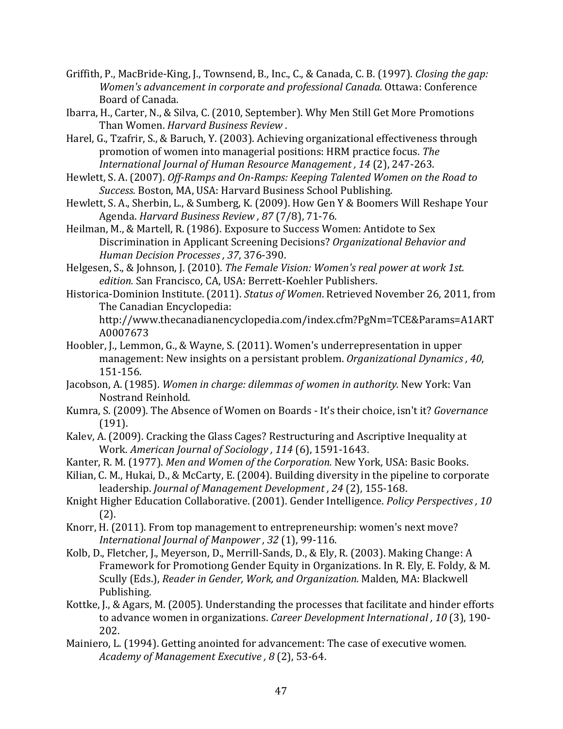Griffith, P., MacBride-King, J., Townsend, B., Inc., C., & Canada, C. B. (1997). *Closing the gap: Women's advancement in corporate and professional Canada.* Ottawa: Conference Board of Canada.

Ibarra, H., Carter, N., & Silva, C. (2010, September). Why Men Still Get More Promotions Than Women. *Harvard Business Review* .

Harel, G., Tzafrir, S., & Baruch, Y. (2003). Achieving organizational effectiveness through promotion of women into managerial positions: HRM practice focus. *The International Journal of Human Resource Management , 14* (2), 247-263.

Hewlett, S. A. (2007). *Off-Ramps and On-Ramps: Keeping Talented Women on the Road to Success.* Boston, MA, USA: Harvard Business School Publishing.

Hewlett, S. A., Sherbin, L., & Sumberg, K. (2009). How Gen Y & Boomers Will Reshape Your Agenda. *Harvard Business Review , 87* (7/8), 71-76.

Heilman, M., & Martell, R. (1986). Exposure to Success Women: Antidote to Sex Discrimination in Applicant Screening Decisions? *Organizational Behavior and Human Decision Processes , 37*, 376-390.

Helgesen, S., & Johnson, J. (2010). *The Female Vision: Women's real power at work 1st. edition.* San Francisco, CA, USA: Berrett-Koehler Publishers.

Historica-Dominion Institute. (2011). *Status of Women*. Retrieved November 26, 2011, from The Canadian Encyclopedia: http://www.thecanadianencyclopedia.com/index.cfm?PgNm=TCE&Params=A1ARTA0007673

Hoobler, J., Lemmon, G., & Wayne, S. (2011). Women's underrepresentation in upper management: New insights on a persistant problem. *Organizational Dynamics , 40*, 151-156.

Jacobson, A. (1985). *Women in charge: dilemmas of women in authority.* New York: Van Nostrand Reinhold.

Kumra, S. (2009). The Absence of Women on Boards - It's their choice, isn't it? *Governance* (191).

Kalev, A. (2009). Cracking the Glass Cages? Restructuring and Ascriptive Inequality at Work. *American Journal of Sociology , 114* (6), 1591-1643.

Kanter, R. M. (1977). *Men and Women of the Corporation.* New York, USA: Basic Books.

Kilian, C. M., Hukai, D., & McCarty, E. (2004). Building diversity in the pipeline to corporate leadership. *Journal of Management Development , 24* (2), 155-168.

Knight Higher Education Collaborative. (2001). Gender Intelligence. *Policy Perspectives , 10* (2).

Knorr, H. (2011). From top management to entrepreneurship: women's next move? *International Journal of Manpower , 32* (1), 99-116.

Kolb, D., Fletcher, J., Meyerson, D., Merrill-Sands, D., & Ely, R. (2003). Making Change: A Framework for Promotiong Gender Equity in Organizations. In R. Ely, E. Foldy, & M. Scully (Eds.), *Reader in Gender, Work, and Organization.* Malden, MA: Blackwell Publishing.

Kottke, J., & Agars, M. (2005). Understanding the processes that facilitate and hinder efforts to advance women in organizations. *Career Development International , 10* (3), 190-202.

Mainiero, L. (1994). Getting anointed for advancement: The case of executive women. *Academy of Management Executive , 8* (2), 53-64.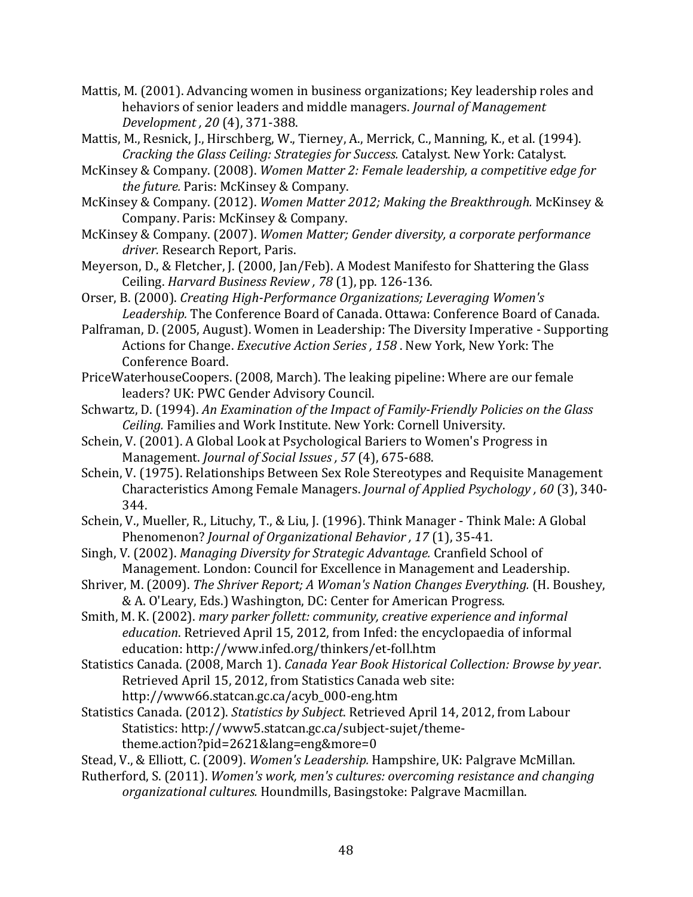Mattis, M. (2001). Advancing women in business organizations; Key leadership roles and hehaviors of senior leaders and middle managers. *Journal of Management Development , 20* (4), 371-388.

Mattis, M., Resnick, J., Hirschberg, W., Tierney, A., Merrick, C., Manning, K., et al. (1994). *Cracking the Glass Ceiling: Strategies for Success.* Catalyst. New York: Catalyst.

McKinsey & Company. (2008). *Women Matter 2: Female leadership, a competitive edge for the future.* Paris: McKinsey & Company.

McKinsey & Company. (2012). *Women Matter 2012; Making the Breakthrough.* McKinsey & Company. Paris: McKinsey & Company.

McKinsey & Company. (2007). *Women Matter; Gender diversity, a corporate performance driver.* Research Report, Paris.

Meyerson, D., & Fletcher, J. (2000, Jan/Feb). A Modest Manifesto for Shattering the Glass Ceiling. *Harvard Business Review , 78* (1), pp. 126-136.

Orser, B. (2000). *Creating High-Performance Organizations; Leveraging Women's Leadership.* The Conference Board of Canada. Ottawa: Conference Board of Canada.

Palframan, D. (2005, August). Women in Leadership: The Diversity Imperative - Supporting Actions for Change. *Executive Action Series , 158* . New York, New York: The Conference Board.

PriceWaterhouseCoopers. (2008, March). The leaking pipeline: Where are our female leaders? UK: PWC Gender Advisory Council.

Schwartz, D. (1994). *An Examination of the Impact of Family-Friendly Policies on the Glass Ceiling.* Families and Work Institute. New York: Cornell University.

Schein, V. (2001). A Global Look at Psychological Bariers to Women's Progress in Management. *Journal of Social Issues , 57* (4), 675-688.

Schein, V. (1975). Relationships Between Sex Role Stereotypes and Requisite Management Characteristics Among Female Managers. *Journal of Applied Psychology , 60* (3), 340-344.

Schein, V., Mueller, R., Lituchy, T., & Liu, J. (1996). Think Manager - Think Male: A Global Phenomenon? *Journal of Organizational Behavior , 17* (1), 35-41.

Singh, V. (2002). *Managing Diversity for Strategic Advantage.* Cranfield School of Management. London: Council for Excellence in Management and Leadership.

Shriver, M. (2009). *The Shriver Report; A Woman's Nation Changes Everything.* (H. Boushey, & A. O'Leary, Eds.) Washington, DC: Center for American Progress.

Smith, M. K. (2002). *mary parker follett: community, creative experience and informal education*. Retrieved April 15, 2012, from Infed: the encyclopaedia of informal education: http://www.infed.org/thinkers/et-foll.htm

Statistics Canada. (2008, March 1). *Canada Year Book Historical Collection: Browse by year*. Retrieved April 15, 2012, from Statistics Canada web site: http://www66.statcan.gc.ca/acyb_000-eng.htm

Statistics Canada. (2012). *Statistics by Subject*. Retrieved April 14, 2012, from Labour Statistics: http://www5.statcan.gc.ca/subject-sujet/theme-theme.action?pid=2621&lang=eng&more=0

Stead, V., & Elliott, C. (2009). *Women's Leadership*. Hampshire, UK: Palgrave McMillan.

Rutherford, S. (2011). *Women's work, men's cultures: overcoming resistance and changing organizational cultures.* Houndmills, Basingstoke: Palgrave Macmillan.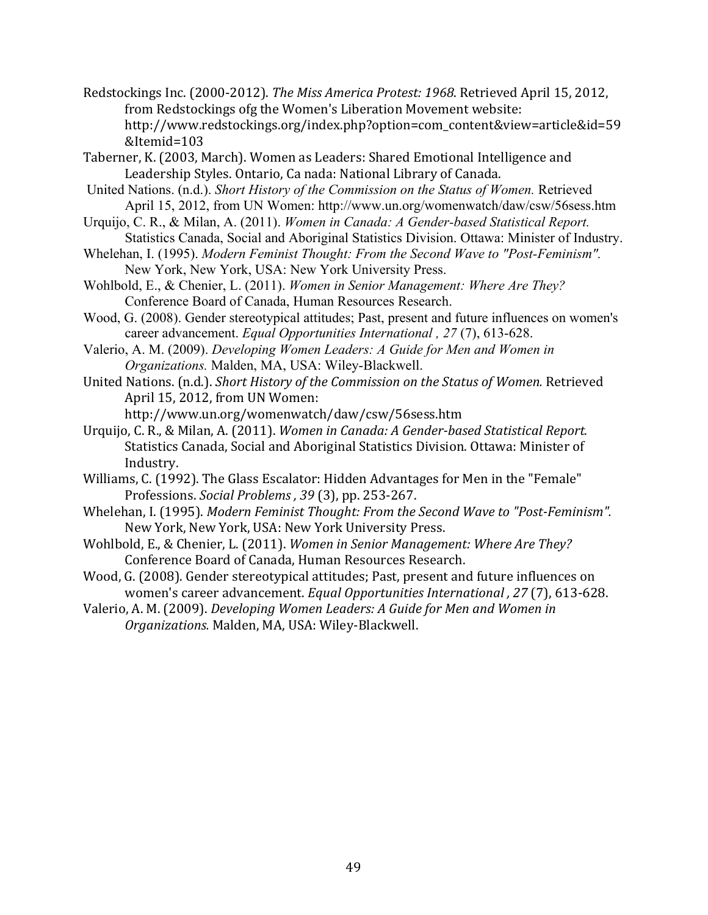Redstockings Inc. (2000-2012). *The Miss America Protest: 1968*. Retrieved April 15, 2012, from Redstockings ofg the Women's Liberation Movement website: http://www.redstockings.org/index.php?option=com_content&view=article&id=59&Itemid=103

Taberner, K. (2003, March). Women as Leaders: Shared Emotional Intelligence and Leadership Styles. Ontario, Ca nada: National Library of Canada.

United Nations. (n.d.). *Short History of the Commission on the Status of Women.* Retrieved April 15, 2012, from UN Women: http://www.un.org/womenwatch/daw/csw/56sess.htm

Urquijo, C. R., & Milan, A. (2011). *Women in Canada: A Gender-based Statistical Report.* Statistics Canada, Social and Aboriginal Statistics Division. Ottawa: Minister of Industry.

Whelehan, I. (1995). *Modern Feminist Thought: From the Second Wave to "Post-Feminism".* New York, New York, USA: New York University Press.

Wohlbold, E., & Chenier, L. (2011). *Women in Senior Management: Where Are They?* Conference Board of Canada, Human Resources Research.

Wood, G. (2008). Gender stereotypical attitudes; Past, present and future influences on women's career advancement. *Equal Opportunities International , 27* (7), 613-628.

Valerio, A. M. (2009). *Developing Women Leaders: A Guide for Men and Women in Organizations.* Malden, MA, USA: Wiley-Blackwell.

United Nations. (n.d.). *Short History of the Commission on the Status of Women.* Retrieved April 15, 2012, from UN Women: http://www.un.org/womenwatch/daw/csw/56sess.htm

Urquijo, C. R., & Milan, A. (2011). *Women in Canada: A Gender-based Statistical Report.* Statistics Canada, Social and Aboriginal Statistics Division. Ottawa: Minister of Industry.

Williams, C. (1992). The Glass Escalator: Hidden Advantages for Men in the "Female" Professions. *Social Problems , 39* (3), pp. 253-267.

Whelehan, I. (1995). *Modern Feminist Thought: From the Second Wave to "Post-Feminism".* New York, New York, USA: New York University Press.

Wohlbold, E., & Chenier, L. (2011). *Women in Senior Management: Where Are They?* Conference Board of Canada, Human Resources Research.

Wood, G. (2008). Gender stereotypical attitudes; Past, present and future influences on women's career advancement. *Equal Opportunities International , 27* (7), 613-628.

Valerio, A. M. (2009). *Developing Women Leaders: A Guide for Men and Women in Organizations.* Malden, MA, USA: Wiley-Blackwell.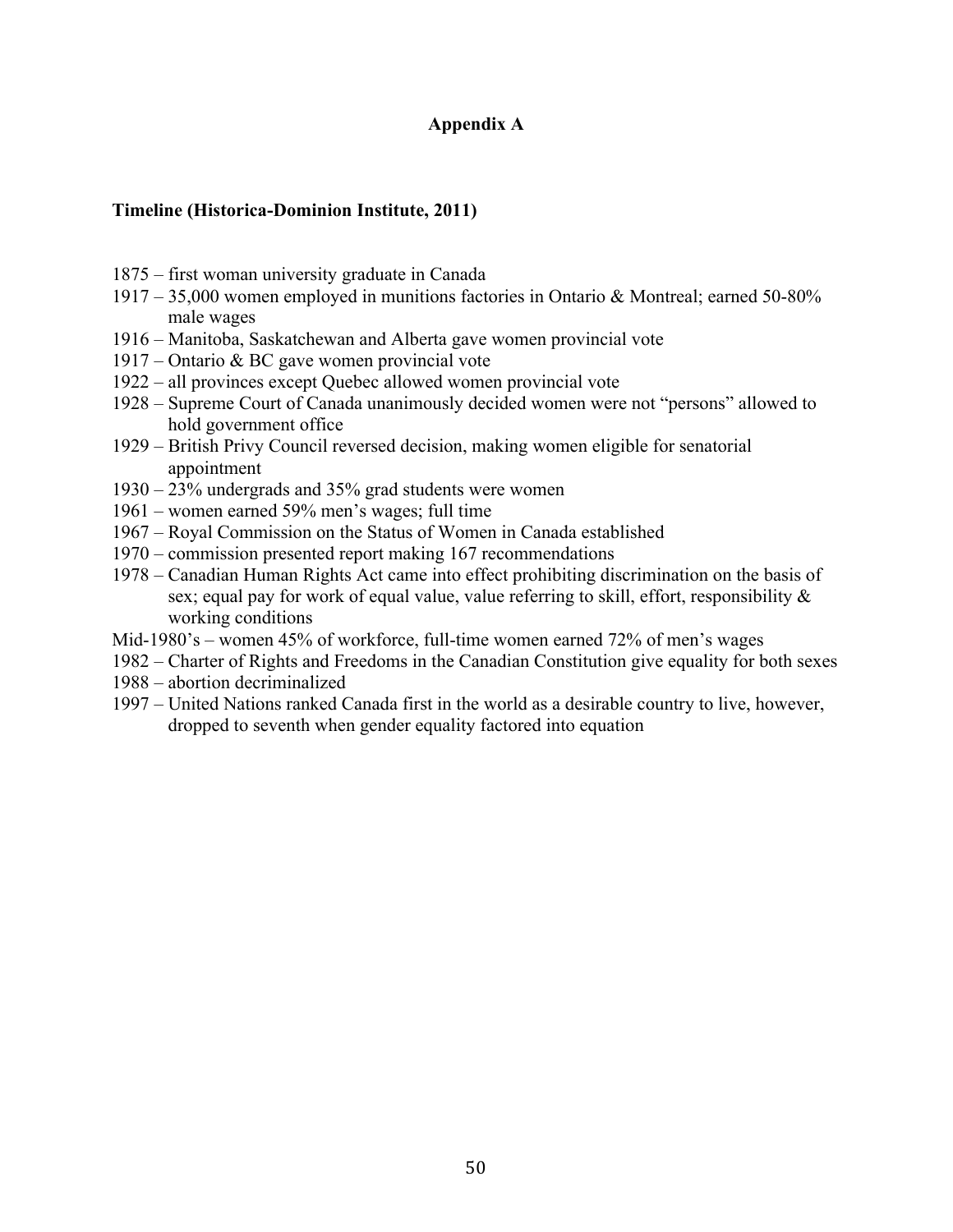# Appendix A

**Timeline (Historica-Dominion Institute, 2011)**

1875 – first woman university graduate in Canada
1917 – 35,000 women employed in munitions factories in Ontario & Montreal; earned 50-80% male wages
1916 – Manitoba, Saskatchewan and Alberta gave women provincial vote
1917 – Ontario & BC gave women provincial vote
1922 – all provinces except Quebec allowed women provincial vote
1928 – Supreme Court of Canada unanimously decided women were not "persons" allowed to hold government office
1929 – British Privy Council reversed decision, making women eligible for senatorial appointment
1930 – 23% undergrads and 35% grad students were women
1961 – women earned 59% men's wages; full time
1967 – Royal Commission on the Status of Women in Canada established
1970 – commission presented report making 167 recommendations
1978 – Canadian Human Rights Act came into effect prohibiting discrimination on the basis of sex; equal pay for work of equal value, value referring to skill, effort, responsibility & working conditions
Mid-1980's – women 45% of workforce, full-time women earned 72% of men's wages
1982 – Charter of Rights and Freedoms in the Canadian Constitution give equality for both sexes
1988 – abortion decriminalized
1997 – United Nations ranked Canada first in the world as a desirable country to live, however, dropped to seventh when gender equality factored into equation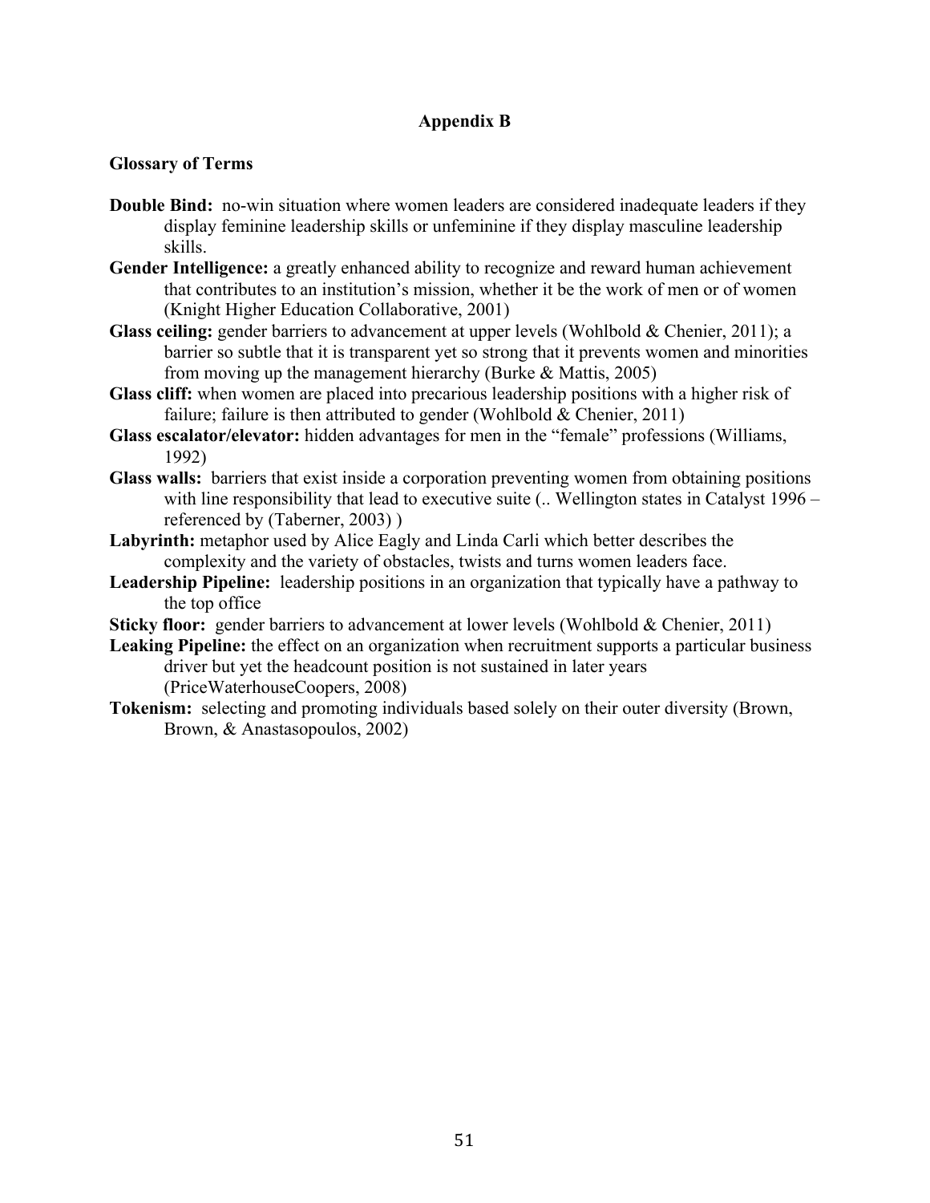## Appendix B

### Glossary of Terms

**Double Bind:** no-win situation where women leaders are considered inadequate leaders if they display feminine leadership skills or unfeminine if they display masculine leadership skills.

**Gender Intelligence:** a greatly enhanced ability to recognize and reward human achievement that contributes to an institution's mission, whether it be the work of men or of women (Knight Higher Education Collaborative, 2001)

**Glass ceiling:** gender barriers to advancement at upper levels (Wohlbold & Chenier, 2011); a barrier so subtle that it is transparent yet so strong that it prevents women and minorities from moving up the management hierarchy (Burke & Mattis, 2005)

**Glass cliff:** when women are placed into precarious leadership positions with a higher risk of failure; failure is then attributed to gender (Wohlbold & Chenier, 2011)

**Glass escalator/elevator:** hidden advantages for men in the "female" professions (Williams, 1992)

**Glass walls:** barriers that exist inside a corporation preventing women from obtaining positions with line responsibility that lead to executive suite (.. Wellington states in Catalyst 1996 – referenced by (Taberner, 2003) )

**Labyrinth:** metaphor used by Alice Eagly and Linda Carli which better describes the complexity and the variety of obstacles, twists and turns women leaders face.

**Leadership Pipeline:** leadership positions in an organization that typically have a pathway to the top office

**Sticky floor:** gender barriers to advancement at lower levels (Wohlbold & Chenier, 2011)

**Leaking Pipeline:** the effect on an organization when recruitment supports a particular business driver but yet the headcount position is not sustained in later years (PriceWaterhouseCoopers, 2008)

**Tokenism:** selecting and promoting individuals based solely on their outer diversity (Brown, Brown, & Anastasopoulos, 2002)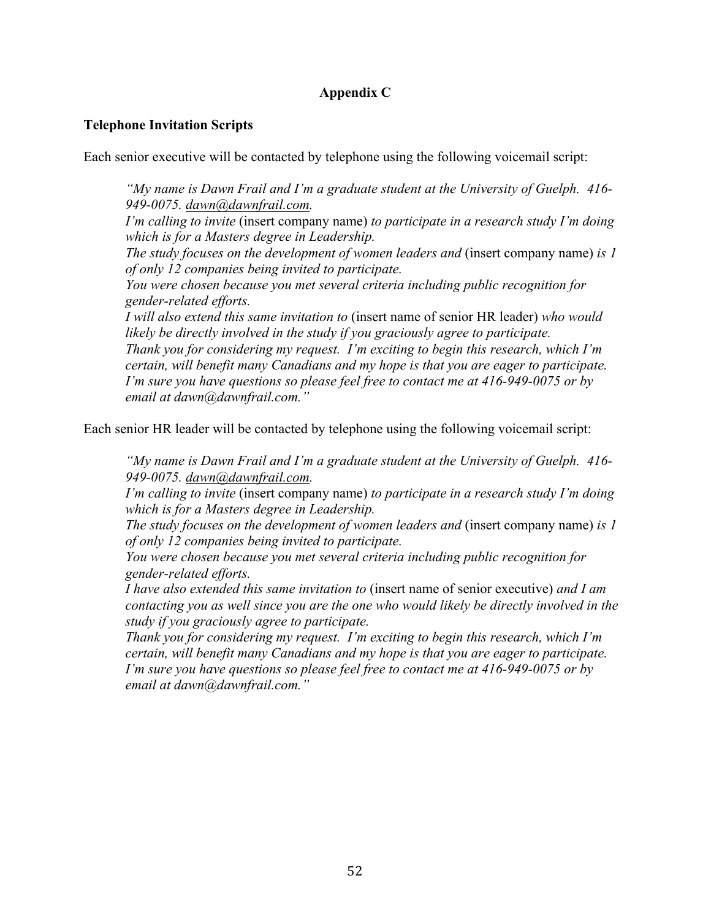## Appendix C

**Telephone Invitation Scripts**

Each senior executive will be contacted by telephone using the following voicemail script:

> *"My name is Dawn Frail and I'm a graduate student at the University of Guelph. 416-949-0075. dawn@dawnfrail.com.*
> *I'm calling to invite* (insert company name) *to participate in a research study I'm doing which is for a Masters degree in Leadership.*
> *The study focuses on the development of women leaders and* (insert company name) *is 1 of only 12 companies being invited to participate.*
> *You were chosen because you met several criteria including public recognition for gender-related efforts.*
> *I will also extend this same invitation to* (insert name of senior HR leader) *who would likely be directly involved in the study if you graciously agree to participate.*
> *Thank you for considering my request. I'm exciting to begin this research, which I'm certain, will benefit many Canadians and my hope is that you are eager to participate. I'm sure you have questions so please feel free to contact me at 416-949-0075 or by email at dawn@dawnfrail.com."*

Each senior HR leader will be contacted by telephone using the following voicemail script:

> *"My name is Dawn Frail and I'm a graduate student at the University of Guelph. 416-949-0075. dawn@dawnfrail.com.*
> *I'm calling to invite* (insert company name) *to participate in a research study I'm doing which is for a Masters degree in Leadership.*
> *The study focuses on the development of women leaders and* (insert company name) *is 1 of only 12 companies being invited to participate.*
> *You were chosen because you met several criteria including public recognition for gender-related efforts.*
> *I have also extended this same invitation to* (insert name of senior executive) *and I am contacting you as well since you are the one who would likely be directly involved in the study if you graciously agree to participate.*
> *Thank you for considering my request. I'm exciting to begin this research, which I'm certain, will benefit many Canadians and my hope is that you are eager to participate. I'm sure you have questions so please feel free to contact me at 416-949-0075 or by email at dawn@dawnfrail.com."*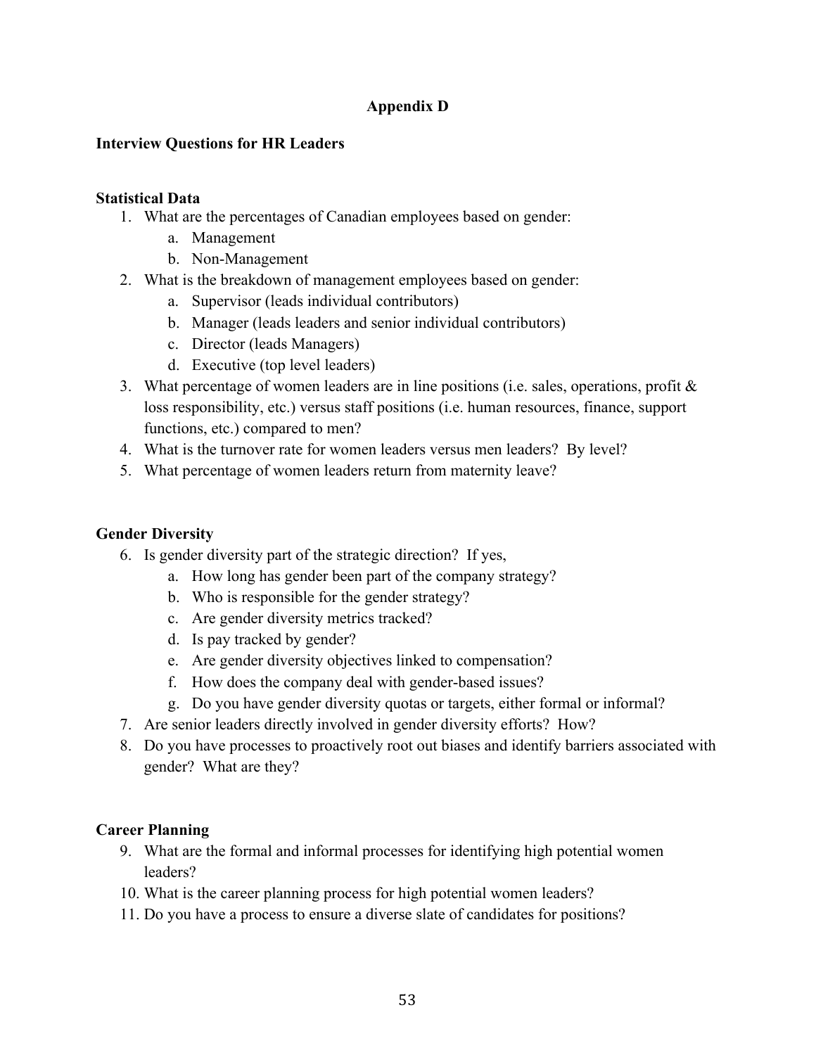# Appendix D

## Interview Questions for HR Leaders

### Statistical Data

1. What are the percentages of Canadian employees based on gender:
   a. Management
   b. Non-Management
2. What is the breakdown of management employees based on gender:
   a. Supervisor (leads individual contributors)
   b. Manager (leads leaders and senior individual contributors)
   c. Director (leads Managers)
   d. Executive (top level leaders)
3. What percentage of women leaders are in line positions (i.e. sales, operations, profit & loss responsibility, etc.) versus staff positions (i.e. human resources, finance, support functions, etc.) compared to men?
4. What is the turnover rate for women leaders versus men leaders? By level?
5. What percentage of women leaders return from maternity leave?

### Gender Diversity

6. Is gender diversity part of the strategic direction? If yes,
   a. How long has gender been part of the company strategy?
   b. Who is responsible for the gender strategy?
   c. Are gender diversity metrics tracked?
   d. Is pay tracked by gender?
   e. Are gender diversity objectives linked to compensation?
   f. How does the company deal with gender-based issues?
   g. Do you have gender diversity quotas or targets, either formal or informal?
7. Are senior leaders directly involved in gender diversity efforts? How?
8. Do you have processes to proactively root out biases and identify barriers associated with gender? What are they?

### Career Planning

9. What are the formal and informal processes for identifying high potential women leaders?
10. What is the career planning process for high potential women leaders?
11. Do you have a process to ensure a diverse slate of candidates for positions?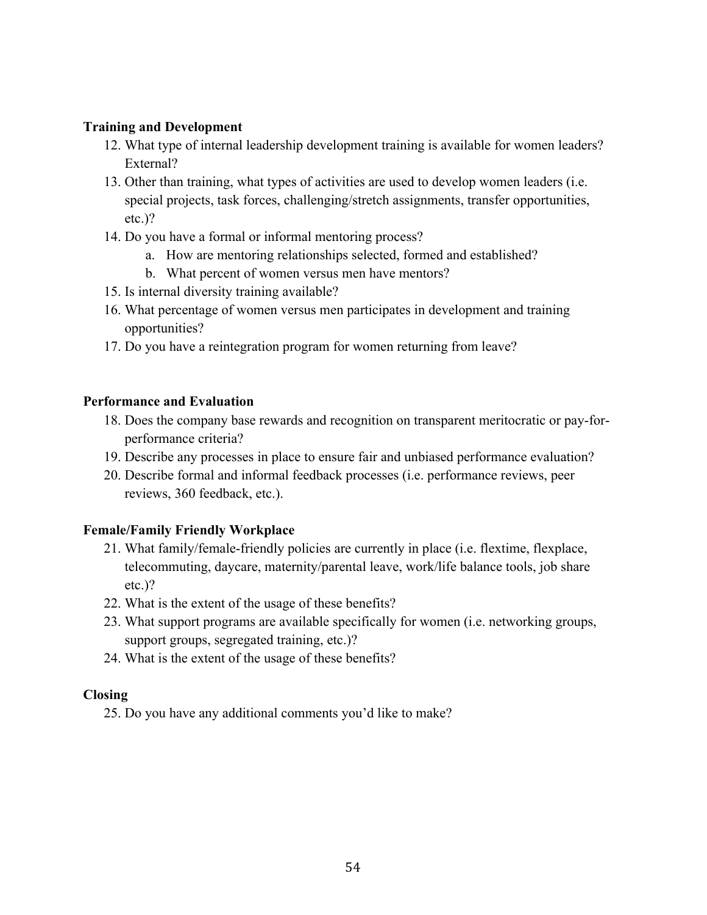**Training and Development**

12. What type of internal leadership development training is available for women leaders? External?
13. Other than training, what types of activities are used to develop women leaders (i.e. special projects, task forces, challenging/stretch assignments, transfer opportunities, etc.)?
14. Do you have a formal or informal mentoring process?
    a. How are mentoring relationships selected, formed and established?
    b. What percent of women versus men have mentors?
15. Is internal diversity training available?
16. What percentage of women versus men participates in development and training opportunities?
17. Do you have a reintegration program for women returning from leave?

**Performance and Evaluation**

18. Does the company base rewards and recognition on transparent meritocratic or pay-for-performance criteria?
19. Describe any processes in place to ensure fair and unbiased performance evaluation?
20. Describe formal and informal feedback processes (i.e. performance reviews, peer reviews, 360 feedback, etc.).

**Female/Family Friendly Workplace**

21. What family/female-friendly policies are currently in place (i.e. flextime, flexplace, telecommuting, daycare, maternity/parental leave, work/life balance tools, job share etc.)?
22. What is the extent of the usage of these benefits?
23. What support programs are available specifically for women (i.e. networking groups, support groups, segregated training, etc.)?
24. What is the extent of the usage of these benefits?

**Closing**

25. Do you have any additional comments you'd like to make?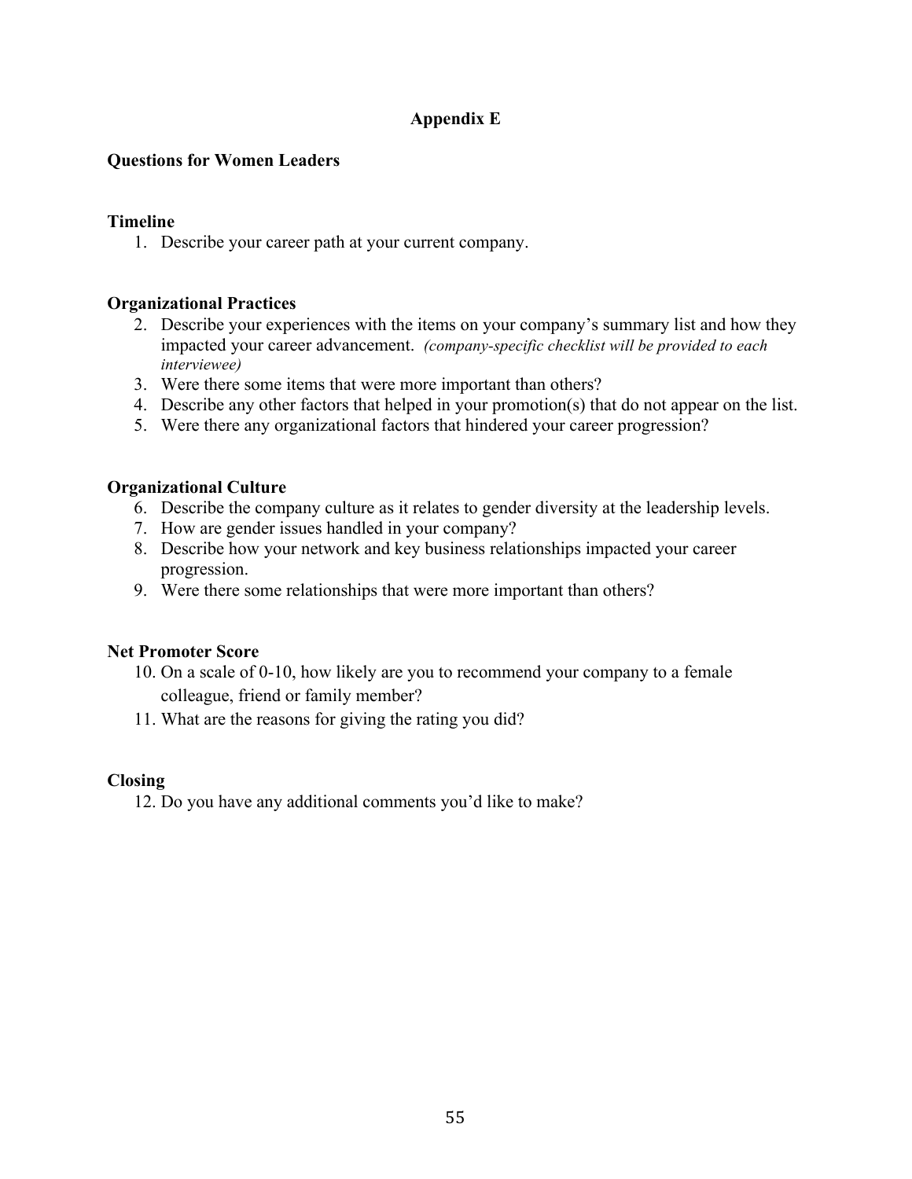# Appendix E

## Questions for Women Leaders

### Timeline

1. Describe your career path at your current company.

### Organizational Practices

2. Describe your experiences with the items on your company's summary list and how they impacted your career advancement. *(company-specific checklist will be provided to each interviewee)*
3. Were there some items that were more important than others?
4. Describe any other factors that helped in your promotion(s) that do not appear on the list.
5. Were there any organizational factors that hindered your career progression?

### Organizational Culture

6. Describe the company culture as it relates to gender diversity at the leadership levels.
7. How are gender issues handled in your company?
8. Describe how your network and key business relationships impacted your career progression.
9. Were there some relationships that were more important than others?

### Net Promoter Score

10. On a scale of 0-10, how likely are you to recommend your company to a female colleague, friend or family member?
11. What are the reasons for giving the rating you did?

### Closing

12. Do you have any additional comments you'd like to make?